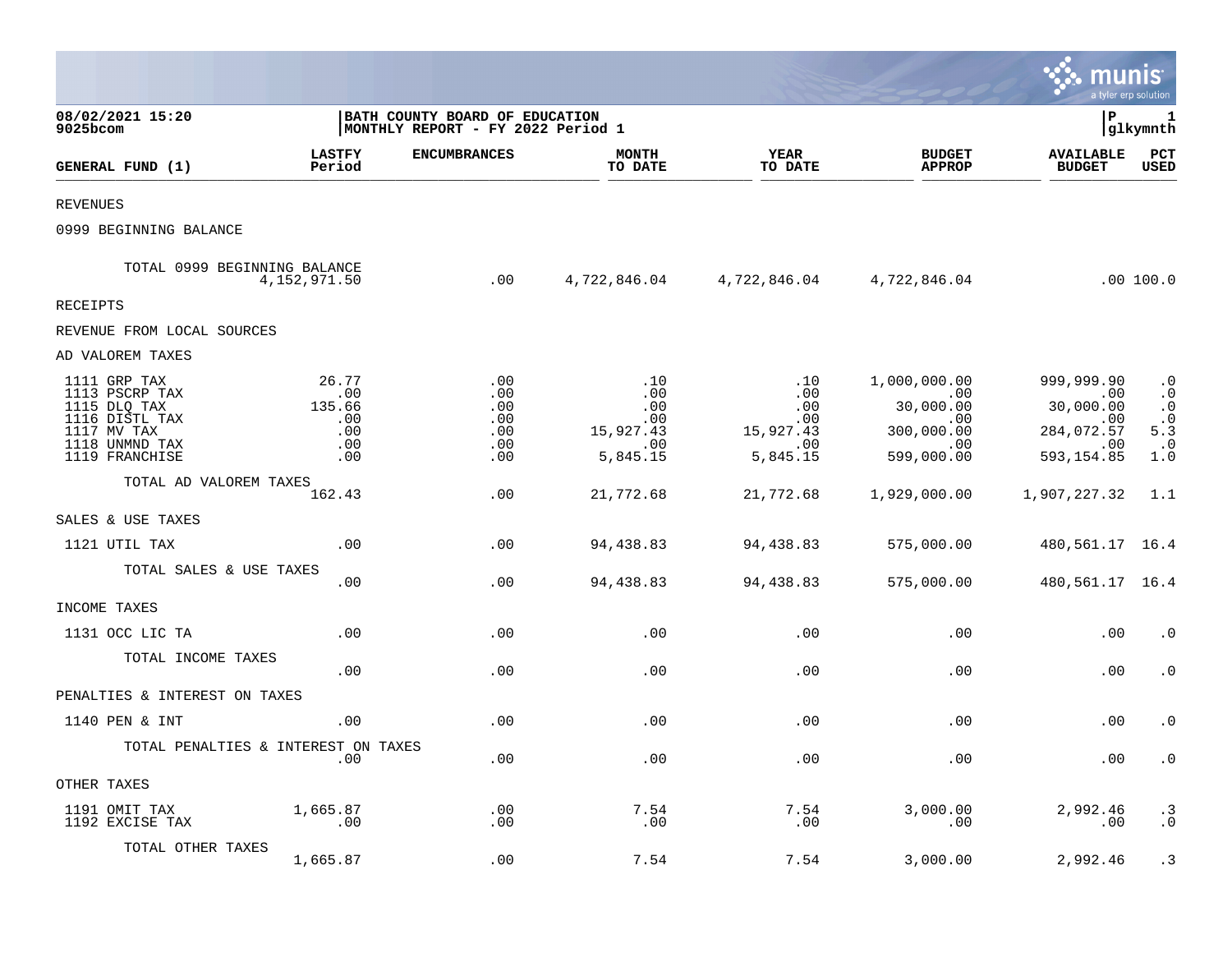08/02/2021 15:20 | BATH COUNTY BOARD OF EDUCATION | P 1
9025bcom | MONTHLY REPORT - FY 2022 Period 1 | glkymnth

| GENERAL FUND (1) | LASTFY Period | ENCUMBRANCES | MONTH TO DATE | YEAR TO DATE | BUDGET APPROP | AVAILABLE BUDGET | PCT USED |
|---|---|---|---|---|---|---|---|
| REVENUES | | | | | | | |
| 0999 BEGINNING BALANCE | | | | | | | |
| TOTAL 0999 BEGINNING BALANCE | 4,152,971.50 | .00 | 4,722,846.04 | 4,722,846.04 | 4,722,846.04 | .00 | 100.0 |
| RECEIPTS | | | | | | | |
| REVENUE FROM LOCAL SOURCES | | | | | | | |
| AD VALOREM TAXES | | | | | | | |
| 1111 GRP TAX | 26.77 | .00 | .10 | .10 | 1,000,000.00 | 999,999.90 | .0 |
| 1113 PSCRP TAX | .00 | .00 | .00 | .00 | .00 | .00 | .0 |
| 1115 DLQ TAX | 135.66 | .00 | .00 | .00 | 30,000.00 | 30,000.00 | .0 |
| 1116 DISTL TAX | .00 | .00 | .00 | .00 | .00 | .00 | .0 |
| 1117 MV TAX | .00 | .00 | 15,927.43 | 15,927.43 | 300,000.00 | 284,072.57 | 5.3 |
| 1118 UNMND TAX | .00 | .00 | .00 | .00 | .00 | .00 | .0 |
| 1119 FRANCHISE | .00 | .00 | 5,845.15 | 5,845.15 | 599,000.00 | 593,154.85 | 1.0 |
| TOTAL AD VALOREM TAXES | 162.43 | .00 | 21,772.68 | 21,772.68 | 1,929,000.00 | 1,907,227.32 | 1.1 |
| SALES & USE TAXES | | | | | | | |
| 1121 UTIL TAX | .00 | .00 | 94,438.83 | 94,438.83 | 575,000.00 | 480,561.17 | 16.4 |
| TOTAL SALES & USE TAXES | .00 | .00 | 94,438.83 | 94,438.83 | 575,000.00 | 480,561.17 | 16.4 |
| INCOME TAXES | | | | | | | |
| 1131 OCC LIC TA | .00 | .00 | .00 | .00 | .00 | .00 | .0 |
| TOTAL INCOME TAXES | .00 | .00 | .00 | .00 | .00 | .00 | .0 |
| PENALTIES & INTEREST ON TAXES | | | | | | | |
| 1140 PEN & INT | .00 | .00 | .00 | .00 | .00 | .00 | .0 |
| TOTAL PENALTIES & INTEREST ON TAXES | .00 | .00 | .00 | .00 | .00 | .00 | .0 |
| OTHER TAXES | | | | | | | |
| 1191 OMIT TAX | 1,665.87 | .00 | 7.54 | 7.54 | 3,000.00 | 2,992.46 | .3 |
| 1192 EXCISE TAX | .00 | .00 | .00 | .00 | .00 | .00 | .0 |
| TOTAL OTHER TAXES | 1,665.87 | .00 | 7.54 | 7.54 | 3,000.00 | 2,992.46 | .3 |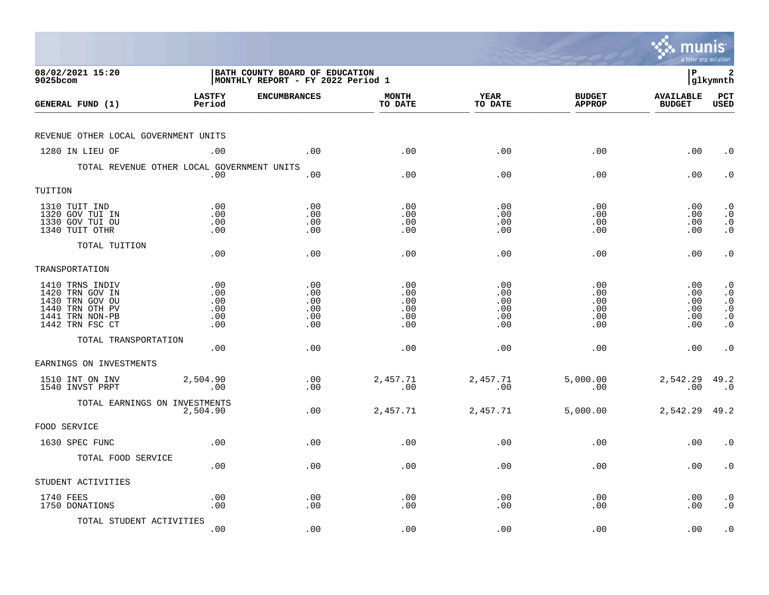08/02/2021 15:20
9025bcom

**BATH COUNTY BOARD OF EDUCATION**
**MONTHLY REPORT - FY 2022 Period 1**

P 2
glkymnth

| GENERAL FUND (1) | LASTFY Period | ENCUMBRANCES | MONTH TO DATE | YEAR TO DATE | BUDGET APPROP | AVAILABLE BUDGET | PCT USED |
|---|---|---|---|---|---|---|---|
| **REVENUE OTHER LOCAL GOVERNMENT UNITS** | | | | | | | |
| 1280 IN LIEU OF | .00 | .00 | .00 | .00 | .00 | .00 | .0 |
| TOTAL REVENUE OTHER LOCAL GOVERNMENT UNITS | .00 | .00 | .00 | .00 | .00 | .00 | .0 |
| **TUITION** | | | | | | | |
| 1310 TUIT IND | .00 | .00 | .00 | .00 | .00 | .00 | .0 |
| 1320 GOV TUI IN | .00 | .00 | .00 | .00 | .00 | .00 | .0 |
| 1330 GOV TUI OU | .00 | .00 | .00 | .00 | .00 | .00 | .0 |
| 1340 TUIT OTHR | .00 | .00 | .00 | .00 | .00 | .00 | .0 |
| TOTAL TUITION | .00 | .00 | .00 | .00 | .00 | .00 | .0 |
| **TRANSPORTATION** | | | | | | | |
| 1410 TRNS INDIV | .00 | .00 | .00 | .00 | .00 | .00 | .0 |
| 1420 TRN GOV IN | .00 | .00 | .00 | .00 | .00 | .00 | .0 |
| 1430 TRN GOV OU | .00 | .00 | .00 | .00 | .00 | .00 | .0 |
| 1440 TRN OTH PV | .00 | .00 | .00 | .00 | .00 | .00 | .0 |
| 1441 TRN NON-PB | .00 | .00 | .00 | .00 | .00 | .00 | .0 |
| 1442 TRN FSC CT | .00 | .00 | .00 | .00 | .00 | .00 | .0 |
| TOTAL TRANSPORTATION | .00 | .00 | .00 | .00 | .00 | .00 | .0 |
| **EARNINGS ON INVESTMENTS** | | | | | | | |
| 1510 INT ON INV | 2,504.90 | .00 | 2,457.71 | 2,457.71 | 5,000.00 | 2,542.29 | 49.2 |
| 1540 INVST PRPT | .00 | .00 | .00 | .00 | .00 | .00 | .0 |
| TOTAL EARNINGS ON INVESTMENTS | 2,504.90 | .00 | 2,457.71 | 2,457.71 | 5,000.00 | 2,542.29 | 49.2 |
| **FOOD SERVICE** | | | | | | | |
| 1630 SPEC FUNC | .00 | .00 | .00 | .00 | .00 | .00 | .0 |
| TOTAL FOOD SERVICE | .00 | .00 | .00 | .00 | .00 | .00 | .0 |
| **STUDENT ACTIVITIES** | | | | | | | |
| 1740 FEES | .00 | .00 | .00 | .00 | .00 | .00 | .0 |
| 1750 DONATIONS | .00 | .00 | .00 | .00 | .00 | .00 | .0 |
| TOTAL STUDENT ACTIVITIES | .00 | .00 | .00 | .00 | .00 | .00 | .0 |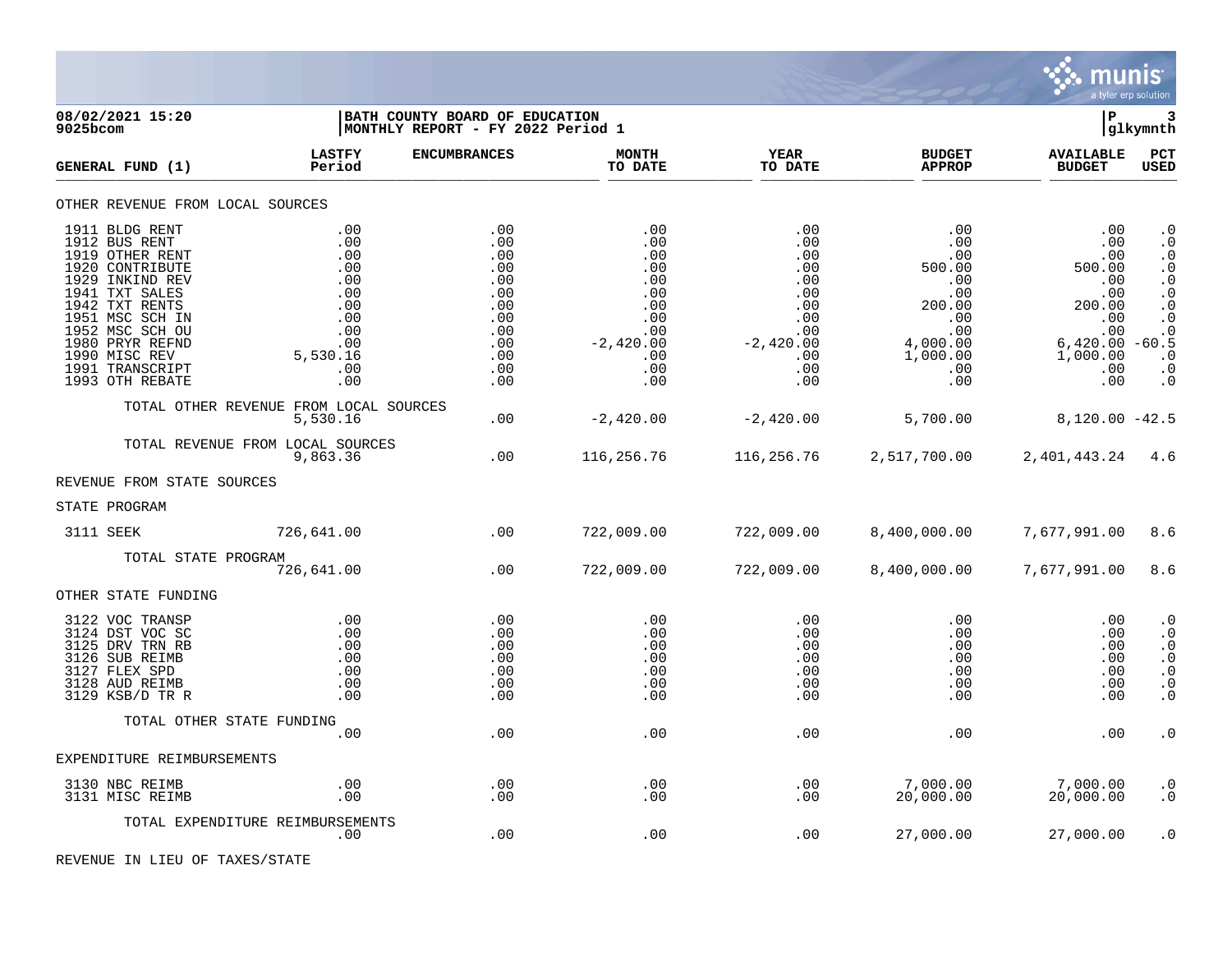**08/02/2021 15:20** | **BATH COUNTY BOARD OF EDUCATION**
**9025bcom** | **MONTHLY REPORT - FY 2022 Period 1**

glkymnth

| GENERAL FUND (1) | LASTFY Period | ENCUMBRANCES | MONTH TO DATE | YEAR TO DATE | BUDGET APPROP | AVAILABLE BUDGET | PCT USED |
|---|---|---|---|---|---|---|---|
| **OTHER REVENUE FROM LOCAL SOURCES** | | | | | | | |
| 1911 BLDG RENT | .00 | .00 | .00 | .00 | .00 | .00 | .0 |
| 1912 BUS RENT | .00 | .00 | .00 | .00 | .00 | .00 | .0 |
| 1919 OTHER RENT | .00 | .00 | .00 | .00 | .00 | .00 | .0 |
| 1920 CONTRIBUTE | .00 | .00 | .00 | .00 | 500.00 | 500.00 | .0 |
| 1929 INKIND REV | .00 | .00 | .00 | .00 | .00 | .00 | .0 |
| 1941 TXT SALES | .00 | .00 | .00 | .00 | .00 | .00 | .0 |
| 1942 TXT RENTS | .00 | .00 | .00 | .00 | 200.00 | 200.00 | .0 |
| 1951 MSC SCH IN | .00 | .00 | .00 | .00 | .00 | .00 | .0 |
| 1952 MSC SCH OU | .00 | .00 | .00 | .00 | .00 | .00 | .0 |
| 1980 PRYR REFND | .00 | .00 | -2,420.00 | -2,420.00 | 4,000.00 | 6,420.00 | -60.5 |
| 1990 MISC REV | 5,530.16 | .00 | .00 | .00 | 1,000.00 | 1,000.00 | .0 |
| 1991 TRANSCRIPT | .00 | .00 | .00 | .00 | .00 | .00 | .0 |
| 1993 OTH REBATE | .00 | .00 | .00 | .00 | .00 | .00 | .0 |
| TOTAL OTHER REVENUE FROM LOCAL SOURCES | 5,530.16 | .00 | -2,420.00 | -2,420.00 | 5,700.00 | 8,120.00 | -42.5 |
| TOTAL REVENUE FROM LOCAL SOURCES | 9,863.36 | .00 | 116,256.76 | 116,256.76 | 2,517,700.00 | 2,401,443.24 | 4.6 |
| **REVENUE FROM STATE SOURCES** | | | | | | | |
| **STATE PROGRAM** | | | | | | | |
| 3111 SEEK | 726,641.00 | .00 | 722,009.00 | 722,009.00 | 8,400,000.00 | 7,677,991.00 | 8.6 |
| TOTAL STATE PROGRAM | 726,641.00 | .00 | 722,009.00 | 722,009.00 | 8,400,000.00 | 7,677,991.00 | 8.6 |
| **OTHER STATE FUNDING** | | | | | | | |
| 3122 VOC TRANSP | .00 | .00 | .00 | .00 | .00 | .00 | .0 |
| 3124 DST VOC SC | .00 | .00 | .00 | .00 | .00 | .00 | .0 |
| 3125 DRV TRN RB | .00 | .00 | .00 | .00 | .00 | .00 | .0 |
| 3126 SUB REIMB | .00 | .00 | .00 | .00 | .00 | .00 | .0 |
| 3127 FLEX SPD | .00 | .00 | .00 | .00 | .00 | .00 | .0 |
| 3128 AUD REIMB | .00 | .00 | .00 | .00 | .00 | .00 | .0 |
| 3129 KSB/D TR R | .00 | .00 | .00 | .00 | .00 | .00 | .0 |
| TOTAL OTHER STATE FUNDING | .00 | .00 | .00 | .00 | .00 | .00 | .0 |
| **EXPENDITURE REIMBURSEMENTS** | | | | | | | |
| 3130 NBC REIMB | .00 | .00 | .00 | .00 | 7,000.00 | 7,000.00 | .0 |
| 3131 MISC REIMB | .00 | .00 | .00 | .00 | 20,000.00 | 20,000.00 | .0 |
| TOTAL EXPENDITURE REIMBURSEMENTS | .00 | .00 | .00 | .00 | 27,000.00 | 27,000.00 | .0 |
| **REVENUE IN LIEU OF TAXES/STATE** | | | | | | | |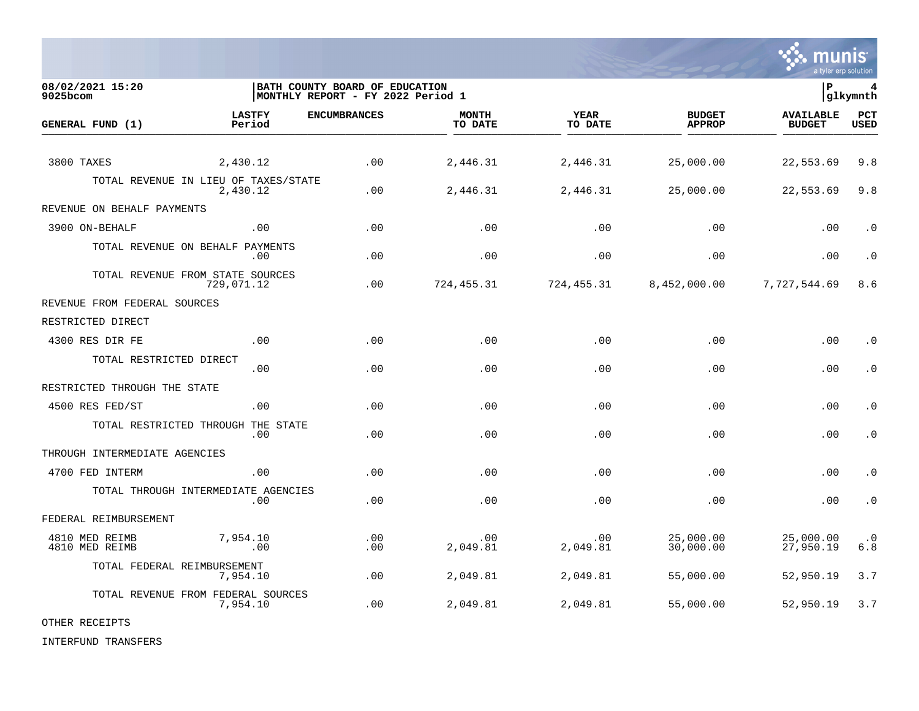08/02/2021 15:20
9025bcom

BATH COUNTY BOARD OF EDUCATION
MONTHLY REPORT - FY 2022 Period 1

| GENERAL FUND (1) | LASTFY Period | ENCUMBRANCES | MONTH TO DATE | YEAR TO DATE | BUDGET APPROP | AVAILABLE BUDGET | PCT USED |
|---|---|---|---|---|---|---|---|
| 3800 TAXES | 2,430.12 | .00 | 2,446.31 | 2,446.31 | 25,000.00 | 22,553.69 | 9.8 |
| TOTAL REVENUE IN LIEU OF TAXES/STATE | 2,430.12 | .00 | 2,446.31 | 2,446.31 | 25,000.00 | 22,553.69 | 9.8 |
| REVENUE ON BEHALF PAYMENTS | | | | | | | |
| 3900 ON-BEHALF | .00 | .00 | .00 | .00 | .00 | .00 | .0 |
| TOTAL REVENUE ON BEHALF PAYMENTS | .00 | .00 | .00 | .00 | .00 | .00 | .0 |
| TOTAL REVENUE FROM STATE SOURCES | 729,071.12 | .00 | 724,455.31 | 724,455.31 | 8,452,000.00 | 7,727,544.69 | 8.6 |
| REVENUE FROM FEDERAL SOURCES | | | | | | | |
| RESTRICTED DIRECT | | | | | | | |
| 4300 RES DIR FE | .00 | .00 | .00 | .00 | .00 | .00 | .0 |
| TOTAL RESTRICTED DIRECT | .00 | .00 | .00 | .00 | .00 | .00 | .0 |
| RESTRICTED THROUGH THE STATE | | | | | | | |
| 4500 RES FED/ST | .00 | .00 | .00 | .00 | .00 | .00 | .0 |
| TOTAL RESTRICTED THROUGH THE STATE | .00 | .00 | .00 | .00 | .00 | .00 | .0 |
| THROUGH INTERMEDIATE AGENCIES | | | | | | | |
| 4700 FED INTERM | .00 | .00 | .00 | .00 | .00 | .00 | .0 |
| TOTAL THROUGH INTERMEDIATE AGENCIES | .00 | .00 | .00 | .00 | .00 | .00 | .0 |
| FEDERAL REIMBURSEMENT | | | | | | | |
| 4810 MED REIMB | 7,954.10 | .00 | .00 | .00 | 25,000.00 | 25,000.00 | .0 |
| 4810 MED REIMB | .00 | .00 | 2,049.81 | 2,049.81 | 30,000.00 | 27,950.19 | 6.8 |
| TOTAL FEDERAL REIMBURSEMENT | 7,954.10 | .00 | 2,049.81 | 2,049.81 | 55,000.00 | 52,950.19 | 3.7 |
| TOTAL REVENUE FROM FEDERAL SOURCES | 7,954.10 | .00 | 2,049.81 | 2,049.81 | 55,000.00 | 52,950.19 | 3.7 |
| OTHER RECEIPTS | | | | | | | |
| INTERFUND TRANSFERS | | | | | | | |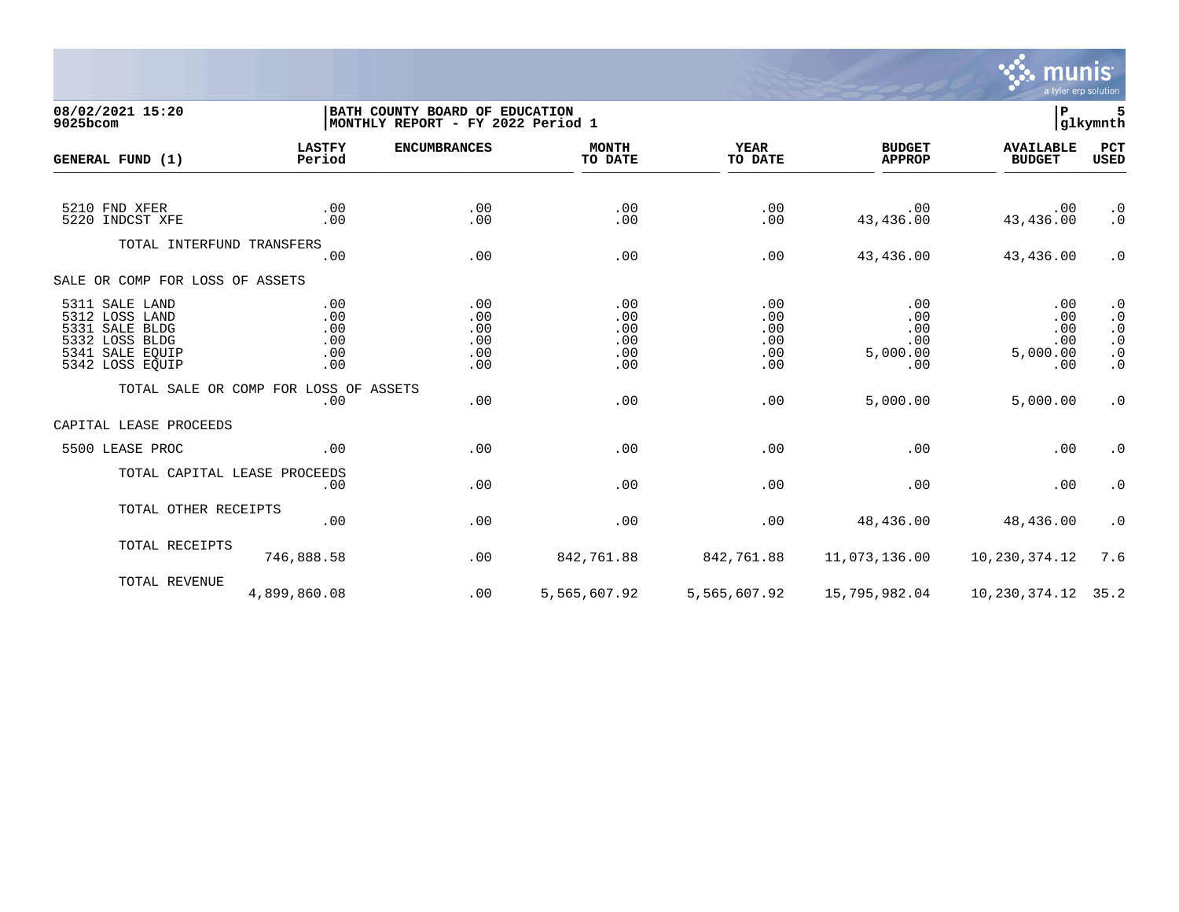08/02/2021 15:20
9025bcom

BATH COUNTY BOARD OF EDUCATION
MONTHLY REPORT - FY 2022 Period 1

| GENERAL FUND (1) | LASTFY Period | ENCUMBRANCES | MONTH TO DATE | YEAR TO DATE | BUDGET APPROP | AVAILABLE BUDGET | PCT USED |
|---|---|---|---|---|---|---|---|
| 5210 FND XFER | .00 | .00 | .00 | .00 | .00 | .00 | .0 |
| 5220 INDCST XFE | .00 | .00 | .00 | .00 | 43,436.00 | 43,436.00 | .0 |
| TOTAL INTERFUND TRANSFERS | .00 | .00 | .00 | .00 | 43,436.00 | 43,436.00 | .0 |
| SALE OR COMP FOR LOSS OF ASSETS | | | | | | | |
| 5311 SALE LAND | .00 | .00 | .00 | .00 | .00 | .00 | .0 |
| 5312 LOSS LAND | .00 | .00 | .00 | .00 | .00 | .00 | .0 |
| 5331 SALE BLDG | .00 | .00 | .00 | .00 | .00 | .00 | .0 |
| 5332 LOSS BLDG | .00 | .00 | .00 | .00 | .00 | .00 | .0 |
| 5341 SALE EQUIP | .00 | .00 | .00 | .00 | 5,000.00 | 5,000.00 | .0 |
| 5342 LOSS EQUIP | .00 | .00 | .00 | .00 | .00 | .00 | .0 |
| TOTAL SALE OR COMP FOR LOSS OF ASSETS | .00 | .00 | .00 | .00 | 5,000.00 | 5,000.00 | .0 |
| CAPITAL LEASE PROCEEDS | | | | | | | |
| 5500 LEASE PROC | .00 | .00 | .00 | .00 | .00 | .00 | .0 |
| TOTAL CAPITAL LEASE PROCEEDS | .00 | .00 | .00 | .00 | .00 | .00 | .0 |
| TOTAL OTHER RECEIPTS | .00 | .00 | .00 | .00 | 48,436.00 | 48,436.00 | .0 |
| TOTAL RECEIPTS | 746,888.58 | .00 | 842,761.88 | 842,761.88 | 11,073,136.00 | 10,230,374.12 | 7.6 |
| TOTAL REVENUE | 4,899,860.08 | .00 | 5,565,607.92 | 5,565,607.92 | 15,795,982.04 | 10,230,374.12 | 35.2 |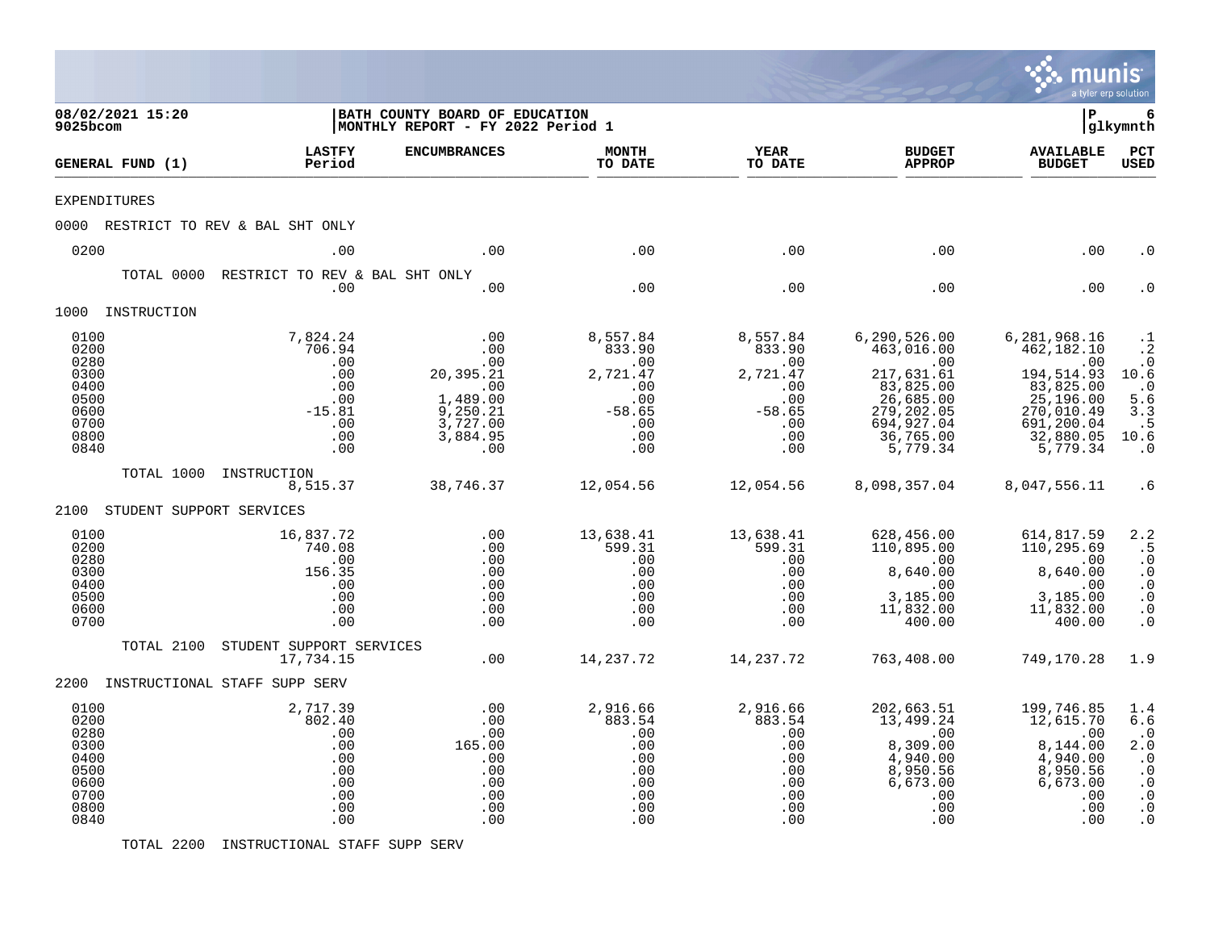**08/02/2021 15:20**
**9025bcom**

**BATH COUNTY BOARD OF EDUCATION**
**MONTHLY REPORT - FY 2022 Period 1**

**P 6**
**glkymnth**

| GENERAL FUND (1) | LASTFY Period | ENCUMBRANCES | MONTH TO DATE | YEAR TO DATE | BUDGET APPROP | AVAILABLE BUDGET | PCT USED |
|---|---|---|---|---|---|---|---|
| EXPENDITURES | | | | | | | |
| 0000 RESTRICT TO REV & BAL SHT ONLY | | | | | | | |
| 0200 | .00 | .00 | .00 | .00 | .00 | .00 | .0 |
| TOTAL 0000 RESTRICT TO REV & BAL SHT ONLY | .00 | .00 | .00 | .00 | .00 | .00 | .0 |
| 1000 INSTRUCTION | | | | | | | |
| 0100 | 7,824.24 | .00 | 8,557.84 | 8,557.84 | 6,290,526.00 | 6,281,968.16 | .1 |
| 0200 | 706.94 | .00 | 833.90 | 833.90 | 463,016.00 | 462,182.10 | .2 |
| 0280 | .00 | .00 | .00 | .00 | .00 | .00 | .0 |
| 0300 | .00 | 20,395.21 | 2,721.47 | 2,721.47 | 217,631.61 | 194,514.93 | 10.6 |
| 0400 | .00 | .00 | .00 | .00 | 83,825.00 | 83,825.00 | .0 |
| 0500 | .00 | 1,489.00 | .00 | .00 | 26,685.00 | 25,196.00 | 5.6 |
| 0600 | -15.81 | 9,250.21 | -58.65 | -58.65 | 279,202.05 | 270,010.49 | 3.3 |
| 0700 | .00 | 3,727.00 | .00 | .00 | 694,927.04 | 691,200.04 | .5 |
| 0800 | .00 | 3,884.95 | .00 | .00 | 36,765.00 | 32,880.05 | 10.6 |
| 0840 | .00 | .00 | .00 | .00 | 5,779.34 | 5,779.34 | .0 |
| TOTAL 1000 INSTRUCTION | 8,515.37 | 38,746.37 | 12,054.56 | 12,054.56 | 8,098,357.04 | 8,047,556.11 | .6 |
| 2100 STUDENT SUPPORT SERVICES | | | | | | | |
| 0100 | 16,837.72 | .00 | 13,638.41 | 13,638.41 | 628,456.00 | 614,817.59 | 2.2 |
| 0200 | 740.08 | .00 | 599.31 | 599.31 | 110,895.00 | 110,295.69 | .5 |
| 0280 | .00 | .00 | .00 | .00 | .00 | .00 | .0 |
| 0300 | 156.35 | .00 | .00 | .00 | 8,640.00 | 8,640.00 | .0 |
| 0400 | .00 | .00 | .00 | .00 | .00 | .00 | .0 |
| 0500 | .00 | .00 | .00 | .00 | 3,185.00 | 3,185.00 | .0 |
| 0600 | .00 | .00 | .00 | .00 | 11,832.00 | 11,832.00 | .0 |
| 0700 | .00 | .00 | .00 | .00 | 400.00 | 400.00 | .0 |
| TOTAL 2100 STUDENT SUPPORT SERVICES | 17,734.15 | .00 | 14,237.72 | 14,237.72 | 763,408.00 | 749,170.28 | 1.9 |
| 2200 INSTRUCTIONAL STAFF SUPP SERV | | | | | | | |
| 0100 | 2,717.39 | .00 | 2,916.66 | 2,916.66 | 202,663.51 | 199,746.85 | 1.4 |
| 0200 | 802.40 | .00 | 883.54 | 883.54 | 13,499.24 | 12,615.70 | 6.6 |
| 0280 | .00 | .00 | .00 | .00 | .00 | .00 | .0 |
| 0300 | .00 | 165.00 | .00 | .00 | 8,309.00 | 8,144.00 | 2.0 |
| 0400 | .00 | .00 | .00 | .00 | 4,940.00 | 4,940.00 | .0 |
| 0500 | .00 | .00 | .00 | .00 | 8,950.56 | 8,950.56 | .0 |
| 0600 | .00 | .00 | .00 | .00 | 6,673.00 | 6,673.00 | .0 |
| 0700 | .00 | .00 | .00 | .00 | .00 | .00 | .0 |
| 0800 | .00 | .00 | .00 | .00 | .00 | .00 | .0 |
| 0840 | .00 | .00 | .00 | .00 | .00 | .00 | .0 |
| TOTAL 2200 INSTRUCTIONAL STAFF SUPP SERV | | | | | | | |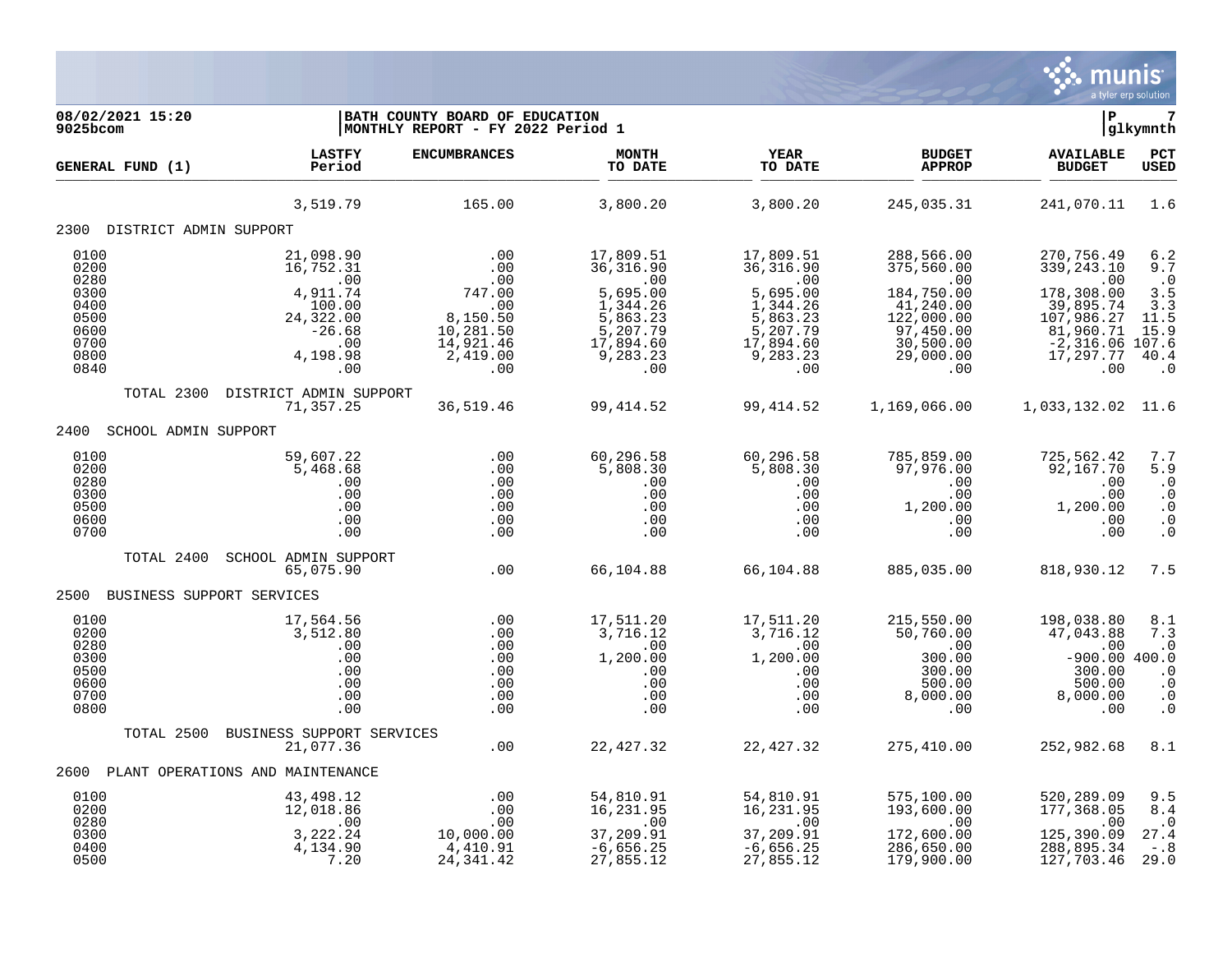08/02/2021 15:20 | BATH COUNTY BOARD OF EDUCATION | P 7
9025bcom | MONTHLY REPORT - FY 2022 Period 1 | glkymnth

| GENERAL FUND (1) | LASTFY Period | ENCUMBRANCES | MONTH TO DATE | YEAR TO DATE | BUDGET APPROP | AVAILABLE BUDGET | PCT USED |
|---|---|---|---|---|---|---|---|
| | 3,519.79 | 165.00 | 3,800.20 | 3,800.20 | 245,035.31 | 241,070.11 | 1.6 |
| **2300 DISTRICT ADMIN SUPPORT** | | | | | | | |
| 0100 | 21,098.90 | .00 | 17,809.51 | 17,809.51 | 288,566.00 | 270,756.49 | 6.2 |
| 0200 | 16,752.31 | .00 | 36,316.90 | 36,316.90 | 375,560.00 | 339,243.10 | 9.7 |
| 0280 | .00 | .00 | .00 | .00 | .00 | .00 | .0 |
| 0300 | 4,911.74 | 747.00 | 5,695.00 | 5,695.00 | 184,750.00 | 178,308.00 | 3.5 |
| 0400 | 100.00 | .00 | 1,344.26 | 1,344.26 | 41,240.00 | 39,895.74 | 3.3 |
| 0500 | 24,322.00 | 8,150.50 | 5,863.23 | 5,863.23 | 122,000.00 | 107,986.27 | 11.5 |
| 0600 | -26.68 | 10,281.50 | 5,207.79 | 5,207.79 | 97,450.00 | 81,960.71 | 15.9 |
| 0700 | .00 | 14,921.46 | 17,894.60 | 17,894.60 | 30,500.00 | -2,316.06 | 107.6 |
| 0800 | 4,198.98 | 2,419.00 | 9,283.23 | 9,283.23 | 29,000.00 | 17,297.77 | 40.4 |
| 0840 | .00 | .00 | .00 | .00 | .00 | .00 | .0 |
| TOTAL 2300 DISTRICT ADMIN SUPPORT | 71,357.25 | 36,519.46 | 99,414.52 | 99,414.52 | 1,169,066.00 | 1,033,132.02 | 11.6 |
| **2400 SCHOOL ADMIN SUPPORT** | | | | | | | |
| 0100 | 59,607.22 | .00 | 60,296.58 | 60,296.58 | 785,859.00 | 725,562.42 | 7.7 |
| 0200 | 5,468.68 | .00 | 5,808.30 | 5,808.30 | 97,976.00 | 92,167.70 | 5.9 |
| 0280 | .00 | .00 | .00 | .00 | .00 | .00 | .0 |
| 0300 | .00 | .00 | .00 | .00 | .00 | .00 | .0 |
| 0500 | .00 | .00 | .00 | .00 | 1,200.00 | 1,200.00 | .0 |
| 0600 | .00 | .00 | .00 | .00 | .00 | .00 | .0 |
| 0700 | .00 | .00 | .00 | .00 | .00 | .00 | .0 |
| TOTAL 2400 SCHOOL ADMIN SUPPORT | 65,075.90 | .00 | 66,104.88 | 66,104.88 | 885,035.00 | 818,930.12 | 7.5 |
| **2500 BUSINESS SUPPORT SERVICES** | | | | | | | |
| 0100 | 17,564.56 | .00 | 17,511.20 | 17,511.20 | 215,550.00 | 198,038.80 | 8.1 |
| 0200 | 3,512.80 | .00 | 3,716.12 | 3,716.12 | 50,760.00 | 47,043.88 | 7.3 |
| 0280 | .00 | .00 | .00 | .00 | .00 | .00 | .0 |
| 0300 | .00 | .00 | 1,200.00 | 1,200.00 | 300.00 | -900.00 | 400.0 |
| 0500 | .00 | .00 | .00 | .00 | 300.00 | 300.00 | .0 |
| 0600 | .00 | .00 | .00 | .00 | 500.00 | 500.00 | .0 |
| 0700 | .00 | .00 | .00 | .00 | 8,000.00 | 8,000.00 | .0 |
| 0800 | .00 | .00 | .00 | .00 | .00 | .00 | .0 |
| TOTAL 2500 BUSINESS SUPPORT SERVICES | 21,077.36 | .00 | 22,427.32 | 22,427.32 | 275,410.00 | 252,982.68 | 8.1 |
| **2600 PLANT OPERATIONS AND MAINTENANCE** | | | | | | | |
| 0100 | 43,498.12 | .00 | 54,810.91 | 54,810.91 | 575,100.00 | 520,289.09 | 9.5 |
| 0200 | 12,018.86 | .00 | 16,231.95 | 16,231.95 | 193,600.00 | 177,368.05 | 8.4 |
| 0280 | .00 | .00 | .00 | .00 | .00 | .00 | .0 |
| 0300 | 3,222.24 | 10,000.00 | 37,209.91 | 37,209.91 | 172,600.00 | 125,390.09 | 27.4 |
| 0400 | 4,134.90 | 4,410.91 | -6,656.25 | -6,656.25 | 286,650.00 | 288,895.34 | -.8 |
| 0500 | 7.20 | 24,341.42 | 27,855.12 | 27,855.12 | 179,900.00 | 127,703.46 | 29.0 |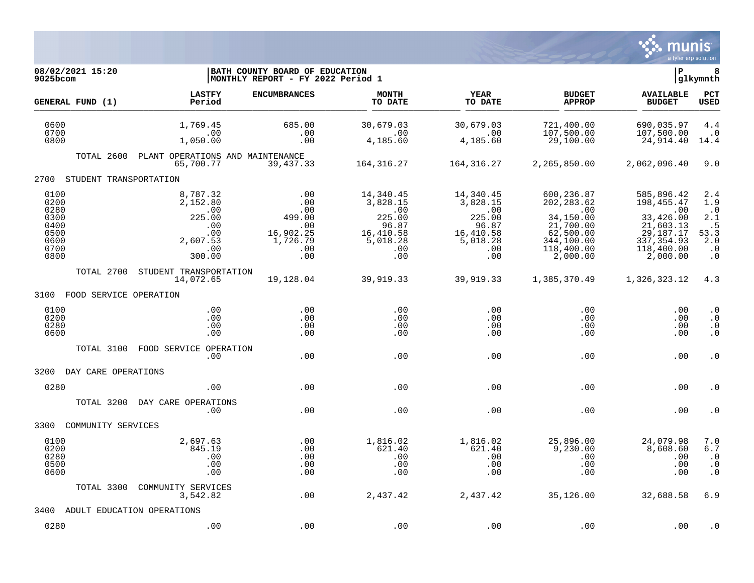**08/02/2021 15:20**
**9025bcom**

**BATH COUNTY BOARD OF EDUCATION**
**MONTHLY REPORT - FY 2022 Period 1**

P 8
glkymnth

| GENERAL FUND (1) | LASTFY Period | ENCUMBRANCES | MONTH TO DATE | YEAR TO DATE | BUDGET APPROP | AVAILABLE BUDGET | PCT USED |
|---|---|---|---|---|---|---|---|
| 0600 | 1,769.45 | 685.00 | 30,679.03 | 30,679.03 | 721,400.00 | 690,035.97 | 4.4 |
| 0700 | .00 | .00 | .00 | .00 | 107,500.00 | 107,500.00 | .0 |
| 0800 | 1,050.00 | .00 | 4,185.60 | 4,185.60 | 29,100.00 | 24,914.40 | 14.4 |
| TOTAL 2600 PLANT OPERATIONS AND MAINTENANCE | 65,700.77 | 39,437.33 | 164,316.27 | 164,316.27 | 2,265,850.00 | 2,062,096.40 | 9.0 |
| **2700 STUDENT TRANSPORTATION** | | | | | | | |
| 0100 | 8,787.32 | .00 | 14,340.45 | 14,340.45 | 600,236.87 | 585,896.42 | 2.4 |
| 0200 | 2,152.80 | .00 | 3,828.15 | 3,828.15 | 202,283.62 | 198,455.47 | 1.9 |
| 0280 | .00 | .00 | .00 | .00 | .00 | .00 | .0 |
| 0300 | 225.00 | 499.00 | 225.00 | 225.00 | 34,150.00 | 33,426.00 | 2.1 |
| 0400 | .00 | .00 | 96.87 | 96.87 | 21,700.00 | 21,603.13 | .5 |
| 0500 | .00 | 16,902.25 | 16,410.58 | 16,410.58 | 62,500.00 | 29,187.17 | 53.3 |
| 0600 | 2,607.53 | 1,726.79 | 5,018.28 | 5,018.28 | 344,100.00 | 337,354.93 | 2.0 |
| 0700 | .00 | .00 | .00 | .00 | 118,400.00 | 118,400.00 | .0 |
| 0800 | 300.00 | .00 | .00 | .00 | 2,000.00 | 2,000.00 | .0 |
| TOTAL 2700 STUDENT TRANSPORTATION | 14,072.65 | 19,128.04 | 39,919.33 | 39,919.33 | 1,385,370.49 | 1,326,323.12 | 4.3 |
| **3100 FOOD SERVICE OPERATION** | | | | | | | |
| 0100 | .00 | .00 | .00 | .00 | .00 | .00 | .0 |
| 0200 | .00 | .00 | .00 | .00 | .00 | .00 | .0 |
| 0280 | .00 | .00 | .00 | .00 | .00 | .00 | .0 |
| 0600 | .00 | .00 | .00 | .00 | .00 | .00 | .0 |
| TOTAL 3100 FOOD SERVICE OPERATION | .00 | .00 | .00 | .00 | .00 | .00 | .0 |
| **3200 DAY CARE OPERATIONS** | | | | | | | |
| 0280 | .00 | .00 | .00 | .00 | .00 | .00 | .0 |
| TOTAL 3200 DAY CARE OPERATIONS | .00 | .00 | .00 | .00 | .00 | .00 | .0 |
| **3300 COMMUNITY SERVICES** | | | | | | | |
| 0100 | 2,697.63 | .00 | 1,816.02 | 1,816.02 | 25,896.00 | 24,079.98 | 7.0 |
| 0200 | 845.19 | .00 | 621.40 | 621.40 | 9,230.00 | 8,608.60 | 6.7 |
| 0280 | .00 | .00 | .00 | .00 | .00 | .00 | .0 |
| 0500 | .00 | .00 | .00 | .00 | .00 | .00 | .0 |
| 0600 | .00 | .00 | .00 | .00 | .00 | .00 | .0 |
| TOTAL 3300 COMMUNITY SERVICES | 3,542.82 | .00 | 2,437.42 | 2,437.42 | 35,126.00 | 32,688.58 | 6.9 |
| **3400 ADULT EDUCATION OPERATIONS** | | | | | | | |
| 0280 | .00 | .00 | .00 | .00 | .00 | .00 | .0 |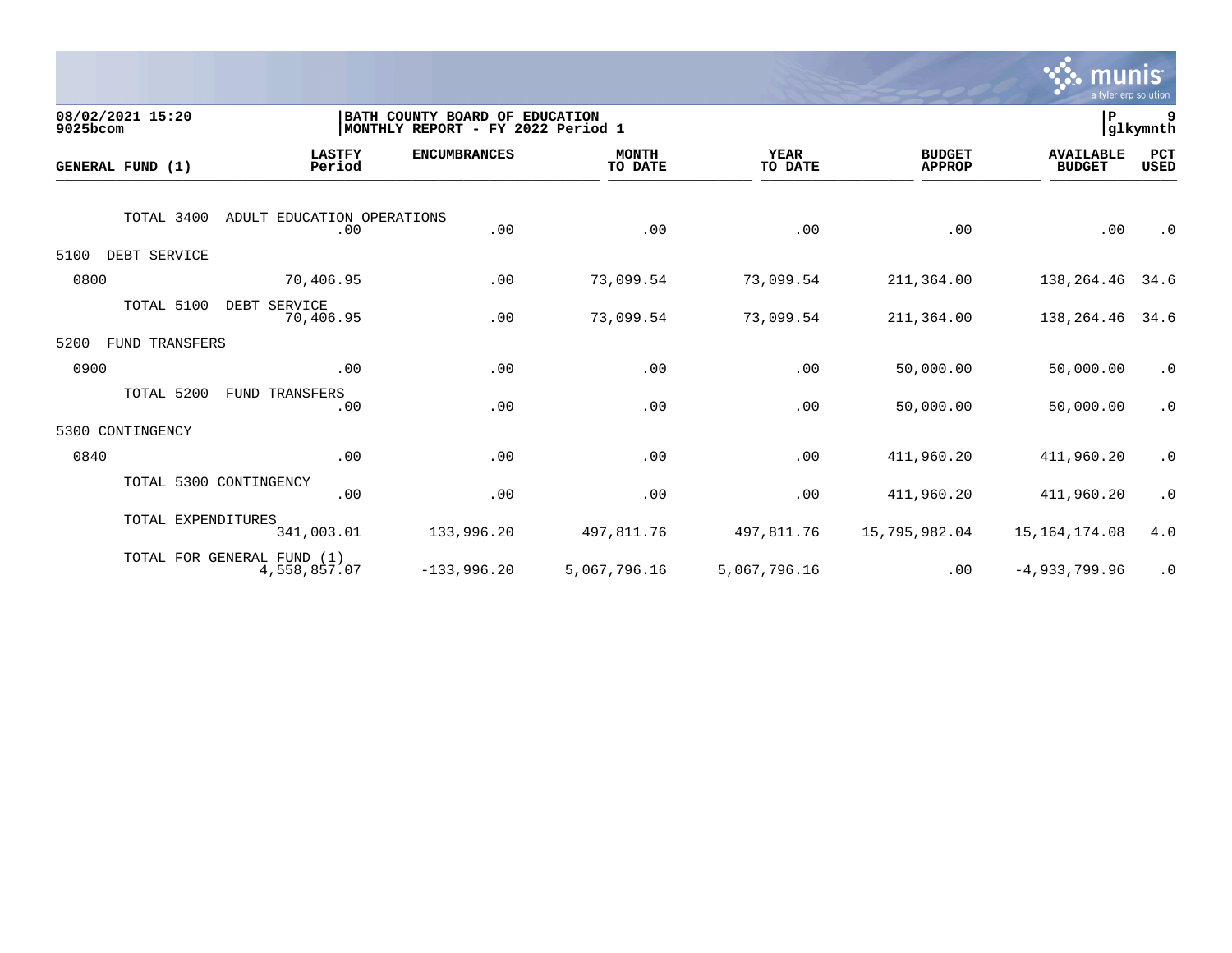**BATH COUNTY BOARD OF EDUCATION**
**MONTHLY REPORT - FY 2022 Period 1**

08/02/2021 15:20
9025bcom

P 9
glkymnth

| GENERAL FUND (1) | LASTFY Period | ENCUMBRANCES | MONTH TO DATE | YEAR TO DATE | BUDGET APPROP | AVAILABLE BUDGET | PCT USED |
|---|---|---|---|---|---|---|---|
| TOTAL 3400 ADULT EDUCATION OPERATIONS | .00 | .00 | .00 | .00 | .00 | .00 | .0 |
| 5100 DEBT SERVICE | | | | | | | |
| 0800 | 70,406.95 | .00 | 73,099.54 | 73,099.54 | 211,364.00 | 138,264.46 | 34.6 |
| TOTAL 5100 DEBT SERVICE | 70,406.95 | .00 | 73,099.54 | 73,099.54 | 211,364.00 | 138,264.46 | 34.6 |
| 5200 FUND TRANSFERS | | | | | | | |
| 0900 | .00 | .00 | .00 | .00 | 50,000.00 | 50,000.00 | .0 |
| TOTAL 5200 FUND TRANSFERS | .00 | .00 | .00 | .00 | 50,000.00 | 50,000.00 | .0 |
| 5300 CONTINGENCY | | | | | | | |
| 0840 | .00 | .00 | .00 | .00 | 411,960.20 | 411,960.20 | .0 |
| TOTAL 5300 CONTINGENCY | .00 | .00 | .00 | .00 | 411,960.20 | 411,960.20 | .0 |
| TOTAL EXPENDITURES | 341,003.01 | 133,996.20 | 497,811.76 | 497,811.76 | 15,795,982.04 | 15,164,174.08 | 4.0 |
| TOTAL FOR GENERAL FUND (1) | 4,558,857.07 | -133,996.20 | 5,067,796.16 | 5,067,796.16 | .00 | -4,933,799.96 | .0 |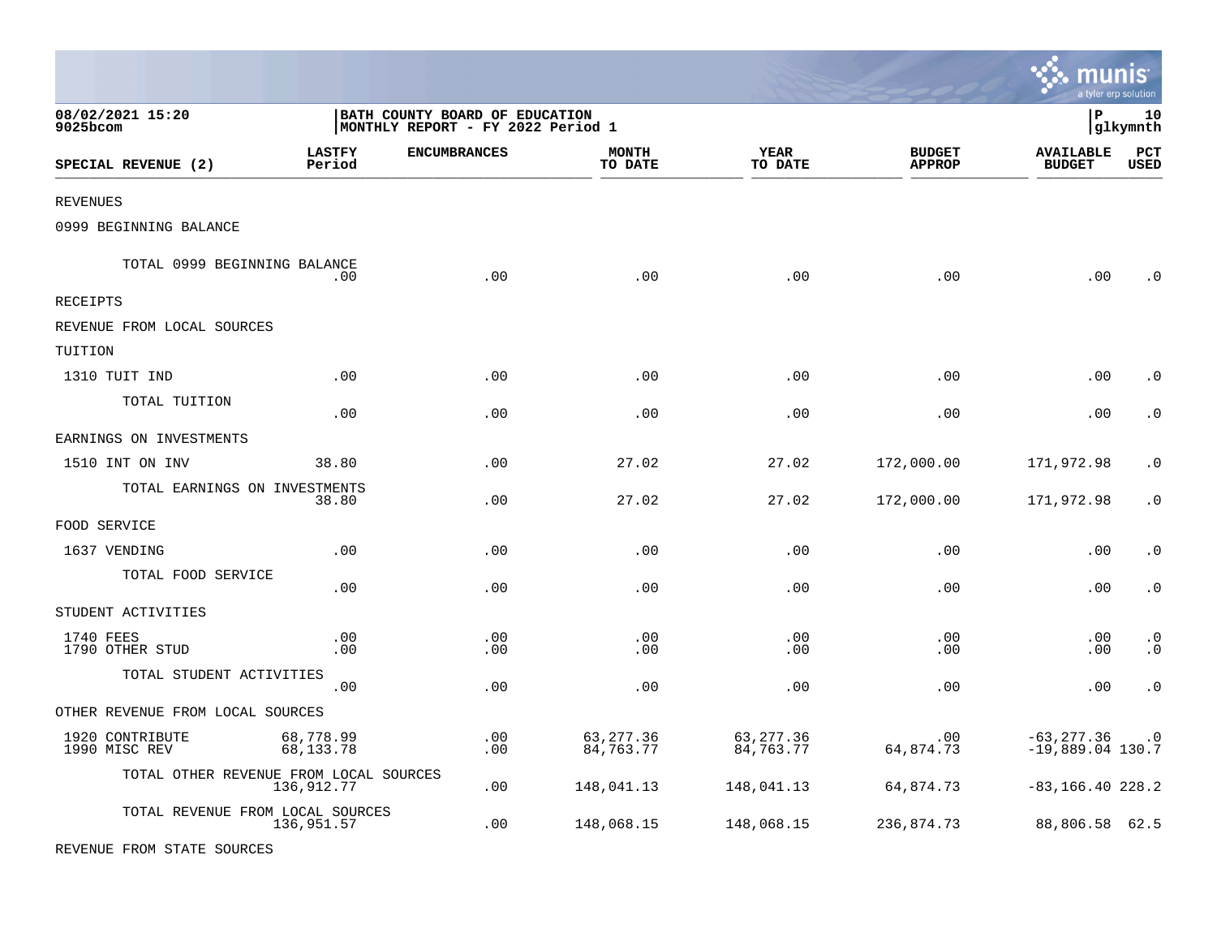08/02/2021 15:20
9025bcom

BATH COUNTY BOARD OF EDUCATION
MONTHLY REPORT - FY 2022 Period 1

P 10
glkymnth

| SPECIAL REVENUE (2) | LASTFY Period | ENCUMBRANCES | MONTH TO DATE | YEAR TO DATE | BUDGET APPROP | AVAILABLE BUDGET | PCT USED |
|---|---|---|---|---|---|---|---|
| REVENUES | | | | | | | |
| 0999 BEGINNING BALANCE | | | | | | | |
| TOTAL 0999 BEGINNING BALANCE | .00 | .00 | .00 | .00 | .00 | .00 | .0 |
| RECEIPTS | | | | | | | |
| REVENUE FROM LOCAL SOURCES | | | | | | | |
| TUITION | | | | | | | |
| 1310 TUIT IND | .00 | .00 | .00 | .00 | .00 | .00 | .0 |
| TOTAL TUITION | .00 | .00 | .00 | .00 | .00 | .00 | .0 |
| EARNINGS ON INVESTMENTS | | | | | | | |
| 1510 INT ON INV | 38.80 | .00 | 27.02 | 27.02 | 172,000.00 | 171,972.98 | .0 |
| TOTAL EARNINGS ON INVESTMENTS | 38.80 | .00 | 27.02 | 27.02 | 172,000.00 | 171,972.98 | .0 |
| FOOD SERVICE | | | | | | | |
| 1637 VENDING | .00 | .00 | .00 | .00 | .00 | .00 | .0 |
| TOTAL FOOD SERVICE | .00 | .00 | .00 | .00 | .00 | .00 | .0 |
| STUDENT ACTIVITIES | | | | | | | |
| 1740 FEES | .00 | .00 | .00 | .00 | .00 | .00 | .0 |
| 1790 OTHER STUD | .00 | .00 | .00 | .00 | .00 | .00 | .0 |
| TOTAL STUDENT ACTIVITIES | .00 | .00 | .00 | .00 | .00 | .00 | .0 |
| OTHER REVENUE FROM LOCAL SOURCES | | | | | | | |
| 1920 CONTRIBUTE | 68,778.99 | .00 | 63,277.36 | 63,277.36 | .00 | -63,277.36 | .0 |
| 1990 MISC REV | 68,133.78 | .00 | 84,763.77 | 84,763.77 | 64,874.73 | -19,889.04 | 130.7 |
| TOTAL OTHER REVENUE FROM LOCAL SOURCES | 136,912.77 | .00 | 148,041.13 | 148,041.13 | 64,874.73 | -83,166.40 | 228.2 |
| TOTAL REVENUE FROM LOCAL SOURCES | 136,951.57 | .00 | 148,068.15 | 148,068.15 | 236,874.73 | 88,806.58 | 62.5 |
| REVENUE FROM STATE SOURCES | | | | | | | |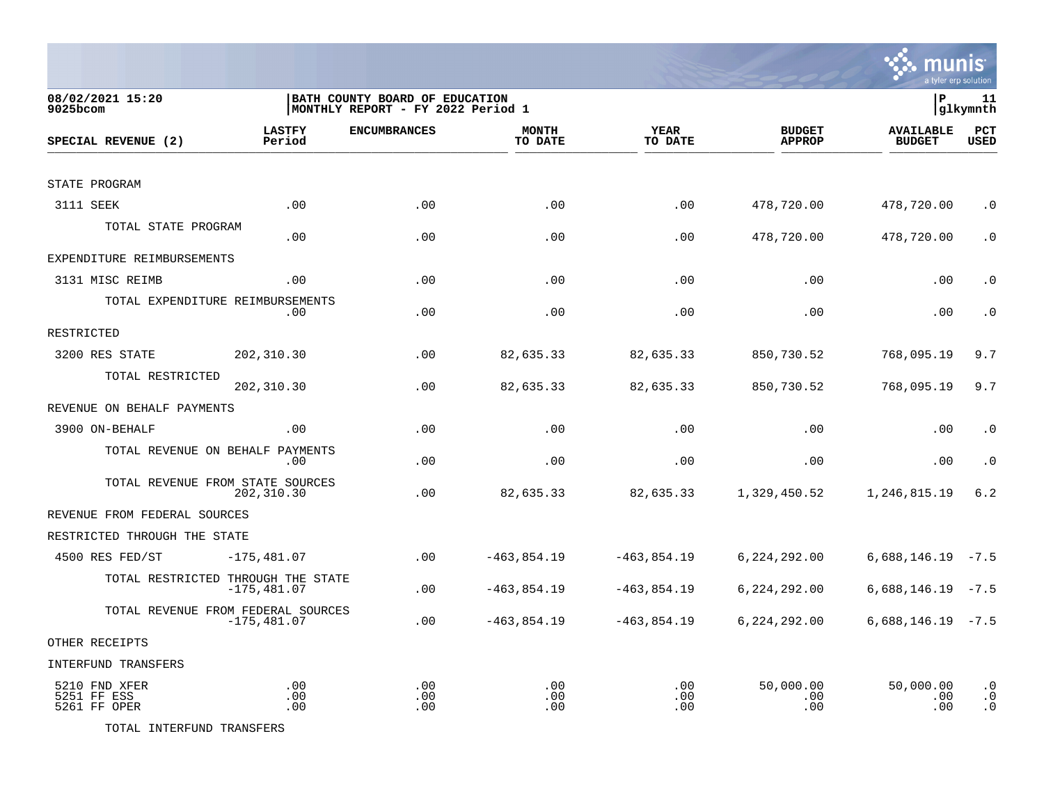08/02/2021 15:20
9025bcom

BATH COUNTY BOARD OF EDUCATION
MONTHLY REPORT - FY 2022 Period 1

P 11
glkymnth

| SPECIAL REVENUE (2) | LASTFY Period | ENCUMBRANCES | MONTH TO DATE | YEAR TO DATE | BUDGET APPROP | AVAILABLE BUDGET | PCT USED |
|---|---|---|---|---|---|---|---|
| STATE PROGRAM | | | | | | | |
| 3111 SEEK | .00 | .00 | .00 | .00 | 478,720.00 | 478,720.00 | .0 |
| TOTAL STATE PROGRAM | .00 | .00 | .00 | .00 | 478,720.00 | 478,720.00 | .0 |
| EXPENDITURE REIMBURSEMENTS | | | | | | | |
| 3131 MISC REIMB | .00 | .00 | .00 | .00 | .00 | .00 | .0 |
| TOTAL EXPENDITURE REIMBURSEMENTS | .00 | .00 | .00 | .00 | .00 | .00 | .0 |
| RESTRICTED | | | | | | | |
| 3200 RES STATE | 202,310.30 | .00 | 82,635.33 | 82,635.33 | 850,730.52 | 768,095.19 | 9.7 |
| TOTAL RESTRICTED | 202,310.30 | .00 | 82,635.33 | 82,635.33 | 850,730.52 | 768,095.19 | 9.7 |
| REVENUE ON BEHALF PAYMENTS | | | | | | | |
| 3900 ON-BEHALF | .00 | .00 | .00 | .00 | .00 | .00 | .0 |
| TOTAL REVENUE ON BEHALF PAYMENTS | .00 | .00 | .00 | .00 | .00 | .00 | .0 |
| TOTAL REVENUE FROM STATE SOURCES | 202,310.30 | .00 | 82,635.33 | 82,635.33 | 1,329,450.52 | 1,246,815.19 | 6.2 |
| REVENUE FROM FEDERAL SOURCES | | | | | | | |
| RESTRICTED THROUGH THE STATE | | | | | | | |
| 4500 RES FED/ST | -175,481.07 | .00 | -463,854.19 | -463,854.19 | 6,224,292.00 | 6,688,146.19 | -7.5 |
| TOTAL RESTRICTED THROUGH THE STATE | -175,481.07 | .00 | -463,854.19 | -463,854.19 | 6,224,292.00 | 6,688,146.19 | -7.5 |
| TOTAL REVENUE FROM FEDERAL SOURCES | -175,481.07 | .00 | -463,854.19 | -463,854.19 | 6,224,292.00 | 6,688,146.19 | -7.5 |
| OTHER RECEIPTS | | | | | | | |
| INTERFUND TRANSFERS | | | | | | | |
| 5210 FND XFER | .00 | .00 | .00 | .00 | 50,000.00 | 50,000.00 | .0 |
| 5251 FF ESS | .00 | .00 | .00 | .00 | .00 | .00 | .0 |
| 5261 FF OPER | .00 | .00 | .00 | .00 | .00 | .00 | .0 |
| TOTAL INTERFUND TRANSFERS | | | | | | | |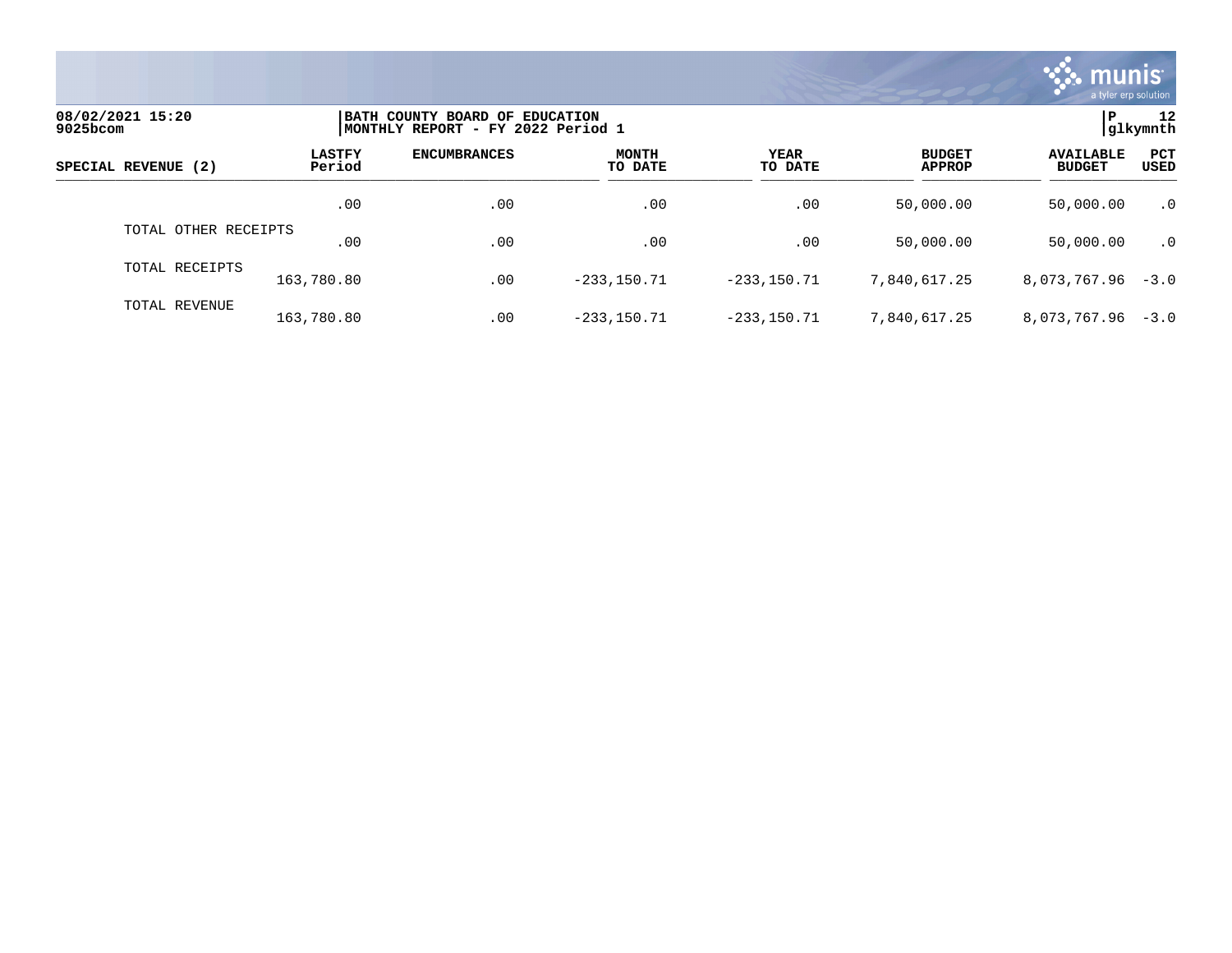08/02/2021 15:20
9025bcom

BATH COUNTY BOARD OF EDUCATION
MONTHLY REPORT - FY 2022 Period 1

P 12
glkymnth

| SPECIAL REVENUE (2) | LASTFY Period | ENCUMBRANCES | MONTH TO DATE | YEAR TO DATE | BUDGET APPROP | AVAILABLE BUDGET | PCT USED |
|---|---|---|---|---|---|---|---|
| | .00 | .00 | .00 | .00 | 50,000.00 | 50,000.00 | .0 |
| TOTAL OTHER RECEIPTS | .00 | .00 | .00 | .00 | 50,000.00 | 50,000.00 | .0 |
| TOTAL RECEIPTS | 163,780.80 | .00 | -233,150.71 | -233,150.71 | 7,840,617.25 | 8,073,767.96 | -3.0 |
| TOTAL REVENUE | 163,780.80 | .00 | -233,150.71 | -233,150.71 | 7,840,617.25 | 8,073,767.96 | -3.0 |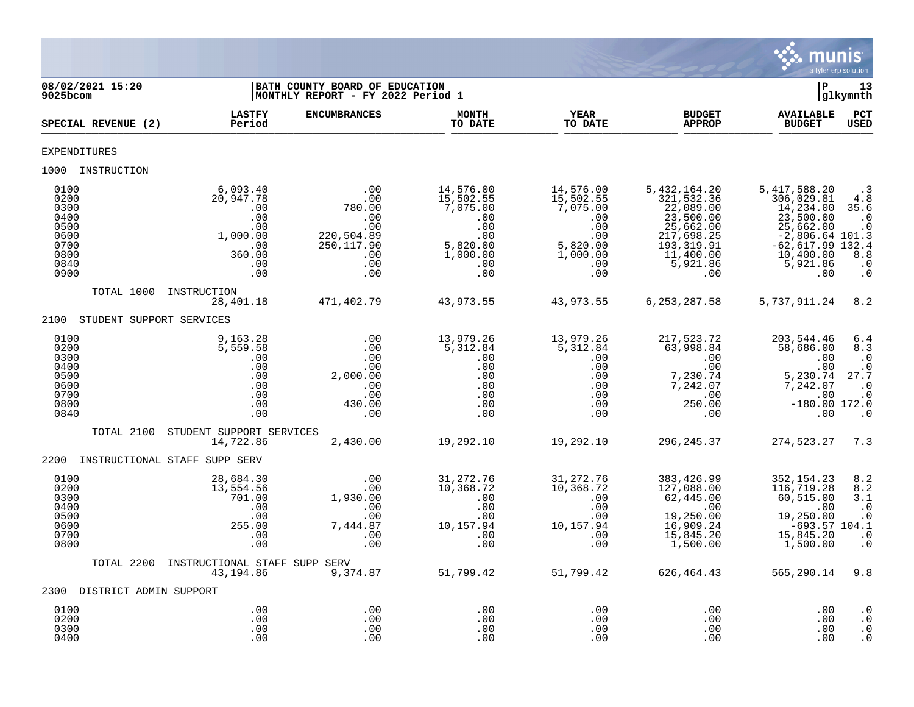08/02/2021 15:20 | BATH COUNTY BOARD OF EDUCATION | P 13
9025bcom | MONTHLY REPORT - FY 2022 Period 1 | glkymnth

| SPECIAL REVENUE (2) | LASTFY Period | ENCUMBRANCES | MONTH TO DATE | YEAR TO DATE | BUDGET APPROP | AVAILABLE BUDGET | PCT USED |
|---|---|---|---|---|---|---|---|
| **EXPENDITURES** | | | | | | | |
| **1000 INSTRUCTION** | | | | | | | |
| 0100 | 6,093.40 | .00 | 14,576.00 | 14,576.00 | 5,432,164.20 | 5,417,588.20 | .3 |
| 0200 | 20,947.78 | .00 | 15,502.55 | 15,502.55 | 321,532.36 | 306,029.81 | 4.8 |
| 0300 | .00 | 780.00 | 7,075.00 | 7,075.00 | 22,089.00 | 14,234.00 | 35.6 |
| 0400 | .00 | .00 | .00 | .00 | 23,500.00 | 23,500.00 | .0 |
| 0500 | .00 | .00 | .00 | .00 | 25,662.00 | 25,662.00 | .0 |
| 0600 | 1,000.00 | 220,504.89 | .00 | .00 | 217,698.25 | -2,806.64 | 101.3 |
| 0700 | .00 | 250,117.90 | 5,820.00 | 5,820.00 | 193,319.91 | -62,617.99 | 132.4 |
| 0800 | 360.00 | .00 | 1,000.00 | 1,000.00 | 11,400.00 | 10,400.00 | 8.8 |
| 0840 | .00 | .00 | .00 | .00 | 5,921.86 | 5,921.86 | .0 |
| 0900 | .00 | .00 | .00 | .00 | .00 | .00 | .0 |
| TOTAL 1000 INSTRUCTION | 28,401.18 | 471,402.79 | 43,973.55 | 43,973.55 | 6,253,287.58 | 5,737,911.24 | 8.2 |
| **2100 STUDENT SUPPORT SERVICES** | | | | | | | |
| 0100 | 9,163.28 | .00 | 13,979.26 | 13,979.26 | 217,523.72 | 203,544.46 | 6.4 |
| 0200 | 5,559.58 | .00 | 5,312.84 | 5,312.84 | 63,998.84 | 58,686.00 | 8.3 |
| 0300 | .00 | .00 | .00 | .00 | .00 | .00 | .0 |
| 0400 | .00 | .00 | .00 | .00 | .00 | .00 | .0 |
| 0500 | .00 | 2,000.00 | .00 | .00 | 7,230.74 | 5,230.74 | 27.7 |
| 0600 | .00 | .00 | .00 | .00 | 7,242.07 | 7,242.07 | .0 |
| 0700 | .00 | .00 | .00 | .00 | .00 | .00 | .0 |
| 0800 | .00 | 430.00 | .00 | .00 | 250.00 | -180.00 | 172.0 |
| 0840 | .00 | .00 | .00 | .00 | .00 | .00 | .0 |
| TOTAL 2100 STUDENT SUPPORT SERVICES | 14,722.86 | 2,430.00 | 19,292.10 | 19,292.10 | 296,245.37 | 274,523.27 | 7.3 |
| **2200 INSTRUCTIONAL STAFF SUPP SERV** | | | | | | | |
| 0100 | 28,684.30 | .00 | 31,272.76 | 31,272.76 | 383,426.99 | 352,154.23 | 8.2 |
| 0200 | 13,554.56 | .00 | 10,368.72 | 10,368.72 | 127,088.00 | 116,719.28 | 8.2 |
| 0300 | 701.00 | 1,930.00 | .00 | .00 | 62,445.00 | 60,515.00 | 3.1 |
| 0400 | .00 | .00 | .00 | .00 | .00 | .00 | .0 |
| 0500 | .00 | .00 | .00 | .00 | 19,250.00 | 19,250.00 | .0 |
| 0600 | 255.00 | 7,444.87 | 10,157.94 | 10,157.94 | 16,909.24 | -693.57 | 104.1 |
| 0700 | .00 | .00 | .00 | .00 | 15,845.20 | 15,845.20 | .0 |
| 0800 | .00 | .00 | .00 | .00 | 1,500.00 | 1,500.00 | .0 |
| TOTAL 2200 INSTRUCTIONAL STAFF SUPP SERV | 43,194.86 | 9,374.87 | 51,799.42 | 51,799.42 | 626,464.43 | 565,290.14 | 9.8 |
| **2300 DISTRICT ADMIN SUPPORT** | | | | | | | |
| 0100 | .00 | .00 | .00 | .00 | .00 | .00 | .0 |
| 0200 | .00 | .00 | .00 | .00 | .00 | .00 | .0 |
| 0300 | .00 | .00 | .00 | .00 | .00 | .00 | .0 |
| 0400 | .00 | .00 | .00 | .00 | .00 | .00 | .0 |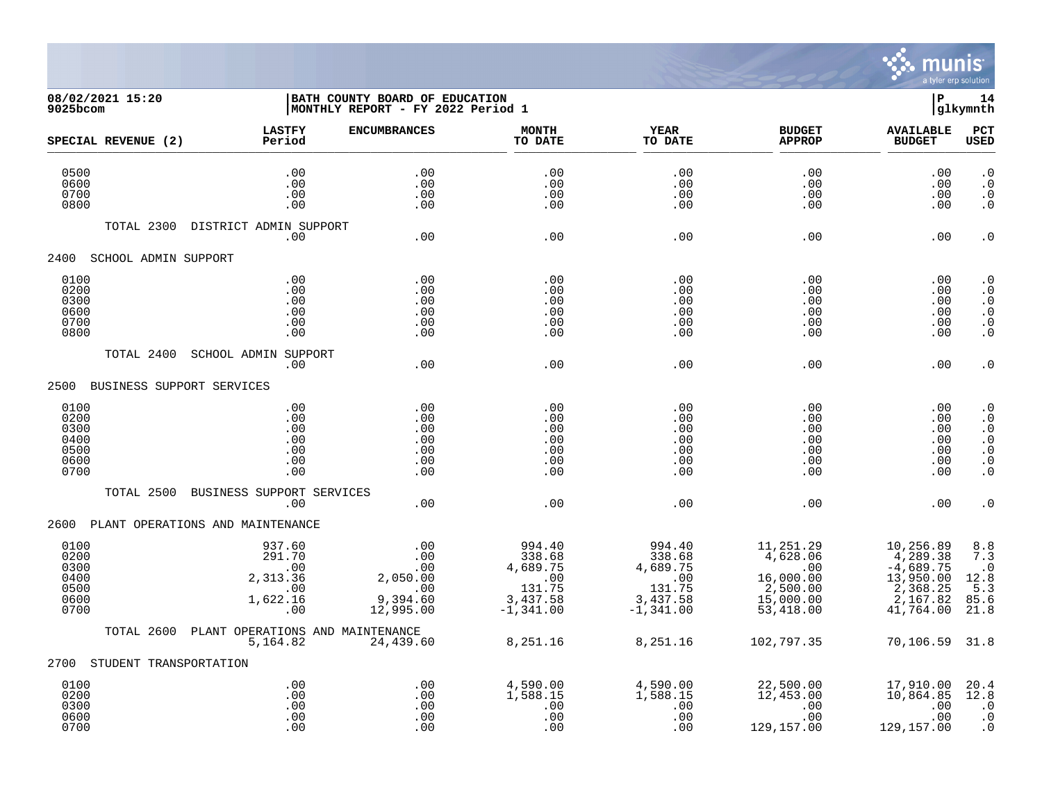08/02/2021 15:20 | BATH COUNTY BOARD OF EDUCATION | P 14
9025bcom | MONTHLY REPORT - FY 2022 Period 1 | glkymnth

| SPECIAL REVENUE (2) | LASTFY Period | ENCUMBRANCES | MONTH TO DATE | YEAR TO DATE | BUDGET APPROP | AVAILABLE BUDGET | PCT USED |
|---|---|---|---|---|---|---|---|
| 0500 | .00 | .00 | .00 | .00 | .00 | .00 | .0 |
| 0600 | .00 | .00 | .00 | .00 | .00 | .00 | .0 |
| 0700 | .00 | .00 | .00 | .00 | .00 | .00 | .0 |
| 0800 | .00 | .00 | .00 | .00 | .00 | .00 | .0 |
| TOTAL 2300 DISTRICT ADMIN SUPPORT | .00 | .00 | .00 | .00 | .00 | .00 | .0 |
| **2400 SCHOOL ADMIN SUPPORT** | | | | | | | |
| 0100 | .00 | .00 | .00 | .00 | .00 | .00 | .0 |
| 0200 | .00 | .00 | .00 | .00 | .00 | .00 | .0 |
| 0300 | .00 | .00 | .00 | .00 | .00 | .00 | .0 |
| 0600 | .00 | .00 | .00 | .00 | .00 | .00 | .0 |
| 0700 | .00 | .00 | .00 | .00 | .00 | .00 | .0 |
| 0800 | .00 | .00 | .00 | .00 | .00 | .00 | .0 |
| TOTAL 2400 SCHOOL ADMIN SUPPORT | .00 | .00 | .00 | .00 | .00 | .00 | .0 |
| **2500 BUSINESS SUPPORT SERVICES** | | | | | | | |
| 0100 | .00 | .00 | .00 | .00 | .00 | .00 | .0 |
| 0200 | .00 | .00 | .00 | .00 | .00 | .00 | .0 |
| 0300 | .00 | .00 | .00 | .00 | .00 | .00 | .0 |
| 0400 | .00 | .00 | .00 | .00 | .00 | .00 | .0 |
| 0500 | .00 | .00 | .00 | .00 | .00 | .00 | .0 |
| 0600 | .00 | .00 | .00 | .00 | .00 | .00 | .0 |
| 0700 | .00 | .00 | .00 | .00 | .00 | .00 | .0 |
| TOTAL 2500 BUSINESS SUPPORT SERVICES | .00 | .00 | .00 | .00 | .00 | .00 | .0 |
| **2600 PLANT OPERATIONS AND MAINTENANCE** | | | | | | | |
| 0100 | 937.60 | .00 | 994.40 | 994.40 | 11,251.29 | 10,256.89 | 8.8 |
| 0200 | 291.70 | .00 | 338.68 | 338.68 | 4,628.06 | 4,289.38 | 7.3 |
| 0300 | .00 | .00 | 4,689.75 | 4,689.75 | .00 | -4,689.75 | .0 |
| 0400 | 2,313.36 | 2,050.00 | .00 | .00 | 16,000.00 | 13,950.00 | 12.8 |
| 0500 | .00 | .00 | 131.75 | 131.75 | 2,500.00 | 2,368.25 | 5.3 |
| 0600 | 1,622.16 | 9,394.60 | 3,437.58 | 3,437.58 | 15,000.00 | 2,167.82 | 85.6 |
| 0700 | .00 | 12,995.00 | -1,341.00 | -1,341.00 | 53,418.00 | 41,764.00 | 21.8 |
| TOTAL 2600 PLANT OPERATIONS AND MAINTENANCE | 5,164.82 | 24,439.60 | 8,251.16 | 8,251.16 | 102,797.35 | 70,106.59 | 31.8 |
| **2700 STUDENT TRANSPORTATION** | | | | | | | |
| 0100 | .00 | .00 | 4,590.00 | 4,590.00 | 22,500.00 | 17,910.00 | 20.4 |
| 0200 | .00 | .00 | 1,588.15 | 1,588.15 | 12,453.00 | 10,864.85 | 12.8 |
| 0300 | .00 | .00 | .00 | .00 | .00 | .00 | .0 |
| 0600 | .00 | .00 | .00 | .00 | .00 | .00 | .0 |
| 0700 | .00 | .00 | .00 | .00 | 129,157.00 | 129,157.00 | .0 |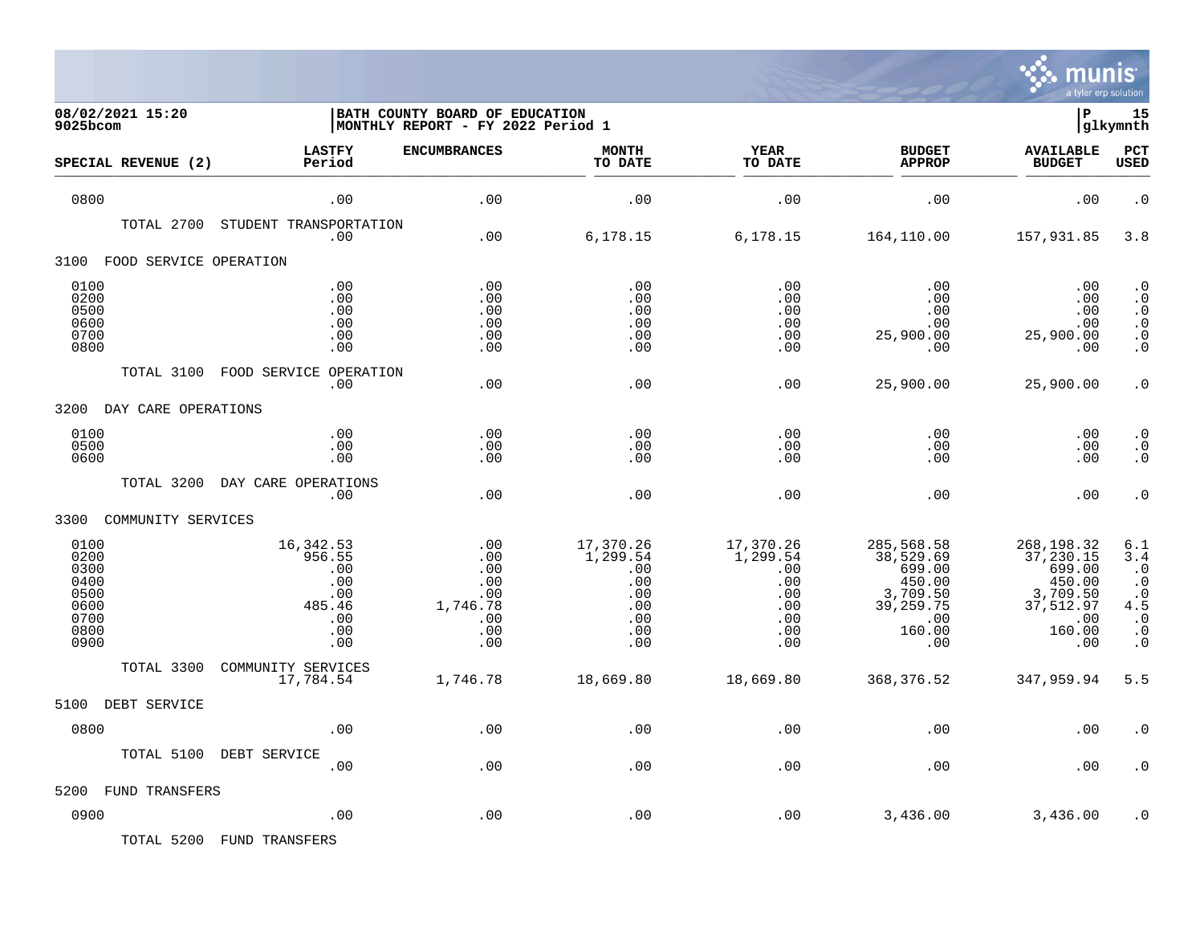**08/02/2021 15:20**
**9025bcom**

**BATH COUNTY BOARD OF EDUCATION**
**MONTHLY REPORT - FY 2022 Period 1**

**P 15**
**glkymnth**

| SPECIAL REVENUE (2) | LASTFY Period | ENCUMBRANCES | MONTH TO DATE | YEAR TO DATE | BUDGET APPROP | AVAILABLE BUDGET | PCT USED |
|---|---|---|---|---|---|---|---|
| 0800 | .00 | .00 | .00 | .00 | .00 | .00 | .0 |
| TOTAL 2700 STUDENT TRANSPORTATION | .00 | .00 | 6,178.15 | 6,178.15 | 164,110.00 | 157,931.85 | 3.8 |
| **3100 FOOD SERVICE OPERATION** | | | | | | | |
| 0100 | .00 | .00 | .00 | .00 | .00 | .00 | .0 |
| 0200 | .00 | .00 | .00 | .00 | .00 | .00 | .0 |
| 0500 | .00 | .00 | .00 | .00 | .00 | .00 | .0 |
| 0600 | .00 | .00 | .00 | .00 | .00 | .00 | .0 |
| 0700 | .00 | .00 | .00 | .00 | 25,900.00 | 25,900.00 | .0 |
| 0800 | .00 | .00 | .00 | .00 | .00 | .00 | .0 |
| TOTAL 3100 FOOD SERVICE OPERATION | .00 | .00 | .00 | .00 | 25,900.00 | 25,900.00 | .0 |
| **3200 DAY CARE OPERATIONS** | | | | | | | |
| 0100 | .00 | .00 | .00 | .00 | .00 | .00 | .0 |
| 0500 | .00 | .00 | .00 | .00 | .00 | .00 | .0 |
| 0600 | .00 | .00 | .00 | .00 | .00 | .00 | .0 |
| TOTAL 3200 DAY CARE OPERATIONS | .00 | .00 | .00 | .00 | .00 | .00 | .0 |
| **3300 COMMUNITY SERVICES** | | | | | | | |
| 0100 | 16,342.53 | .00 | 17,370.26 | 17,370.26 | 285,568.58 | 268,198.32 | 6.1 |
| 0200 | 956.55 | .00 | 1,299.54 | 1,299.54 | 38,529.69 | 37,230.15 | 3.4 |
| 0300 | .00 | .00 | .00 | .00 | 699.00 | 699.00 | .0 |
| 0400 | .00 | .00 | .00 | .00 | 450.00 | 450.00 | .0 |
| 0500 | .00 | .00 | .00 | .00 | 3,709.50 | 3,709.50 | .0 |
| 0600 | 485.46 | 1,746.78 | .00 | .00 | 39,259.75 | 37,512.97 | 4.5 |
| 0700 | .00 | .00 | .00 | .00 | .00 | .00 | .0 |
| 0800 | .00 | .00 | .00 | .00 | 160.00 | 160.00 | .0 |
| 0900 | .00 | .00 | .00 | .00 | .00 | .00 | .0 |
| TOTAL 3300 COMMUNITY SERVICES | 17,784.54 | 1,746.78 | 18,669.80 | 18,669.80 | 368,376.52 | 347,959.94 | 5.5 |
| **5100 DEBT SERVICE** | | | | | | | |
| 0800 | .00 | .00 | .00 | .00 | .00 | .00 | .0 |
| TOTAL 5100 DEBT SERVICE | .00 | .00 | .00 | .00 | .00 | .00 | .0 |
| **5200 FUND TRANSFERS** | | | | | | | |
| 0900 | .00 | .00 | .00 | .00 | 3,436.00 | 3,436.00 | .0 |
| TOTAL 5200 FUND TRANSFERS | | | | | | | |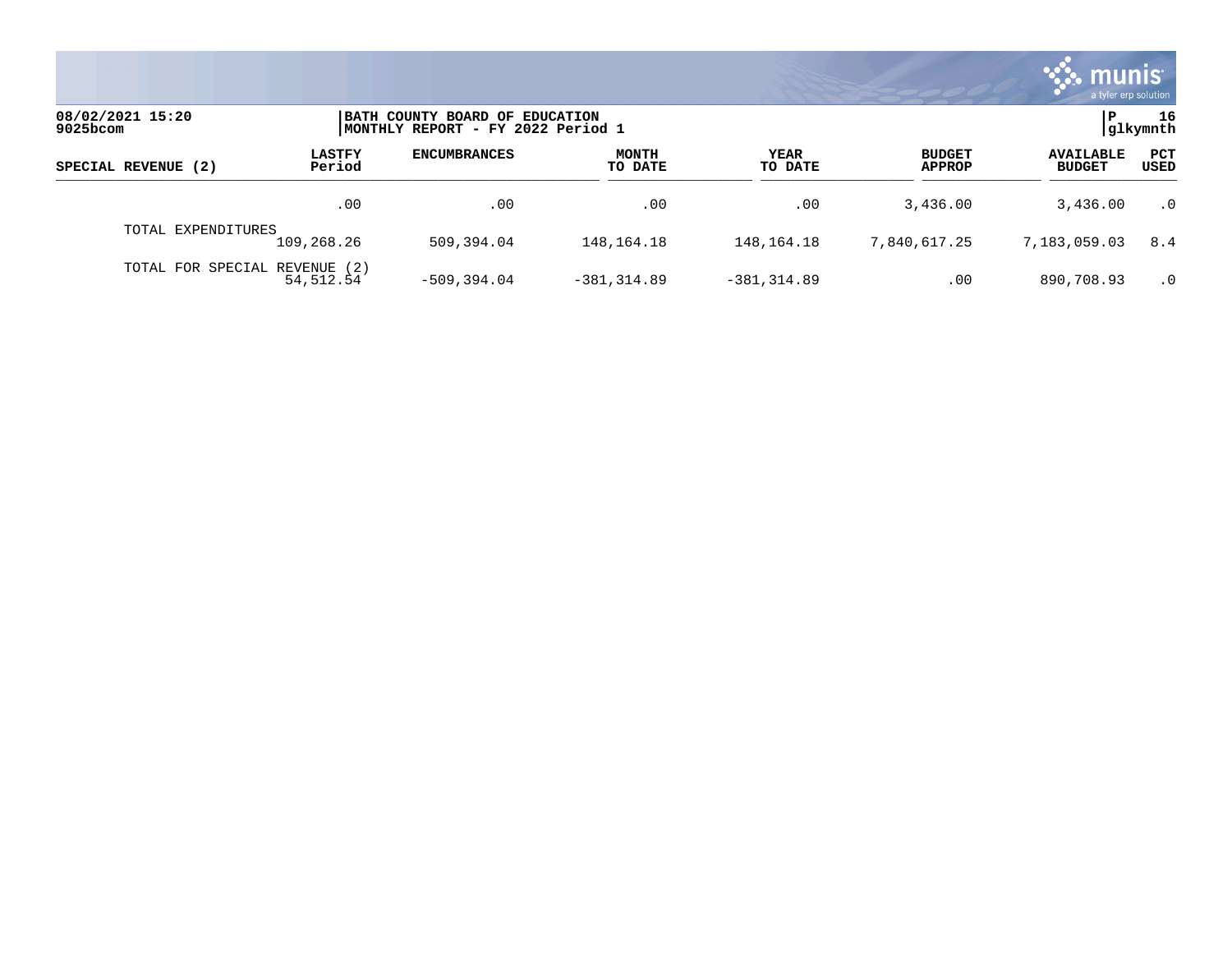| SPECIAL REVENUE (2) | LASTFY Period | ENCUMBRANCES | MONTH TO DATE | YEAR TO DATE | BUDGET APPROP | AVAILABLE BUDGET | PCT USED |
|---|---|---|---|---|---|---|---|
| | .00 | .00 | .00 | .00 | 3,436.00 | 3,436.00 | .0 |
| TOTAL EXPENDITURES | 109,268.26 | 509,394.04 | 148,164.18 | 148,164.18 | 7,840,617.25 | 7,183,059.03 | 8.4 |
| TOTAL FOR SPECIAL REVENUE (2) | 54,512.54 | -509,394.04 | -381,314.89 | -381,314.89 | .00 | 890,708.93 | .0 |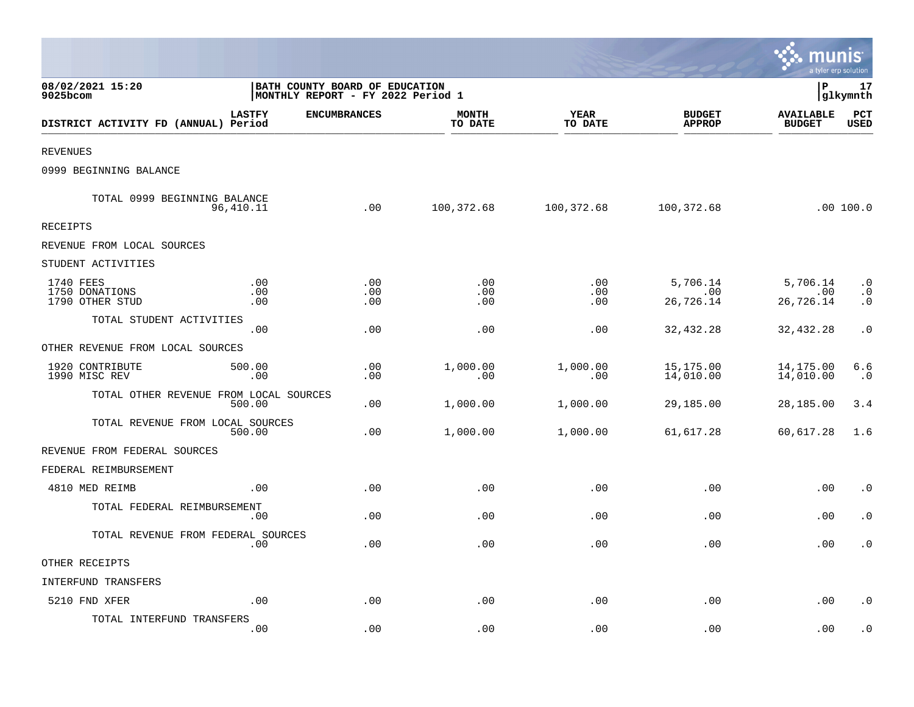08/02/2021 15:20
9025bcom

**BATH COUNTY BOARD OF EDUCATION**
**MONTHLY REPORT - FY 2022 Period 1**

P 17
glkymnth

| DISTRICT ACTIVITY FD (ANNUAL) | LASTFY Period | ENCUMBRANCES | MONTH TO DATE | YEAR TO DATE | BUDGET APPROP | AVAILABLE BUDGET | PCT USED |
|---|---|---|---|---|---|---|---|
| REVENUES | | | | | | | |
| 0999 BEGINNING BALANCE | | | | | | | |
| TOTAL 0999 BEGINNING BALANCE | 96,410.11 | .00 | 100,372.68 | 100,372.68 | 100,372.68 | .00 | 100.0 |
| RECEIPTS | | | | | | | |
| REVENUE FROM LOCAL SOURCES | | | | | | | |
| STUDENT ACTIVITIES | | | | | | | |
| 1740 FEES | .00 | .00 | .00 | .00 | 5,706.14 | 5,706.14 | .0 |
| 1750 DONATIONS | .00 | .00 | .00 | .00 | .00 | .00 | .0 |
| 1790 OTHER STUD | .00 | .00 | .00 | .00 | 26,726.14 | 26,726.14 | .0 |
| TOTAL STUDENT ACTIVITIES | .00 | .00 | .00 | .00 | 32,432.28 | 32,432.28 | .0 |
| OTHER REVENUE FROM LOCAL SOURCES | | | | | | | |
| 1920 CONTRIBUTE | 500.00 | .00 | 1,000.00 | 1,000.00 | 15,175.00 | 14,175.00 | 6.6 |
| 1990 MISC REV | .00 | .00 | .00 | .00 | 14,010.00 | 14,010.00 | .0 |
| TOTAL OTHER REVENUE FROM LOCAL SOURCES | 500.00 | .00 | 1,000.00 | 1,000.00 | 29,185.00 | 28,185.00 | 3.4 |
| TOTAL REVENUE FROM LOCAL SOURCES | 500.00 | .00 | 1,000.00 | 1,000.00 | 61,617.28 | 60,617.28 | 1.6 |
| REVENUE FROM FEDERAL SOURCES | | | | | | | |
| FEDERAL REIMBURSEMENT | | | | | | | |
| 4810 MED REIMB | .00 | .00 | .00 | .00 | .00 | .00 | .0 |
| TOTAL FEDERAL REIMBURSEMENT | .00 | .00 | .00 | .00 | .00 | .00 | .0 |
| TOTAL REVENUE FROM FEDERAL SOURCES | .00 | .00 | .00 | .00 | .00 | .00 | .0 |
| OTHER RECEIPTS | | | | | | | |
| INTERFUND TRANSFERS | | | | | | | |
| 5210 FND XFER | .00 | .00 | .00 | .00 | .00 | .00 | .0 |
| TOTAL INTERFUND TRANSFERS | .00 | .00 | .00 | .00 | .00 | .00 | .0 |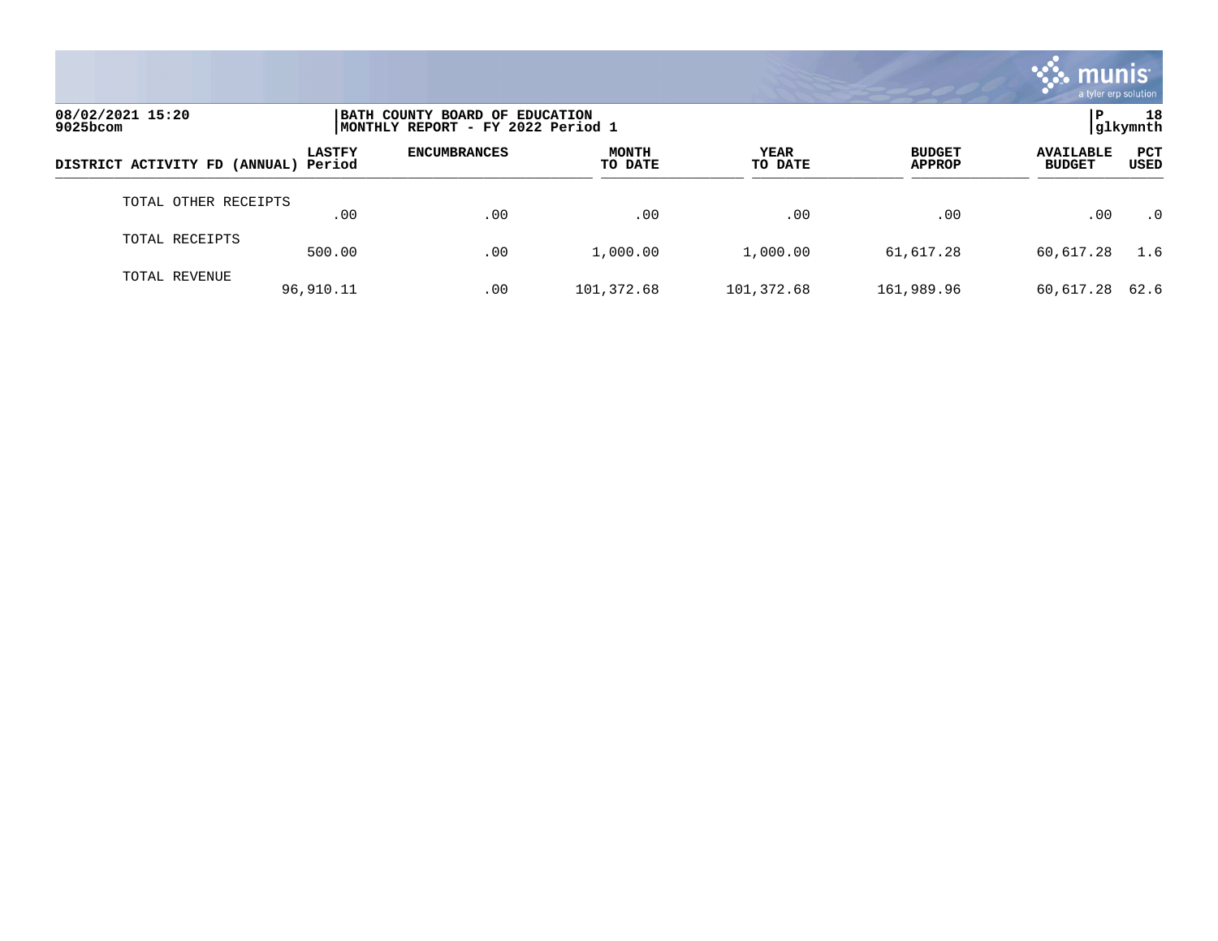08/02/2021 15:20 | BATH COUNTY BOARD OF EDUCATION | P 18
9025bcom | MONTHLY REPORT - FY 2022 Period 1 | glkymnth

| DISTRICT ACTIVITY FD (ANNUAL) | LASTFY Period | ENCUMBRANCES | MONTH TO DATE | YEAR TO DATE | BUDGET APPROP | AVAILABLE BUDGET | PCT USED |
|---|---|---|---|---|---|---|---|
| TOTAL OTHER RECEIPTS | .00 | .00 | .00 | .00 | .00 | .00 | .0 |
| TOTAL RECEIPTS | 500.00 | .00 | 1,000.00 | 1,000.00 | 61,617.28 | 60,617.28 | 1.6 |
| TOTAL REVENUE | 96,910.11 | .00 | 101,372.68 | 101,372.68 | 161,989.96 | 60,617.28 | 62.6 |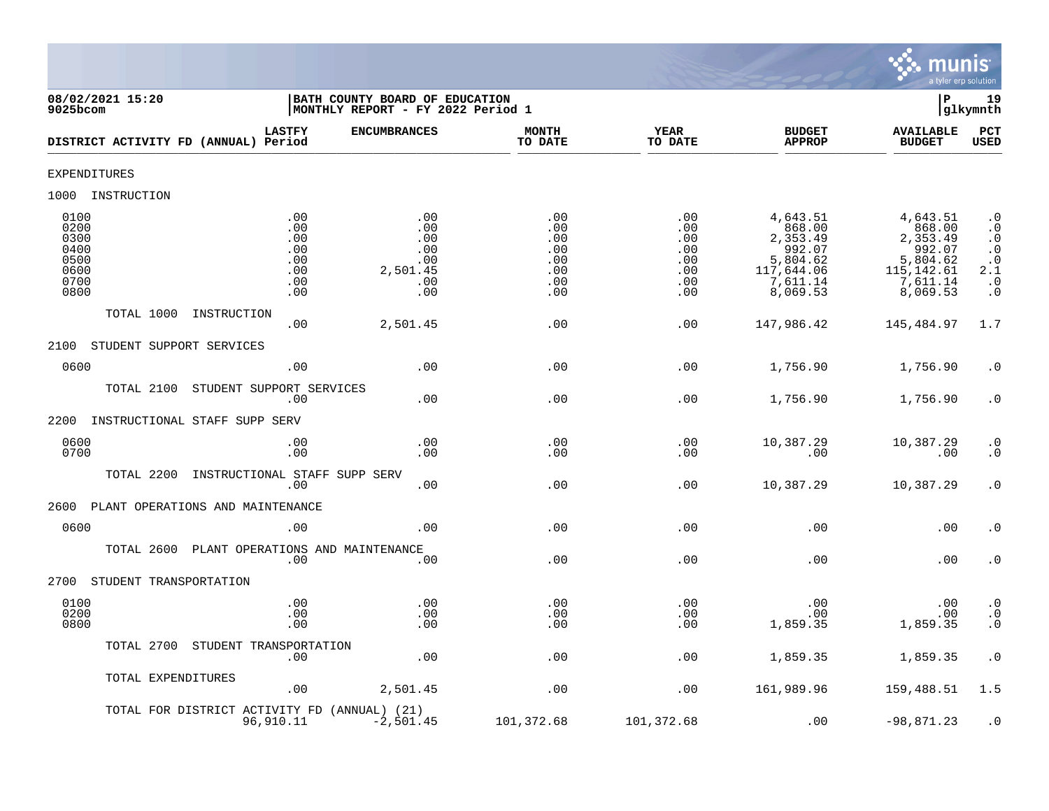08/02/2021 15:20
9025bcom

**BATH COUNTY BOARD OF EDUCATION**
**MONTHLY REPORT - FY 2022 Period 1**

P 19
glkymnth

| DISTRICT ACTIVITY FD (ANNUAL) | LASTFY Period | ENCUMBRANCES | MONTH TO DATE | YEAR TO DATE | BUDGET APPROP | AVAILABLE BUDGET | PCT USED |
|---|---|---|---|---|---|---|---|
| EXPENDITURES | | | | | | | |
| 1000 INSTRUCTION | | | | | | | |
| 0100 | .00 | .00 | .00 | .00 | 4,643.51 | 4,643.51 | .0 |
| 0200 | .00 | .00 | .00 | .00 | 868.00 | 868.00 | .0 |
| 0300 | .00 | .00 | .00 | .00 | 2,353.49 | 2,353.49 | .0 |
| 0400 | .00 | .00 | .00 | .00 | 992.07 | 992.07 | .0 |
| 0500 | .00 | .00 | .00 | .00 | 5,804.62 | 5,804.62 | .0 |
| 0600 | .00 | 2,501.45 | .00 | .00 | 117,644.06 | 115,142.61 | 2.1 |
| 0700 | .00 | .00 | .00 | .00 | 7,611.14 | 7,611.14 | .0 |
| 0800 | .00 | .00 | .00 | .00 | 8,069.53 | 8,069.53 | .0 |
| TOTAL 1000 INSTRUCTION | .00 | 2,501.45 | .00 | .00 | 147,986.42 | 145,484.97 | 1.7 |
| 2100 STUDENT SUPPORT SERVICES | | | | | | | |
| 0600 | .00 | .00 | .00 | .00 | 1,756.90 | 1,756.90 | .0 |
| TOTAL 2100 STUDENT SUPPORT SERVICES | .00 | .00 | .00 | .00 | 1,756.90 | 1,756.90 | .0 |
| 2200 INSTRUCTIONAL STAFF SUPP SERV | | | | | | | |
| 0600 | .00 | .00 | .00 | .00 | 10,387.29 | 10,387.29 | .0 |
| 0700 | .00 | .00 | .00 | .00 | .00 | .00 | .0 |
| TOTAL 2200 INSTRUCTIONAL STAFF SUPP SERV | .00 | .00 | .00 | .00 | 10,387.29 | 10,387.29 | .0 |
| 2600 PLANT OPERATIONS AND MAINTENANCE | | | | | | | |
| 0600 | .00 | .00 | .00 | .00 | .00 | .00 | .0 |
| TOTAL 2600 PLANT OPERATIONS AND MAINTENANCE | .00 | .00 | .00 | .00 | .00 | .00 | .0 |
| 2700 STUDENT TRANSPORTATION | | | | | | | |
| 0100 | .00 | .00 | .00 | .00 | .00 | .00 | .0 |
| 0200 | .00 | .00 | .00 | .00 | .00 | .00 | .0 |
| 0800 | .00 | .00 | .00 | .00 | 1,859.35 | 1,859.35 | .0 |
| TOTAL 2700 STUDENT TRANSPORTATION | .00 | .00 | .00 | .00 | 1,859.35 | 1,859.35 | .0 |
| TOTAL EXPENDITURES | .00 | 2,501.45 | .00 | .00 | 161,989.96 | 159,488.51 | 1.5 |
| TOTAL FOR DISTRICT ACTIVITY FD (ANNUAL) (21) | 96,910.11 | -2,501.45 | 101,372.68 | 101,372.68 | .00 | -98,871.23 | .0 |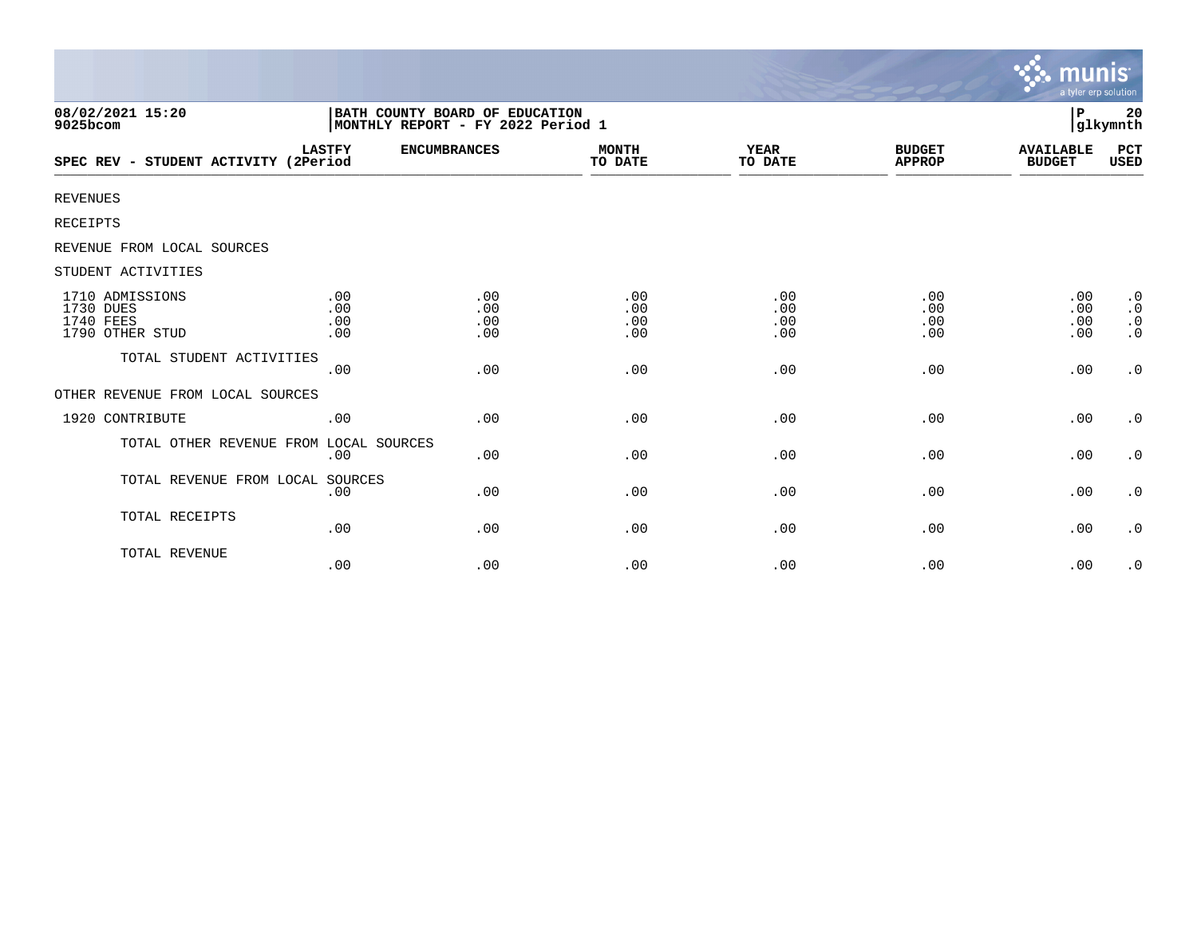BATH COUNTY BOARD OF EDUCATION
MONTHLY REPORT - FY 2022 Period 1

08/02/2021 15:20
9025bcom

| SPEC REV - STUDENT ACTIVITY | LASTFY (2Period | ENCUMBRANCES | MONTH TO DATE | YEAR TO DATE | BUDGET APPROP | AVAILABLE BUDGET | PCT USED |
|---|---|---|---|---|---|---|---|
| REVENUES | | | | | | | |
| RECEIPTS | | | | | | | |
| REVENUE FROM LOCAL SOURCES | | | | | | | |
| STUDENT ACTIVITIES | | | | | | | |
| 1710 ADMISSIONS | .00 | .00 | .00 | .00 | .00 | .00 | .0 |
| 1730 DUES | .00 | .00 | .00 | .00 | .00 | .00 | .0 |
| 1740 FEES | .00 | .00 | .00 | .00 | .00 | .00 | .0 |
| 1790 OTHER STUD | .00 | .00 | .00 | .00 | .00 | .00 | .0 |
| TOTAL STUDENT ACTIVITIES | .00 | .00 | .00 | .00 | .00 | .00 | .0 |
| OTHER REVENUE FROM LOCAL SOURCES | | | | | | | |
| 1920 CONTRIBUTE | .00 | .00 | .00 | .00 | .00 | .00 | .0 |
| TOTAL OTHER REVENUE FROM LOCAL SOURCES | .00 | .00 | .00 | .00 | .00 | .00 | .0 |
| TOTAL REVENUE FROM LOCAL SOURCES | .00 | .00 | .00 | .00 | .00 | .00 | .0 |
| TOTAL RECEIPTS | .00 | .00 | .00 | .00 | .00 | .00 | .0 |
| TOTAL REVENUE | .00 | .00 | .00 | .00 | .00 | .00 | .0 |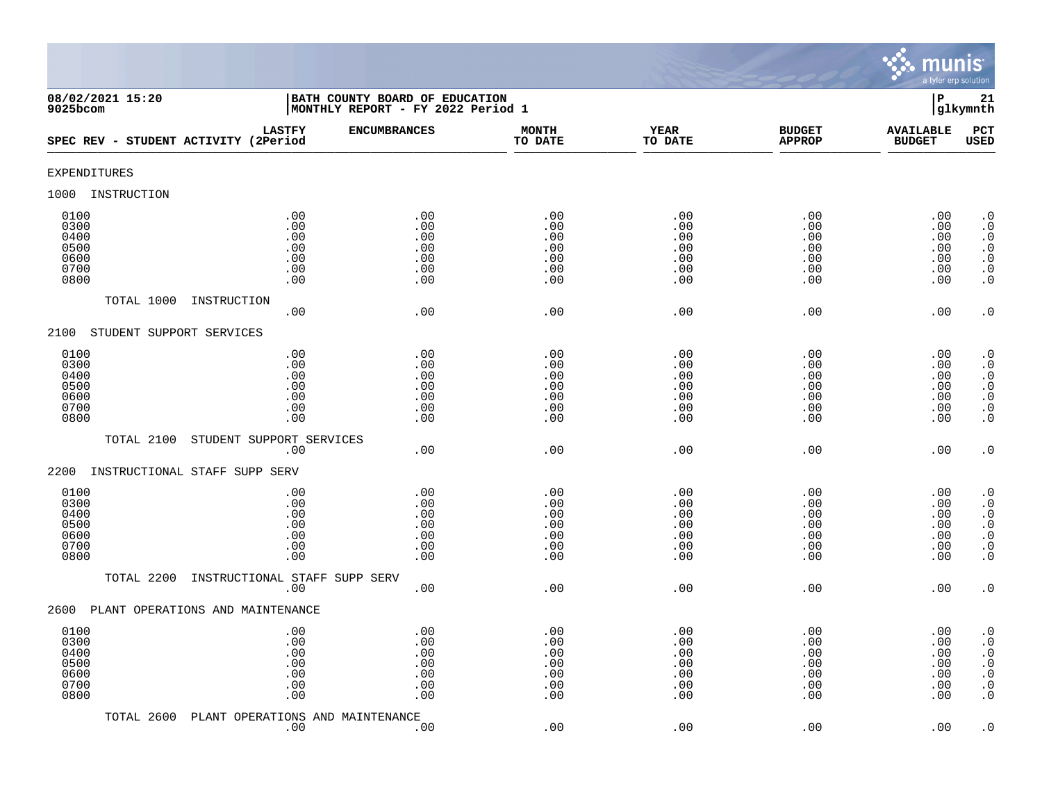08/02/2021 15:20
9025bcom

BATH COUNTY BOARD OF EDUCATION
MONTHLY REPORT - FY 2022 Period 1

P 21
glkymnth

| SPEC REV - STUDENT ACTIVITY | LASTFY (2Period | ENCUMBRANCES | MONTH TO DATE | YEAR TO DATE | BUDGET APPROP | AVAILABLE BUDGET | PCT USED |
|---|---|---|---|---|---|---|---|
| **EXPENDITURES** | | | | | | | |
| **1000 INSTRUCTION** | | | | | | | |
| 0100 | .00 | .00 | .00 | .00 | .00 | .00 | .0 |
| 0300 | .00 | .00 | .00 | .00 | .00 | .00 | .0 |
| 0400 | .00 | .00 | .00 | .00 | .00 | .00 | .0 |
| 0500 | .00 | .00 | .00 | .00 | .00 | .00 | .0 |
| 0600 | .00 | .00 | .00 | .00 | .00 | .00 | .0 |
| 0700 | .00 | .00 | .00 | .00 | .00 | .00 | .0 |
| 0800 | .00 | .00 | .00 | .00 | .00 | .00 | .0 |
| TOTAL 1000 INSTRUCTION | .00 | .00 | .00 | .00 | .00 | .00 | .0 |
| **2100 STUDENT SUPPORT SERVICES** | | | | | | | |
| 0100 | .00 | .00 | .00 | .00 | .00 | .00 | .0 |
| 0300 | .00 | .00 | .00 | .00 | .00 | .00 | .0 |
| 0400 | .00 | .00 | .00 | .00 | .00 | .00 | .0 |
| 0500 | .00 | .00 | .00 | .00 | .00 | .00 | .0 |
| 0600 | .00 | .00 | .00 | .00 | .00 | .00 | .0 |
| 0700 | .00 | .00 | .00 | .00 | .00 | .00 | .0 |
| 0800 | .00 | .00 | .00 | .00 | .00 | .00 | .0 |
| TOTAL 2100 STUDENT SUPPORT SERVICES | .00 | .00 | .00 | .00 | .00 | .00 | .0 |
| **2200 INSTRUCTIONAL STAFF SUPP SERV** | | | | | | | |
| 0100 | .00 | .00 | .00 | .00 | .00 | .00 | .0 |
| 0300 | .00 | .00 | .00 | .00 | .00 | .00 | .0 |
| 0400 | .00 | .00 | .00 | .00 | .00 | .00 | .0 |
| 0500 | .00 | .00 | .00 | .00 | .00 | .00 | .0 |
| 0600 | .00 | .00 | .00 | .00 | .00 | .00 | .0 |
| 0700 | .00 | .00 | .00 | .00 | .00 | .00 | .0 |
| 0800 | .00 | .00 | .00 | .00 | .00 | .00 | .0 |
| TOTAL 2200 INSTRUCTIONAL STAFF SUPP SERV | .00 | .00 | .00 | .00 | .00 | .00 | .0 |
| **2600 PLANT OPERATIONS AND MAINTENANCE** | | | | | | | |
| 0100 | .00 | .00 | .00 | .00 | .00 | .00 | .0 |
| 0300 | .00 | .00 | .00 | .00 | .00 | .00 | .0 |
| 0400 | .00 | .00 | .00 | .00 | .00 | .00 | .0 |
| 0500 | .00 | .00 | .00 | .00 | .00 | .00 | .0 |
| 0600 | .00 | .00 | .00 | .00 | .00 | .00 | .0 |
| 0700 | .00 | .00 | .00 | .00 | .00 | .00 | .0 |
| 0800 | .00 | .00 | .00 | .00 | .00 | .00 | .0 |
| TOTAL 2600 PLANT OPERATIONS AND MAINTENANCE | .00 | .00 | .00 | .00 | .00 | .00 | .0 |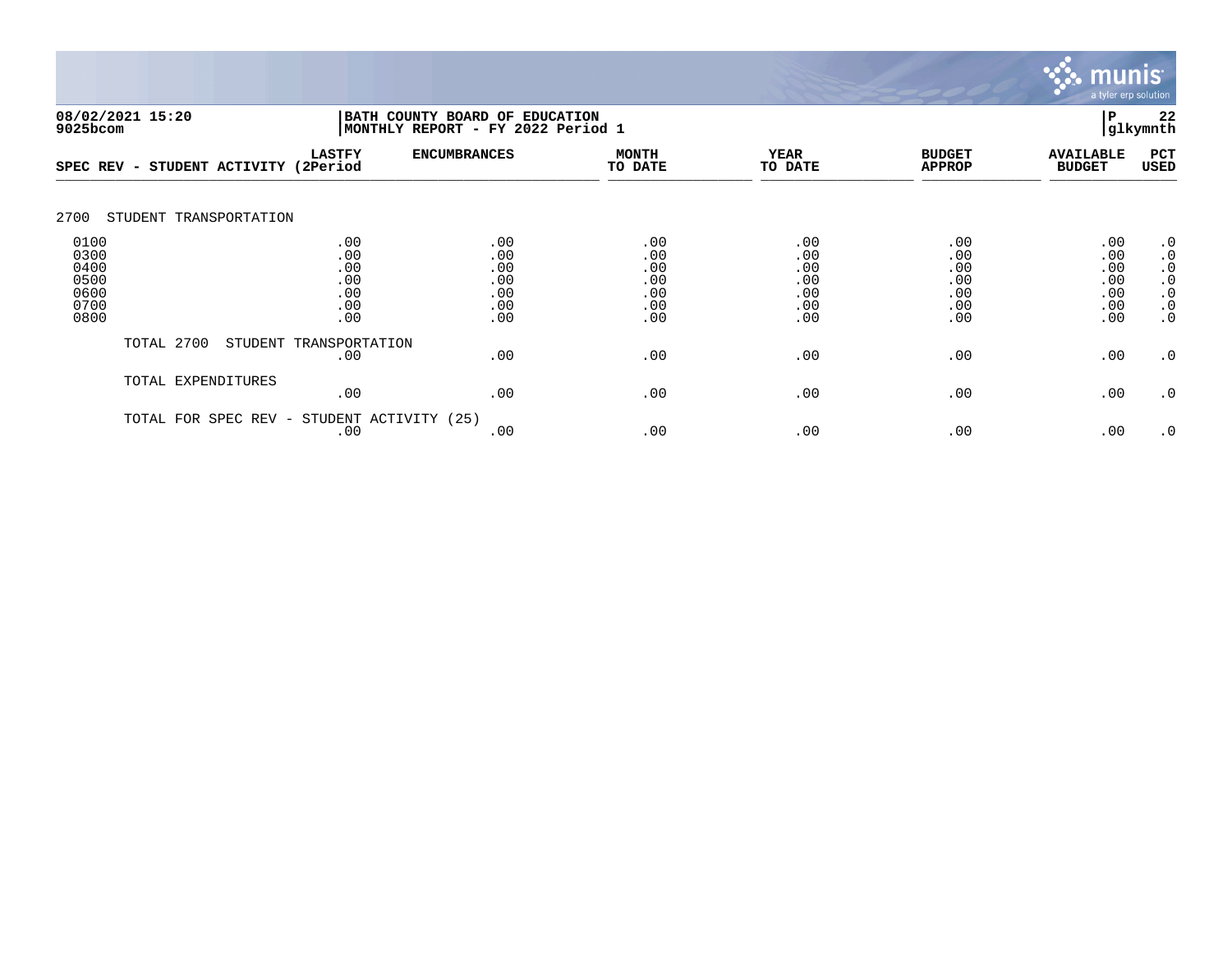08/02/2021 15:20
9025bcom

BATH COUNTY BOARD OF EDUCATION
MONTHLY REPORT - FY 2022 Period 1

P 22
glkymnth

| SPEC REV - STUDENT ACTIVITY | LASTFY (2Period | ENCUMBRANCES | MONTH TO DATE | YEAR TO DATE | BUDGET APPROP | AVAILABLE BUDGET | PCT USED |
|---|---|---|---|---|---|---|---|
| 2700 STUDENT TRANSPORTATION | | | | | | | |
| 0100 | .00 | .00 | .00 | .00 | .00 | .00 | .0 |
| 0300 | .00 | .00 | .00 | .00 | .00 | .00 | .0 |
| 0400 | .00 | .00 | .00 | .00 | .00 | .00 | .0 |
| 0500 | .00 | .00 | .00 | .00 | .00 | .00 | .0 |
| 0600 | .00 | .00 | .00 | .00 | .00 | .00 | .0 |
| 0700 | .00 | .00 | .00 | .00 | .00 | .00 | .0 |
| 0800 | .00 | .00 | .00 | .00 | .00 | .00 | .0 |
| TOTAL 2700 STUDENT TRANSPORTATION | .00 | .00 | .00 | .00 | .00 | .00 | .0 |
| TOTAL EXPENDITURES | .00 | .00 | .00 | .00 | .00 | .00 | .0 |
| TOTAL FOR SPEC REV - STUDENT ACTIVITY (25) | .00 | .00 | .00 | .00 | .00 | .00 | .0 |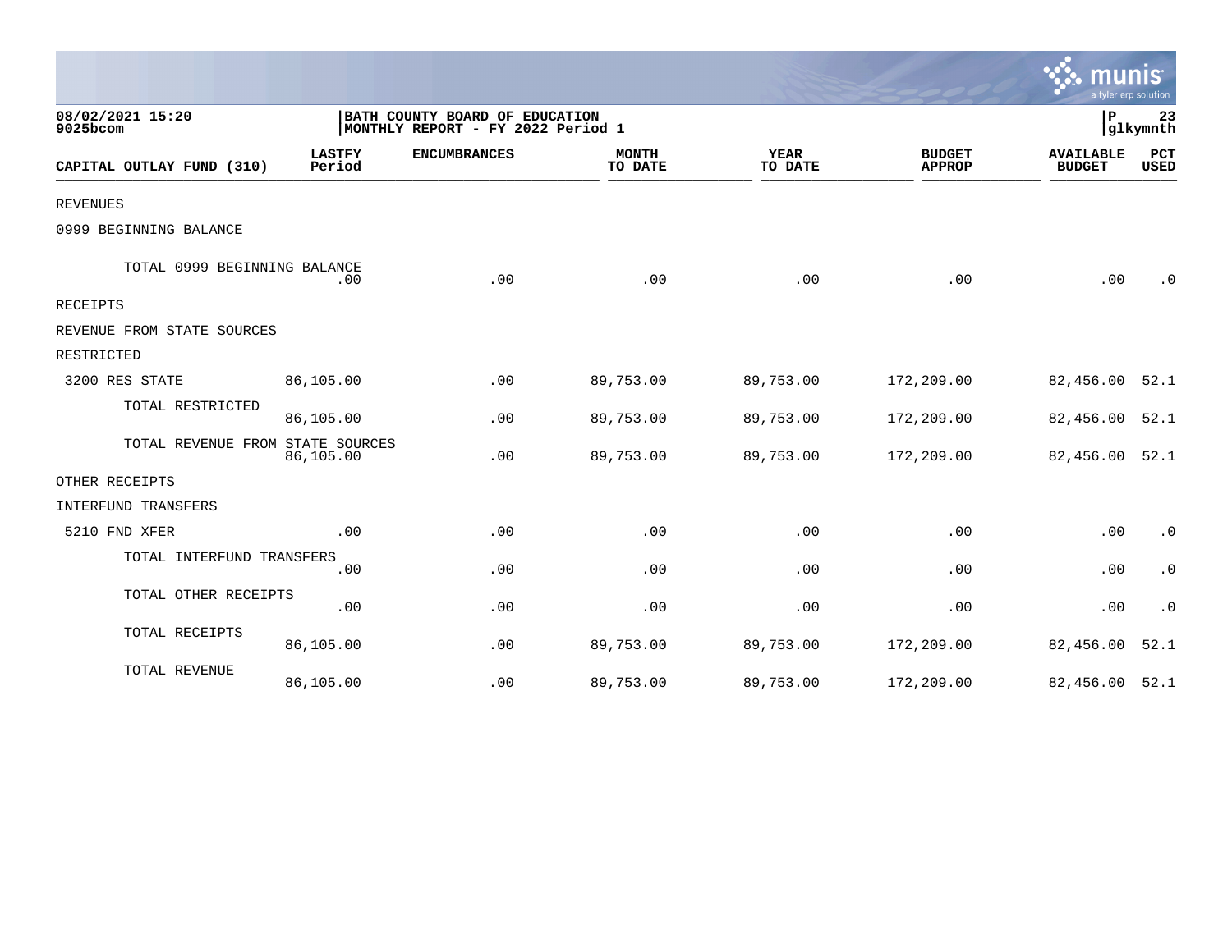| 08/02/2021 15:20 | BATH COUNTY BOARD OF EDUCATION | | | | | | P 23 |
|---|---|---|---|---|---|---|---|
| 9025bcom | MONTHLY REPORT - FY 2022 Period 1 | | | | | | glkymnth |

| CAPITAL OUTLAY FUND (310) | LASTFY Period | ENCUMBRANCES | MONTH TO DATE | YEAR TO DATE | BUDGET APPROP | AVAILABLE BUDGET | PCT USED |
|---|---|---|---|---|---|---|---|
| REVENUES | | | | | | | |
| 0999 BEGINNING BALANCE | | | | | | | |
| TOTAL 0999 BEGINNING BALANCE | .00 | .00 | .00 | .00 | .00 | .00 | .0 |
| RECEIPTS | | | | | | | |
| REVENUE FROM STATE SOURCES | | | | | | | |
| RESTRICTED | | | | | | | |
| 3200 RES STATE | 86,105.00 | .00 | 89,753.00 | 89,753.00 | 172,209.00 | 82,456.00 | 52.1 |
| TOTAL RESTRICTED | 86,105.00 | .00 | 89,753.00 | 89,753.00 | 172,209.00 | 82,456.00 | 52.1 |
| TOTAL REVENUE FROM STATE SOURCES | 86,105.00 | .00 | 89,753.00 | 89,753.00 | 172,209.00 | 82,456.00 | 52.1 |
| OTHER RECEIPTS | | | | | | | |
| INTERFUND TRANSFERS | | | | | | | |
| 5210 FND XFER | .00 | .00 | .00 | .00 | .00 | .00 | .0 |
| TOTAL INTERFUND TRANSFERS | .00 | .00 | .00 | .00 | .00 | .00 | .0 |
| TOTAL OTHER RECEIPTS | .00 | .00 | .00 | .00 | .00 | .00 | .0 |
| TOTAL RECEIPTS | 86,105.00 | .00 | 89,753.00 | 89,753.00 | 172,209.00 | 82,456.00 | 52.1 |
| TOTAL REVENUE | 86,105.00 | .00 | 89,753.00 | 89,753.00 | 172,209.00 | 82,456.00 | 52.1 |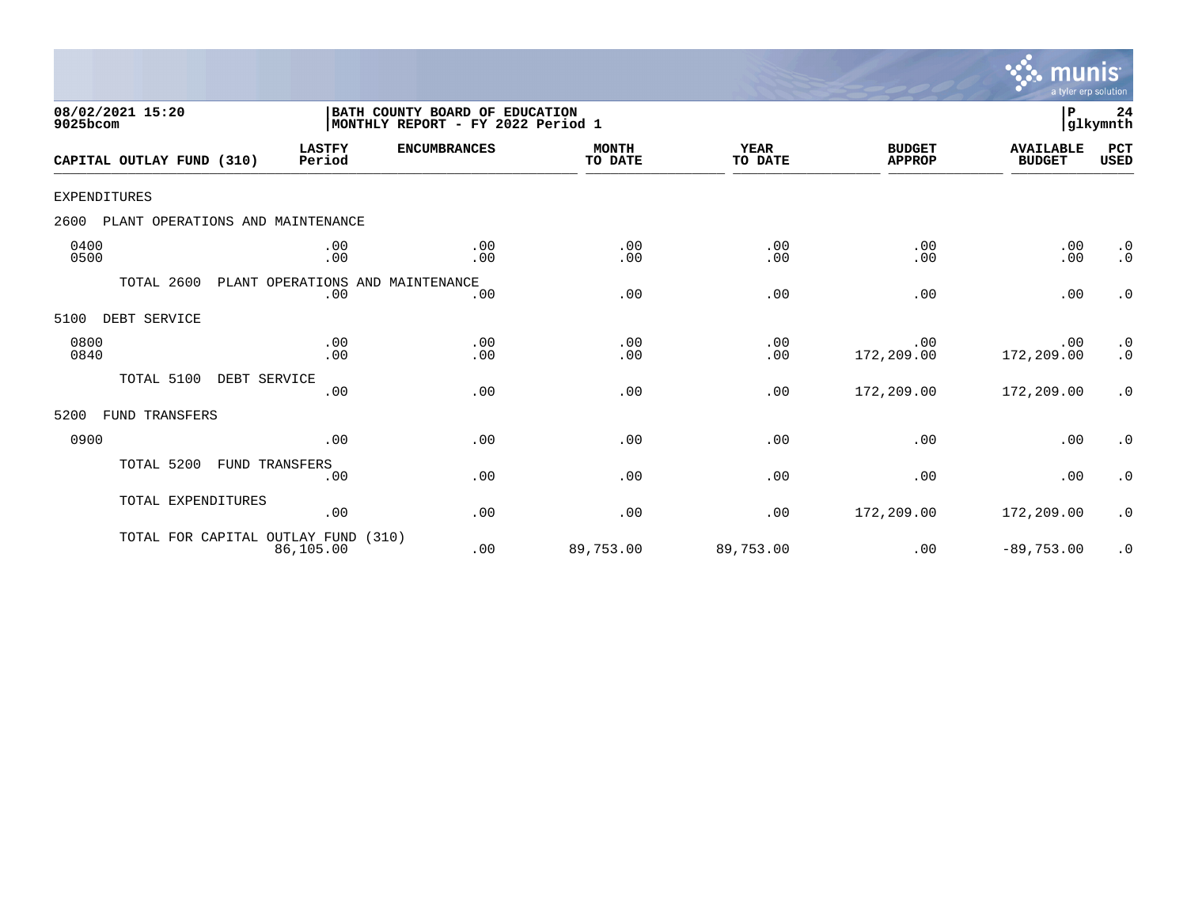08/02/2021 15:20
9025bcom

BATH COUNTY BOARD OF EDUCATION
MONTHLY REPORT - FY 2022 Period 1

P 24
glkymnth

| CAPITAL OUTLAY FUND (310) | LASTFY Period | ENCUMBRANCES | MONTH TO DATE | YEAR TO DATE | BUDGET APPROP | AVAILABLE BUDGET | PCT USED |
|---|---|---|---|---|---|---|---|
| EXPENDITURES | | | | | | | |
| 2600 PLANT OPERATIONS AND MAINTENANCE | | | | | | | |
| 0400 | .00 | .00 | .00 | .00 | .00 | .00 | .0 |
| 0500 | .00 | .00 | .00 | .00 | .00 | .00 | .0 |
| TOTAL 2600 PLANT OPERATIONS AND MAINTENANCE | .00 | .00 | .00 | .00 | .00 | .00 | .0 |
| 5100 DEBT SERVICE | | | | | | | |
| 0800 | .00 | .00 | .00 | .00 | .00 | .00 | .0 |
| 0840 | .00 | .00 | .00 | .00 | 172,209.00 | 172,209.00 | .0 |
| TOTAL 5100 DEBT SERVICE | .00 | .00 | .00 | .00 | 172,209.00 | 172,209.00 | .0 |
| 5200 FUND TRANSFERS | | | | | | | |
| 0900 | .00 | .00 | .00 | .00 | .00 | .00 | .0 |
| TOTAL 5200 FUND TRANSFERS | .00 | .00 | .00 | .00 | .00 | .00 | .0 |
| TOTAL EXPENDITURES | .00 | .00 | .00 | .00 | 172,209.00 | 172,209.00 | .0 |
| TOTAL FOR CAPITAL OUTLAY FUND (310) | 86,105.00 | .00 | 89,753.00 | 89,753.00 | .00 | -89,753.00 | .0 |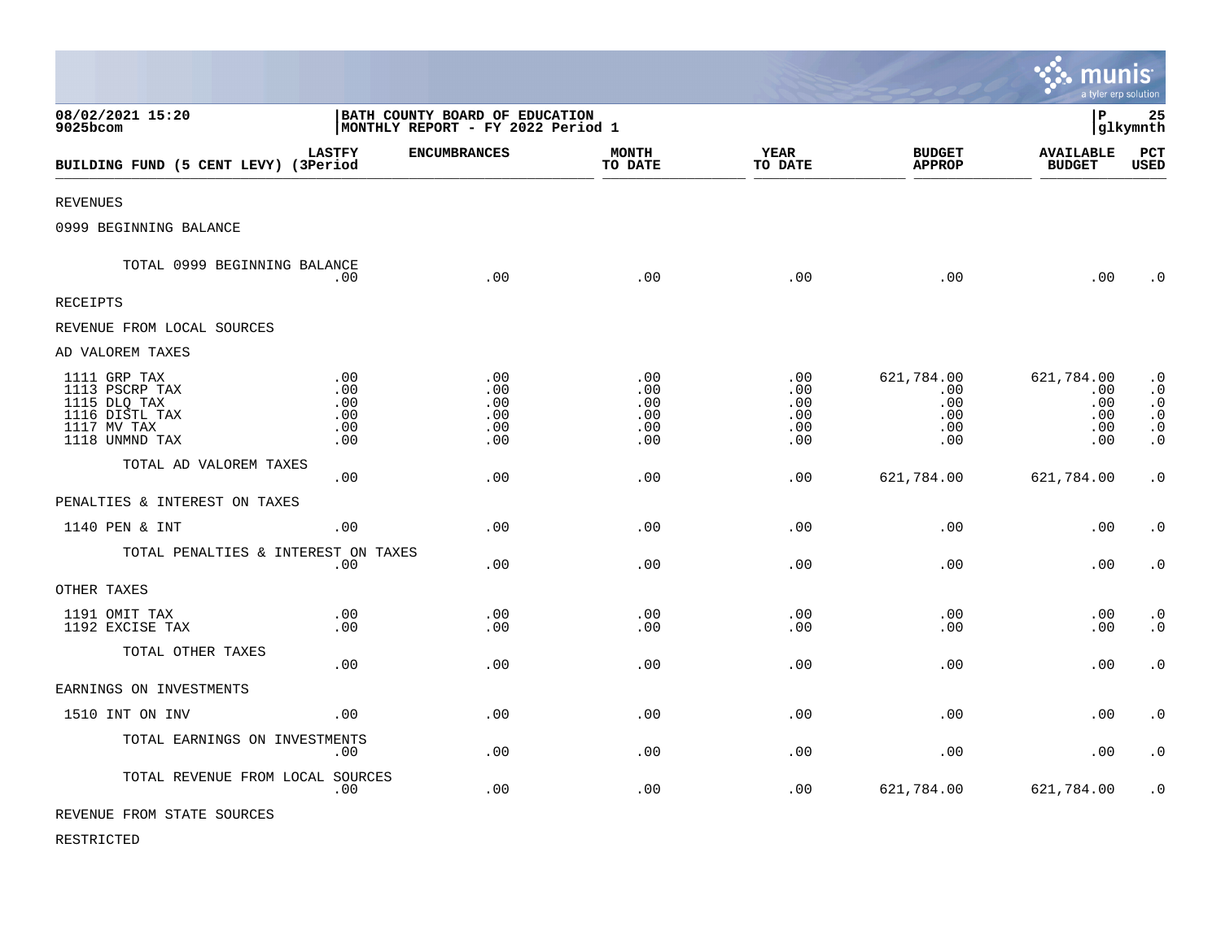08/02/2021 15:20
9025bcom

BATH COUNTY BOARD OF EDUCATION
MONTHLY REPORT - FY 2022 Period 1

P 25
glkymnth

| BUILDING FUND (5 CENT LEVY) | LASTFY (3Period | ENCUMBRANCES | MONTH TO DATE | YEAR TO DATE | BUDGET APPROP | AVAILABLE BUDGET | PCT USED |
|---|---|---|---|---|---|---|---|
| REVENUES | | | | | | | |
| 0999 BEGINNING BALANCE | | | | | | | |
| TOTAL 0999 BEGINNING BALANCE | .00 | .00 | .00 | .00 | .00 | .00 | .0 |
| RECEIPTS | | | | | | | |
| REVENUE FROM LOCAL SOURCES | | | | | | | |
| AD VALOREM TAXES | | | | | | | |
| 1111 GRP TAX | .00 | .00 | .00 | .00 | 621,784.00 | 621,784.00 | .0 |
| 1113 PSCRP TAX | .00 | .00 | .00 | .00 | .00 | .00 | .0 |
| 1115 DLQ TAX | .00 | .00 | .00 | .00 | .00 | .00 | .0 |
| 1116 DISTL TAX | .00 | .00 | .00 | .00 | .00 | .00 | .0 |
| 1117 MV TAX | .00 | .00 | .00 | .00 | .00 | .00 | .0 |
| 1118 UNMND TAX | .00 | .00 | .00 | .00 | .00 | .00 | .0 |
| TOTAL AD VALOREM TAXES | .00 | .00 | .00 | .00 | 621,784.00 | 621,784.00 | .0 |
| PENALTIES & INTEREST ON TAXES | | | | | | | |
| 1140 PEN & INT | .00 | .00 | .00 | .00 | .00 | .00 | .0 |
| TOTAL PENALTIES & INTEREST ON TAXES | .00 | .00 | .00 | .00 | .00 | .00 | .0 |
| OTHER TAXES | | | | | | | |
| 1191 OMIT TAX | .00 | .00 | .00 | .00 | .00 | .00 | .0 |
| 1192 EXCISE TAX | .00 | .00 | .00 | .00 | .00 | .00 | .0 |
| TOTAL OTHER TAXES | .00 | .00 | .00 | .00 | .00 | .00 | .0 |
| EARNINGS ON INVESTMENTS | | | | | | | |
| 1510 INT ON INV | .00 | .00 | .00 | .00 | .00 | .00 | .0 |
| TOTAL EARNINGS ON INVESTMENTS | .00 | .00 | .00 | .00 | .00 | .00 | .0 |
| TOTAL REVENUE FROM LOCAL SOURCES | .00 | .00 | .00 | .00 | 621,784.00 | 621,784.00 | .0 |
| REVENUE FROM STATE SOURCES | | | | | | | |
| RESTRICTED | | | | | | | |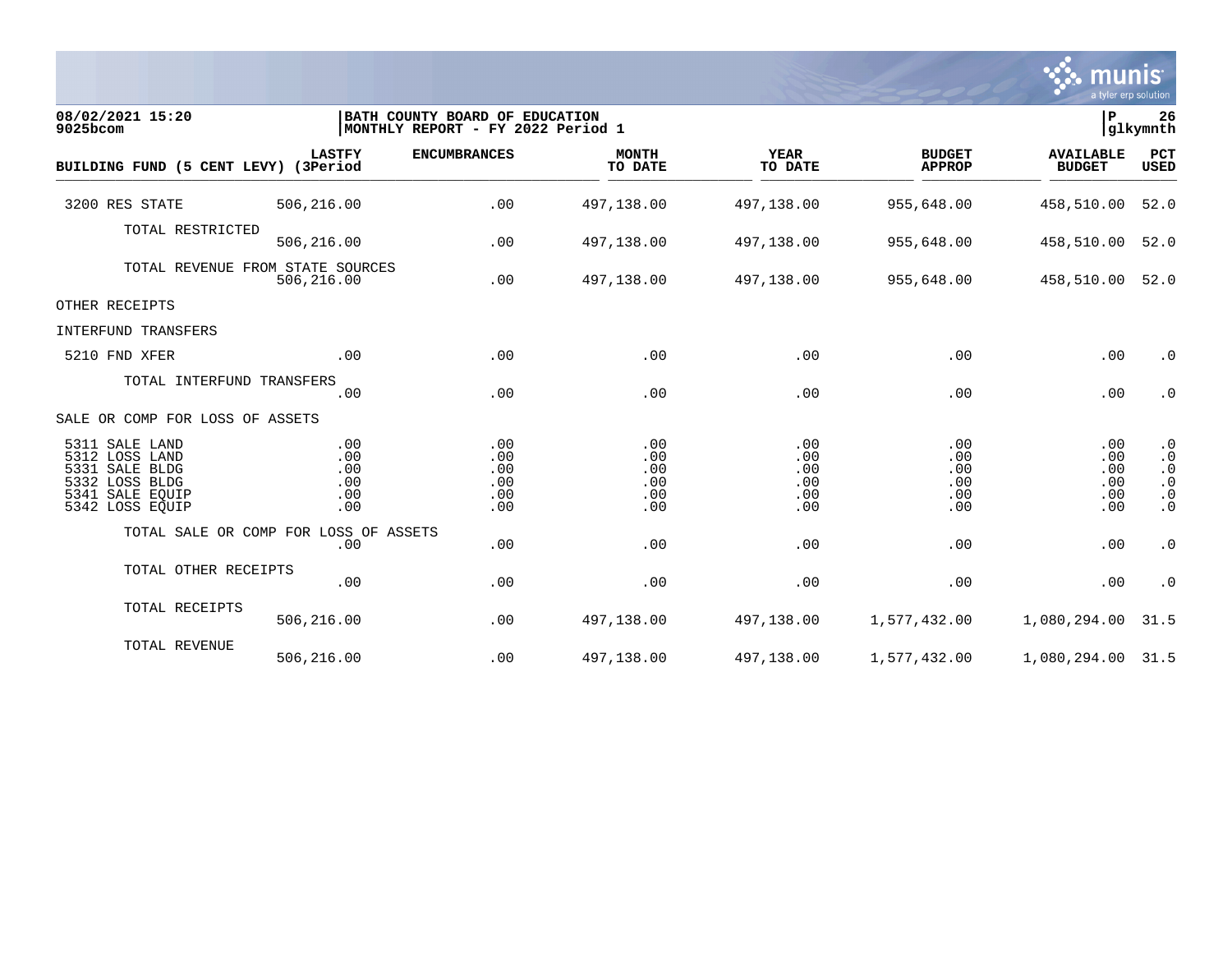08/02/2021 15:20 | BATH COUNTY BOARD OF EDUCATION | P 26
9025bcom | MONTHLY REPORT - FY 2022 Period 1 | glkymnth

| BUILDING FUND (5 CENT LEVY) | LASTFY (3Period | ENCUMBRANCES | MONTH TO DATE | YEAR TO DATE | BUDGET APPROP | AVAILABLE BUDGET | PCT USED |
|---|---|---|---|---|---|---|---|
| 3200 RES STATE | 506,216.00 | .00 | 497,138.00 | 497,138.00 | 955,648.00 | 458,510.00 | 52.0 |
| TOTAL RESTRICTED | 506,216.00 | .00 | 497,138.00 | 497,138.00 | 955,648.00 | 458,510.00 | 52.0 |
| TOTAL REVENUE FROM STATE SOURCES | 506,216.00 | .00 | 497,138.00 | 497,138.00 | 955,648.00 | 458,510.00 | 52.0 |
| OTHER RECEIPTS | | | | | | | |
| INTERFUND TRANSFERS | | | | | | | |
| 5210 FND XFER | .00 | .00 | .00 | .00 | .00 | .00 | .0 |
| TOTAL INTERFUND TRANSFERS | .00 | .00 | .00 | .00 | .00 | .00 | .0 |
| SALE OR COMP FOR LOSS OF ASSETS | | | | | | | |
| 5311 SALE LAND | .00 | .00 | .00 | .00 | .00 | .00 | .0 |
| 5312 LOSS LAND | .00 | .00 | .00 | .00 | .00 | .00 | .0 |
| 5331 SALE BLDG | .00 | .00 | .00 | .00 | .00 | .00 | .0 |
| 5332 LOSS BLDG | .00 | .00 | .00 | .00 | .00 | .00 | .0 |
| 5341 SALE EQUIP | .00 | .00 | .00 | .00 | .00 | .00 | .0 |
| 5342 LOSS EQUIP | .00 | .00 | .00 | .00 | .00 | .00 | .0 |
| TOTAL SALE OR COMP FOR LOSS OF ASSETS | .00 | .00 | .00 | .00 | .00 | .00 | .0 |
| TOTAL OTHER RECEIPTS | .00 | .00 | .00 | .00 | .00 | .00 | .0 |
| TOTAL RECEIPTS | 506,216.00 | .00 | 497,138.00 | 497,138.00 | 1,577,432.00 | 1,080,294.00 | 31.5 |
| TOTAL REVENUE | 506,216.00 | .00 | 497,138.00 | 497,138.00 | 1,577,432.00 | 1,080,294.00 | 31.5 |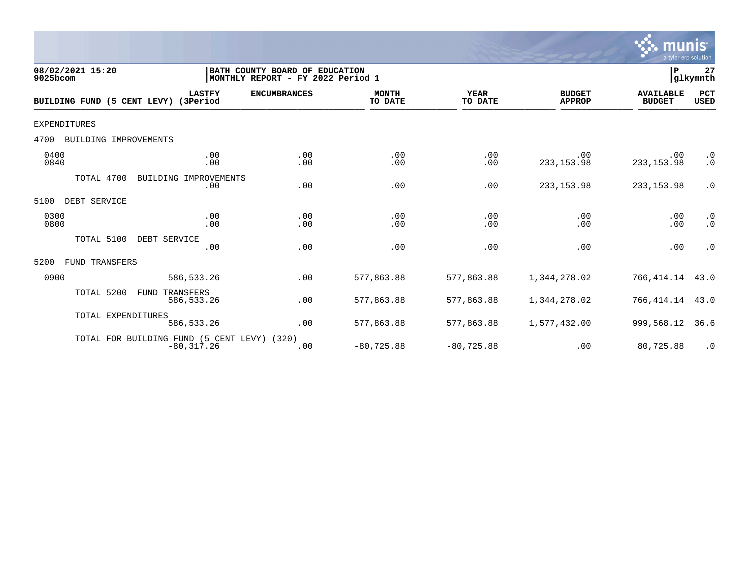**08/02/2021 15:20**
**9025bcom**

**BATH COUNTY BOARD OF EDUCATION**
**MONTHLY REPORT - FY 2022 Period 1**

**P 27**
**glkymnth**

| BUILDING FUND (5 CENT LEVY) | LASTFY (3Period | ENCUMBRANCES | MONTH TO DATE | YEAR TO DATE | BUDGET APPROP | AVAILABLE BUDGET | PCT USED |
|---|---|---|---|---|---|---|---|
| EXPENDITURES | | | | | | | |
| 4700 BUILDING IMPROVEMENTS | | | | | | | |
| 0400 | .00 | .00 | .00 | .00 | .00 | .00 | .0 |
| 0840 | .00 | .00 | .00 | .00 | 233,153.98 | 233,153.98 | .0 |
| TOTAL 4700 BUILDING IMPROVEMENTS | .00 | .00 | .00 | .00 | 233,153.98 | 233,153.98 | .0 |
| 5100 DEBT SERVICE | | | | | | | |
| 0300 | .00 | .00 | .00 | .00 | .00 | .00 | .0 |
| 0800 | .00 | .00 | .00 | .00 | .00 | .00 | .0 |
| TOTAL 5100 DEBT SERVICE | .00 | .00 | .00 | .00 | .00 | .00 | .0 |
| 5200 FUND TRANSFERS | | | | | | | |
| 0900 | 586,533.26 | .00 | 577,863.88 | 577,863.88 | 1,344,278.02 | 766,414.14 | 43.0 |
| TOTAL 5200 FUND TRANSFERS | 586,533.26 | .00 | 577,863.88 | 577,863.88 | 1,344,278.02 | 766,414.14 | 43.0 |
| TOTAL EXPENDITURES | 586,533.26 | .00 | 577,863.88 | 577,863.88 | 1,577,432.00 | 999,568.12 | 36.6 |
| TOTAL FOR BUILDING FUND (5 CENT LEVY) (320) | -80,317.26 | .00 | -80,725.88 | -80,725.88 | .00 | 80,725.88 | .0 |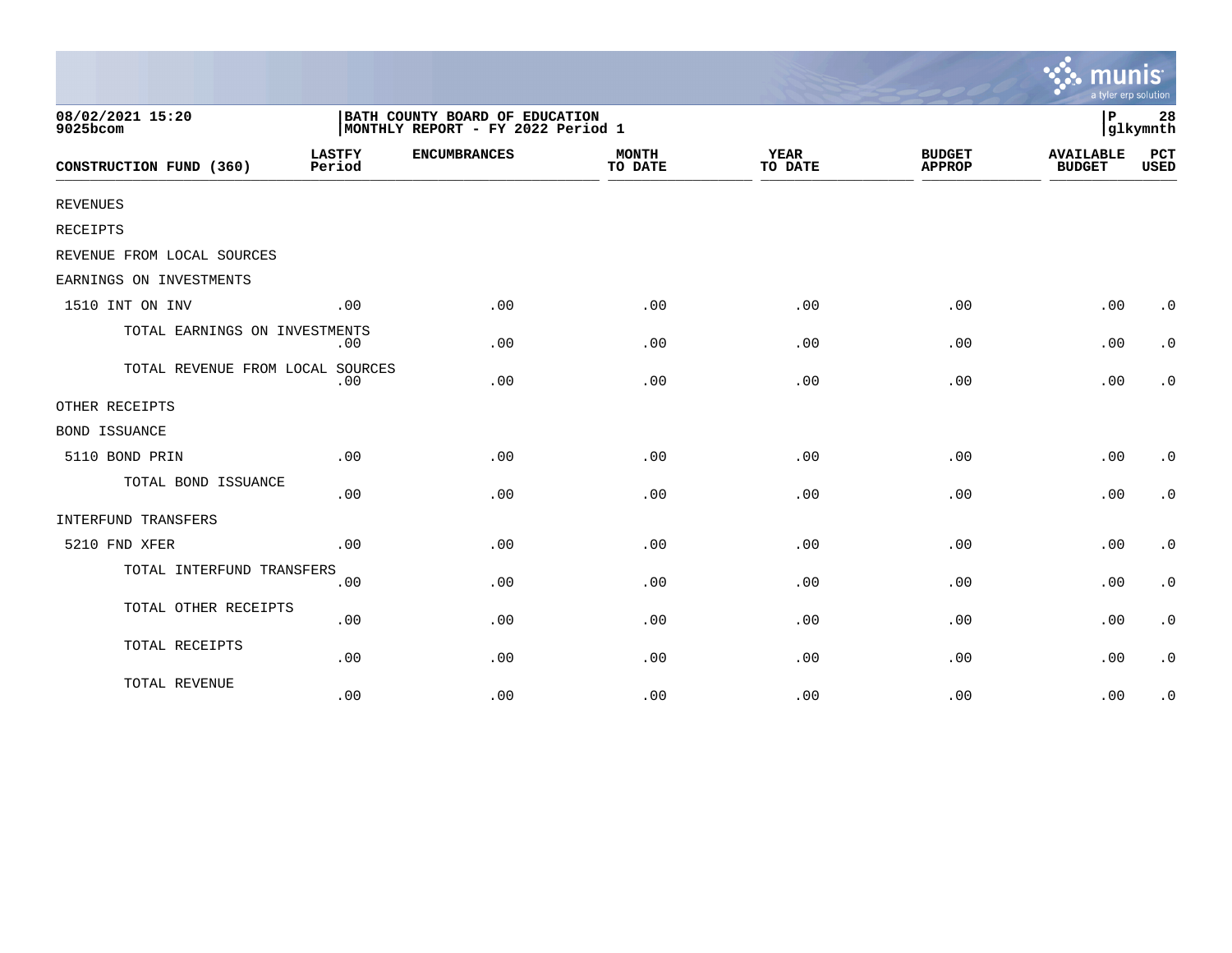08/02/2021 15:20
9025bcom

BATH COUNTY BOARD OF EDUCATION
MONTHLY REPORT - FY 2022 Period 1

P 28
glkymnth

| CONSTRUCTION FUND (360) | LASTFY Period | ENCUMBRANCES | MONTH TO DATE | YEAR TO DATE | BUDGET APPROP | AVAILABLE BUDGET | PCT USED |
|---|---|---|---|---|---|---|---|
| REVENUES | | | | | | | |
| RECEIPTS | | | | | | | |
| REVENUE FROM LOCAL SOURCES | | | | | | | |
| EARNINGS ON INVESTMENTS | | | | | | | |
| 1510 INT ON INV | .00 | .00 | .00 | .00 | .00 | .00 | .0 |
| TOTAL EARNINGS ON INVESTMENTS | .00 | .00 | .00 | .00 | .00 | .00 | .0 |
| TOTAL REVENUE FROM LOCAL SOURCES | .00 | .00 | .00 | .00 | .00 | .00 | .0 |
| OTHER RECEIPTS | | | | | | | |
| BOND ISSUANCE | | | | | | | |
| 5110 BOND PRIN | .00 | .00 | .00 | .00 | .00 | .00 | .0 |
| TOTAL BOND ISSUANCE | .00 | .00 | .00 | .00 | .00 | .00 | .0 |
| INTERFUND TRANSFERS | | | | | | | |
| 5210 FND XFER | .00 | .00 | .00 | .00 | .00 | .00 | .0 |
| TOTAL INTERFUND TRANSFERS | .00 | .00 | .00 | .00 | .00 | .00 | .0 |
| TOTAL OTHER RECEIPTS | .00 | .00 | .00 | .00 | .00 | .00 | .0 |
| TOTAL RECEIPTS | .00 | .00 | .00 | .00 | .00 | .00 | .0 |
| TOTAL REVENUE | .00 | .00 | .00 | .00 | .00 | .00 | .0 |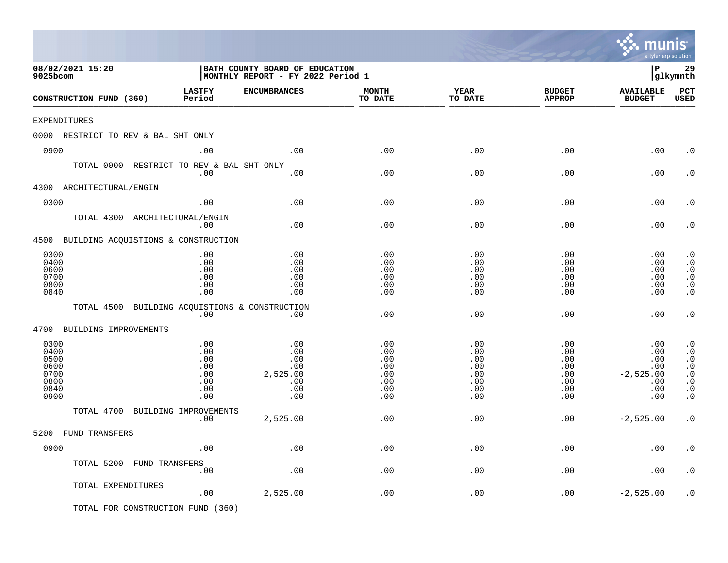08/02/2021 15:20
9025bcom

BATH COUNTY BOARD OF EDUCATION
MONTHLY REPORT - FY 2022 Period 1

glkymnth

| CONSTRUCTION FUND (360) | LASTFY Period | ENCUMBRANCES | MONTH TO DATE | YEAR TO DATE | BUDGET APPROP | AVAILABLE BUDGET | PCT USED |
|---|---|---|---|---|---|---|---|
| EXPENDITURES | | | | | | | |
| 0000 RESTRICT TO REV & BAL SHT ONLY | | | | | | | |
| 0900 | .00 | .00 | .00 | .00 | .00 | .00 | .0 |
| TOTAL 0000 RESTRICT TO REV & BAL SHT ONLY | .00 | .00 | .00 | .00 | .00 | .00 | .0 |
| 4300 ARCHITECTURAL/ENGIN | | | | | | | |
| 0300 | .00 | .00 | .00 | .00 | .00 | .00 | .0 |
| TOTAL 4300 ARCHITECTURAL/ENGIN | .00 | .00 | .00 | .00 | .00 | .00 | .0 |
| 4500 BUILDING ACQUISTIONS & CONSTRUCTION | | | | | | | |
| 0300 | .00 | .00 | .00 | .00 | .00 | .00 | .0 |
| 0400 | .00 | .00 | .00 | .00 | .00 | .00 | .0 |
| 0600 | .00 | .00 | .00 | .00 | .00 | .00 | .0 |
| 0700 | .00 | .00 | .00 | .00 | .00 | .00 | .0 |
| 0800 | .00 | .00 | .00 | .00 | .00 | .00 | .0 |
| 0840 | .00 | .00 | .00 | .00 | .00 | .00 | .0 |
| TOTAL 4500 BUILDING ACQUISTIONS & CONSTRUCTION | .00 | .00 | .00 | .00 | .00 | .00 | .0 |
| 4700 BUILDING IMPROVEMENTS | | | | | | | |
| 0300 | .00 | .00 | .00 | .00 | .00 | .00 | .0 |
| 0400 | .00 | .00 | .00 | .00 | .00 | .00 | .0 |
| 0500 | .00 | .00 | .00 | .00 | .00 | .00 | .0 |
| 0600 | .00 | .00 | .00 | .00 | .00 | .00 | .0 |
| 0700 | .00 | 2,525.00 | .00 | .00 | .00 | -2,525.00 | .0 |
| 0800 | .00 | .00 | .00 | .00 | .00 | .00 | .0 |
| 0840 | .00 | .00 | .00 | .00 | .00 | .00 | .0 |
| 0900 | .00 | .00 | .00 | .00 | .00 | .00 | .0 |
| TOTAL 4700 BUILDING IMPROVEMENTS | .00 | 2,525.00 | .00 | .00 | .00 | -2,525.00 | .0 |
| 5200 FUND TRANSFERS | | | | | | | |
| 0900 | .00 | .00 | .00 | .00 | .00 | .00 | .0 |
| TOTAL 5200 FUND TRANSFERS | .00 | .00 | .00 | .00 | .00 | .00 | .0 |
| TOTAL EXPENDITURES | .00 | 2,525.00 | .00 | .00 | .00 | -2,525.00 | .0 |
| TOTAL FOR CONSTRUCTION FUND (360) | | | | | | | |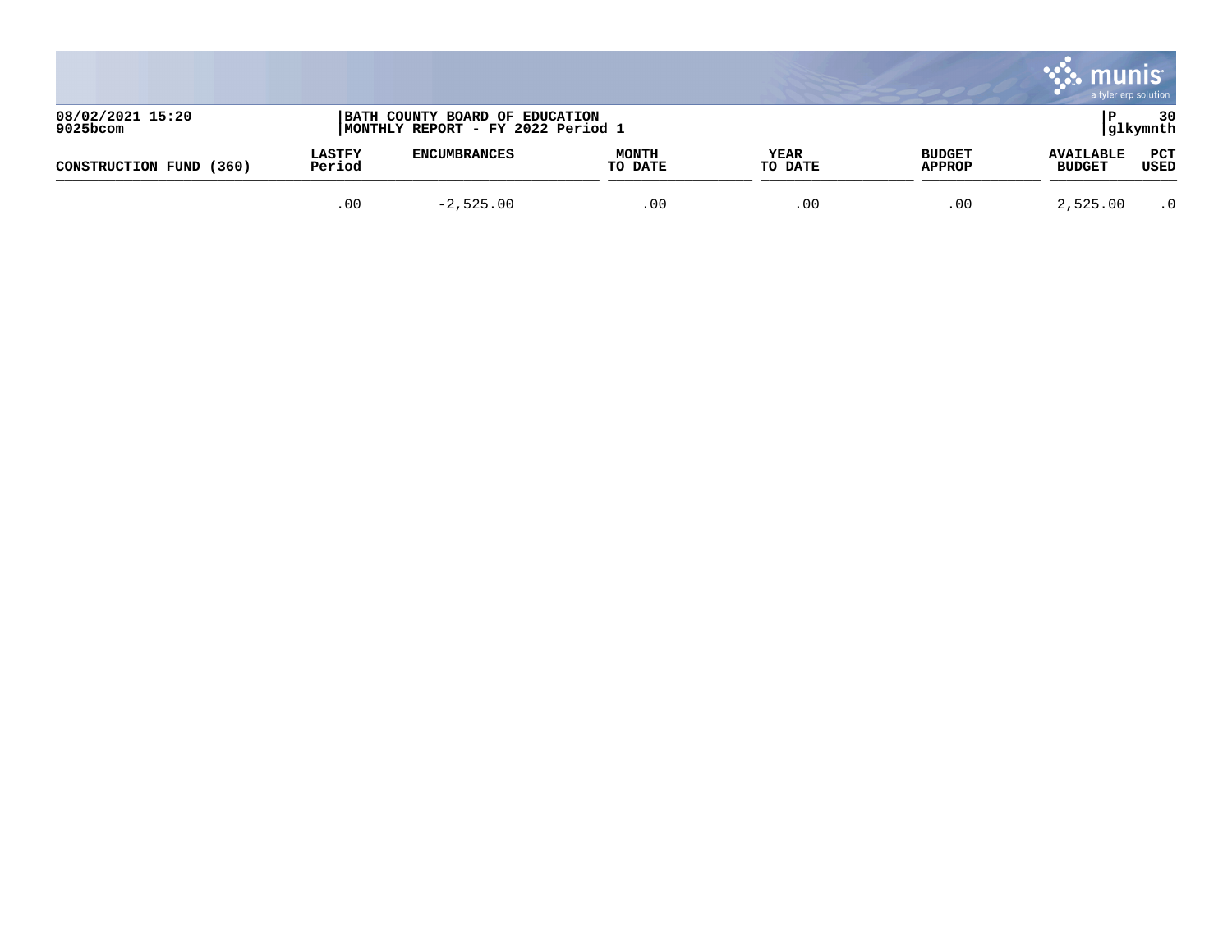08/02/2021 15:20
9025bcom

BATH COUNTY BOARD OF EDUCATION
MONTHLY REPORT - FY 2022 Period 1

P 30
glkymnth

| CONSTRUCTION FUND (360) | LASTFY Period | ENCUMBRANCES | MONTH TO DATE | YEAR TO DATE | BUDGET APPROP | AVAILABLE BUDGET | PCT USED |
|---|---|---|---|---|---|---|---|
| | .00 | -2,525.00 | .00 | .00 | .00 | 2,525.00 | .0 |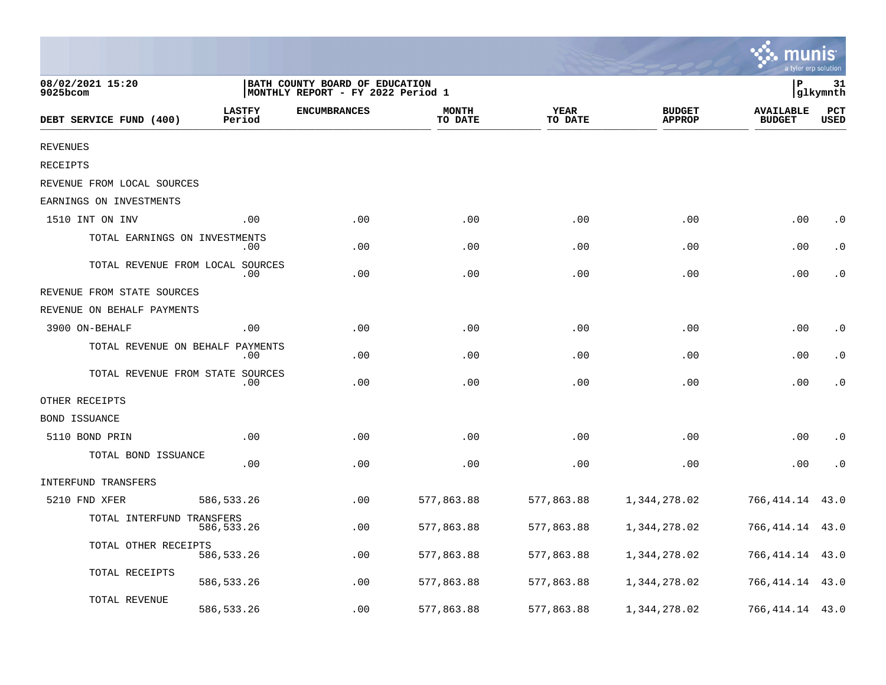08/02/2021 15:20
9025bcom

BATH COUNTY BOARD OF EDUCATION
MONTHLY REPORT - FY 2022 Period 1

P 31
glkymnth

| DEBT SERVICE FUND (400) | LASTFY Period | ENCUMBRANCES | MONTH TO DATE | YEAR TO DATE | BUDGET APPROP | AVAILABLE BUDGET | PCT USED |
|---|---|---|---|---|---|---|---|
| REVENUES | | | | | | | |
| RECEIPTS | | | | | | | |
| REVENUE FROM LOCAL SOURCES | | | | | | | |
| EARNINGS ON INVESTMENTS | | | | | | | |
| 1510 INT ON INV | .00 | .00 | .00 | .00 | .00 | .00 | .0 |
| TOTAL EARNINGS ON INVESTMENTS | .00 | .00 | .00 | .00 | .00 | .00 | .0 |
| TOTAL REVENUE FROM LOCAL SOURCES | .00 | .00 | .00 | .00 | .00 | .00 | .0 |
| REVENUE FROM STATE SOURCES | | | | | | | |
| REVENUE ON BEHALF PAYMENTS | | | | | | | |
| 3900 ON-BEHALF | .00 | .00 | .00 | .00 | .00 | .00 | .0 |
| TOTAL REVENUE ON BEHALF PAYMENTS | .00 | .00 | .00 | .00 | .00 | .00 | .0 |
| TOTAL REVENUE FROM STATE SOURCES | .00 | .00 | .00 | .00 | .00 | .00 | .0 |
| OTHER RECEIPTS | | | | | | | |
| BOND ISSUANCE | | | | | | | |
| 5110 BOND PRIN | .00 | .00 | .00 | .00 | .00 | .00 | .0 |
| TOTAL BOND ISSUANCE | .00 | .00 | .00 | .00 | .00 | .00 | .0 |
| INTERFUND TRANSFERS | | | | | | | |
| 5210 FND XFER | 586,533.26 | .00 | 577,863.88 | 577,863.88 | 1,344,278.02 | 766,414.14 | 43.0 |
| TOTAL INTERFUND TRANSFERS | 586,533.26 | .00 | 577,863.88 | 577,863.88 | 1,344,278.02 | 766,414.14 | 43.0 |
| TOTAL OTHER RECEIPTS | 586,533.26 | .00 | 577,863.88 | 577,863.88 | 1,344,278.02 | 766,414.14 | 43.0 |
| TOTAL RECEIPTS | 586,533.26 | .00 | 577,863.88 | 577,863.88 | 1,344,278.02 | 766,414.14 | 43.0 |
| TOTAL REVENUE | 586,533.26 | .00 | 577,863.88 | 577,863.88 | 1,344,278.02 | 766,414.14 | 43.0 |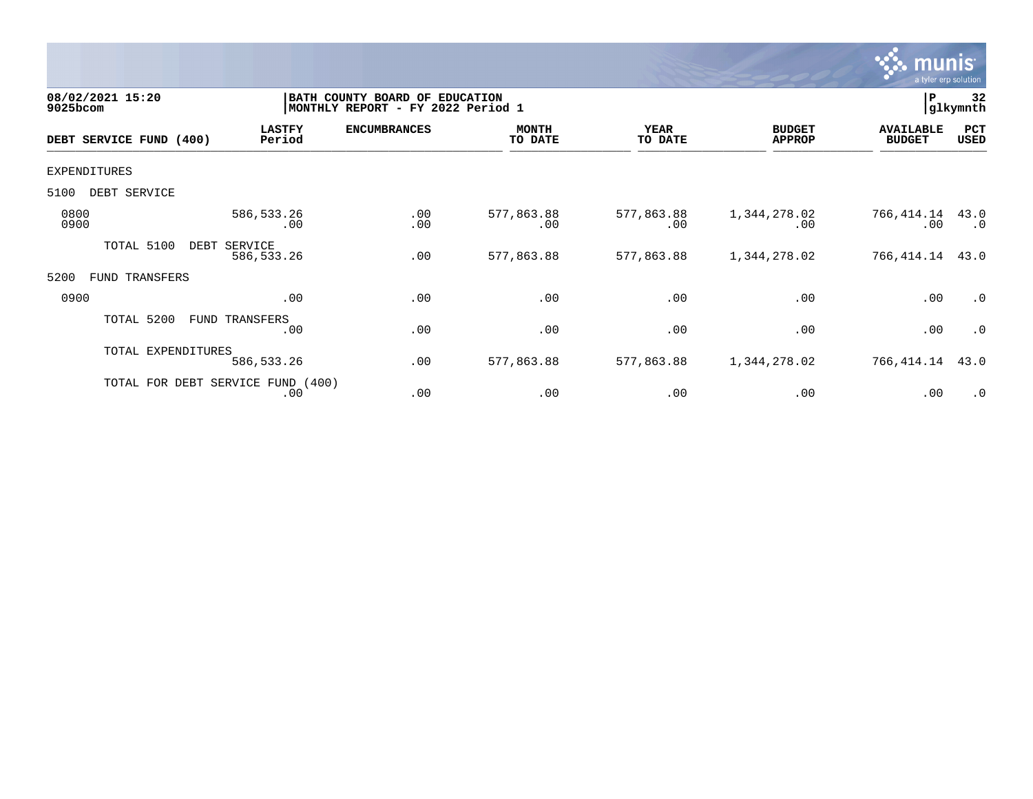08/02/2021 15:20
9025bcom

BATH COUNTY BOARD OF EDUCATION
MONTHLY REPORT - FY 2022 Period 1

P 32
glkymnth

| DEBT SERVICE FUND (400) | LASTFY Period | ENCUMBRANCES | MONTH TO DATE | YEAR TO DATE | BUDGET APPROP | AVAILABLE BUDGET | PCT USED |
|---|---|---|---|---|---|---|---|
| EXPENDITURES | | | | | | | |
| 5100 DEBT SERVICE | | | | | | | |
| 0800 | 586,533.26 | .00 | 577,863.88 | 577,863.88 | 1,344,278.02 | 766,414.14 | 43.0 |
| 0900 | .00 | .00 | .00 | .00 | .00 | .00 | .0 |
| TOTAL 5100 DEBT SERVICE | 586,533.26 | .00 | 577,863.88 | 577,863.88 | 1,344,278.02 | 766,414.14 | 43.0 |
| 5200 FUND TRANSFERS | | | | | | | |
| 0900 | .00 | .00 | .00 | .00 | .00 | .00 | .0 |
| TOTAL 5200 FUND TRANSFERS | .00 | .00 | .00 | .00 | .00 | .00 | .0 |
| TOTAL EXPENDITURES | 586,533.26 | .00 | 577,863.88 | 577,863.88 | 1,344,278.02 | 766,414.14 | 43.0 |
| TOTAL FOR DEBT SERVICE FUND (400) | .00 | .00 | .00 | .00 | .00 | .00 | .0 |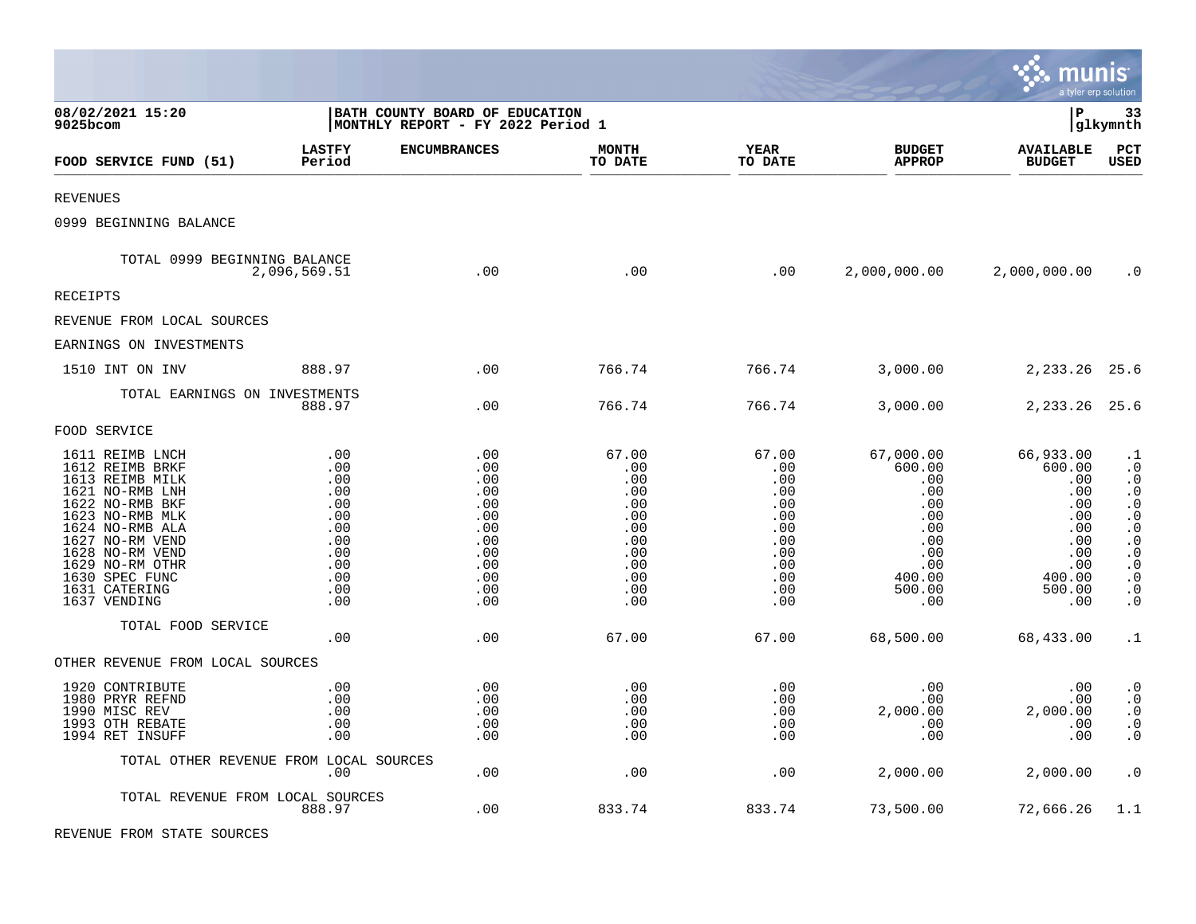08/02/2021 15:20
9025bcom

BATH COUNTY BOARD OF EDUCATION
MONTHLY REPORT - FY 2022 Period 1

P 33
glkymnth

| FOOD SERVICE FUND (51) | LASTFY Period | ENCUMBRANCES | MONTH TO DATE | YEAR TO DATE | BUDGET APPROP | AVAILABLE BUDGET | PCT USED |
|---|---|---|---|---|---|---|---|
| REVENUES | | | | | | | |
| 0999 BEGINNING BALANCE | | | | | | | |
| TOTAL 0999 BEGINNING BALANCE | 2,096,569.51 | .00 | .00 | .00 | 2,000,000.00 | 2,000,000.00 | .0 |
| RECEIPTS | | | | | | | |
| REVENUE FROM LOCAL SOURCES | | | | | | | |
| EARNINGS ON INVESTMENTS | | | | | | | |
| 1510 INT ON INV | 888.97 | .00 | 766.74 | 766.74 | 3,000.00 | 2,233.26 | 25.6 |
| TOTAL EARNINGS ON INVESTMENTS | 888.97 | .00 | 766.74 | 766.74 | 3,000.00 | 2,233.26 | 25.6 |
| FOOD SERVICE | | | | | | | |
| 1611 REIMB LNCH | .00 | .00 | 67.00 | 67.00 | 67,000.00 | 66,933.00 | .1 |
| 1612 REIMB BRKF | .00 | .00 | .00 | .00 | 600.00 | 600.00 | .0 |
| 1613 REIMB MILK | .00 | .00 | .00 | .00 | .00 | .00 | .0 |
| 1621 NO-RMB LNH | .00 | .00 | .00 | .00 | .00 | .00 | .0 |
| 1622 NO-RMB BKF | .00 | .00 | .00 | .00 | .00 | .00 | .0 |
| 1623 NO-RMB MLK | .00 | .00 | .00 | .00 | .00 | .00 | .0 |
| 1624 NO-RMB ALA | .00 | .00 | .00 | .00 | .00 | .00 | .0 |
| 1627 NO-RM VEND | .00 | .00 | .00 | .00 | .00 | .00 | .0 |
| 1628 NO-RM VEND | .00 | .00 | .00 | .00 | .00 | .00 | .0 |
| 1629 NO-RM OTHR | .00 | .00 | .00 | .00 | .00 | .00 | .0 |
| 1630 SPEC FUNC | .00 | .00 | .00 | .00 | 400.00 | 400.00 | .0 |
| 1631 CATERING | .00 | .00 | .00 | .00 | 500.00 | 500.00 | .0 |
| 1637 VENDING | .00 | .00 | .00 | .00 | .00 | .00 | .0 |
| TOTAL FOOD SERVICE | .00 | .00 | 67.00 | 67.00 | 68,500.00 | 68,433.00 | .1 |
| OTHER REVENUE FROM LOCAL SOURCES | | | | | | | |
| 1920 CONTRIBUTE | .00 | .00 | .00 | .00 | .00 | .00 | .0 |
| 1980 PRYR REFND | .00 | .00 | .00 | .00 | .00 | .00 | .0 |
| 1990 MISC REV | .00 | .00 | .00 | .00 | 2,000.00 | 2,000.00 | .0 |
| 1993 OTH REBATE | .00 | .00 | .00 | .00 | .00 | .00 | .0 |
| 1994 RET INSUFF | .00 | .00 | .00 | .00 | .00 | .00 | .0 |
| TOTAL OTHER REVENUE FROM LOCAL SOURCES | .00 | .00 | .00 | .00 | 2,000.00 | 2,000.00 | .0 |
| TOTAL REVENUE FROM LOCAL SOURCES | 888.97 | .00 | 833.74 | 833.74 | 73,500.00 | 72,666.26 | 1.1 |
| REVENUE FROM STATE SOURCES | | | | | | | |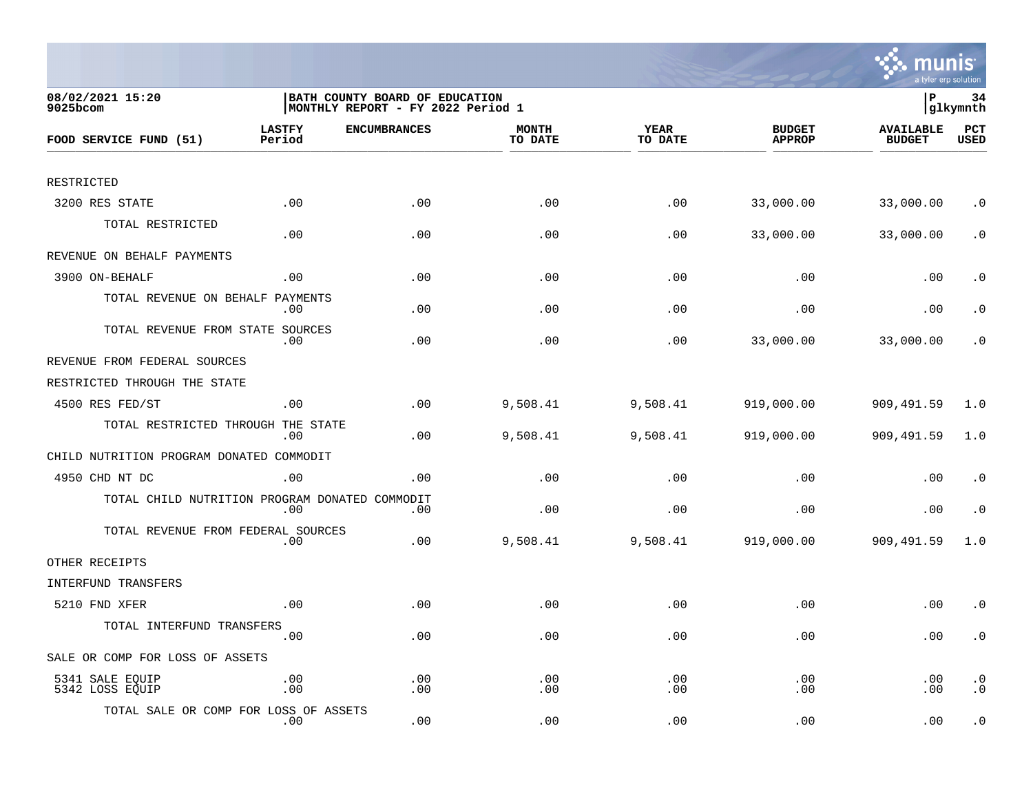08/02/2021 15:20
9025bcom

BATH COUNTY BOARD OF EDUCATION
MONTHLY REPORT - FY 2022 Period 1

P 34
glkymnth

| FOOD SERVICE FUND (51) | LASTFY Period | ENCUMBRANCES | MONTH TO DATE | YEAR TO DATE | BUDGET APPROP | AVAILABLE BUDGET | PCT USED |
|---|---|---|---|---|---|---|---|
| RESTRICTED | | | | | | | |
| 3200 RES STATE | .00 | .00 | .00 | .00 | 33,000.00 | 33,000.00 | .0 |
| TOTAL RESTRICTED | .00 | .00 | .00 | .00 | 33,000.00 | 33,000.00 | .0 |
| REVENUE ON BEHALF PAYMENTS | | | | | | | |
| 3900 ON-BEHALF | .00 | .00 | .00 | .00 | .00 | .00 | .0 |
| TOTAL REVENUE ON BEHALF PAYMENTS | .00 | .00 | .00 | .00 | .00 | .00 | .0 |
| TOTAL REVENUE FROM STATE SOURCES | .00 | .00 | .00 | .00 | 33,000.00 | 33,000.00 | .0 |
| REVENUE FROM FEDERAL SOURCES | | | | | | | |
| RESTRICTED THROUGH THE STATE | | | | | | | |
| 4500 RES FED/ST | .00 | .00 | 9,508.41 | 9,508.41 | 919,000.00 | 909,491.59 | 1.0 |
| TOTAL RESTRICTED THROUGH THE STATE | .00 | .00 | 9,508.41 | 9,508.41 | 919,000.00 | 909,491.59 | 1.0 |
| CHILD NUTRITION PROGRAM DONATED COMMODIT | | | | | | | |
| 4950 CHD NT DC | .00 | .00 | .00 | .00 | .00 | .00 | .0 |
| TOTAL CHILD NUTRITION PROGRAM DONATED COMMODIT | .00 | .00 | .00 | .00 | .00 | .00 | .0 |
| TOTAL REVENUE FROM FEDERAL SOURCES | .00 | .00 | 9,508.41 | 9,508.41 | 919,000.00 | 909,491.59 | 1.0 |
| OTHER RECEIPTS | | | | | | | |
| INTERFUND TRANSFERS | | | | | | | |
| 5210 FND XFER | .00 | .00 | .00 | .00 | .00 | .00 | .0 |
| TOTAL INTERFUND TRANSFERS | .00 | .00 | .00 | .00 | .00 | .00 | .0 |
| SALE OR COMP FOR LOSS OF ASSETS | | | | | | | |
| 5341 SALE EQUIP | .00 | .00 | .00 | .00 | .00 | .00 | .0 |
| 5342 LOSS EQUIP | .00 | .00 | .00 | .00 | .00 | .00 | .0 |
| TOTAL SALE OR COMP FOR LOSS OF ASSETS | .00 | .00 | .00 | .00 | .00 | .00 | .0 |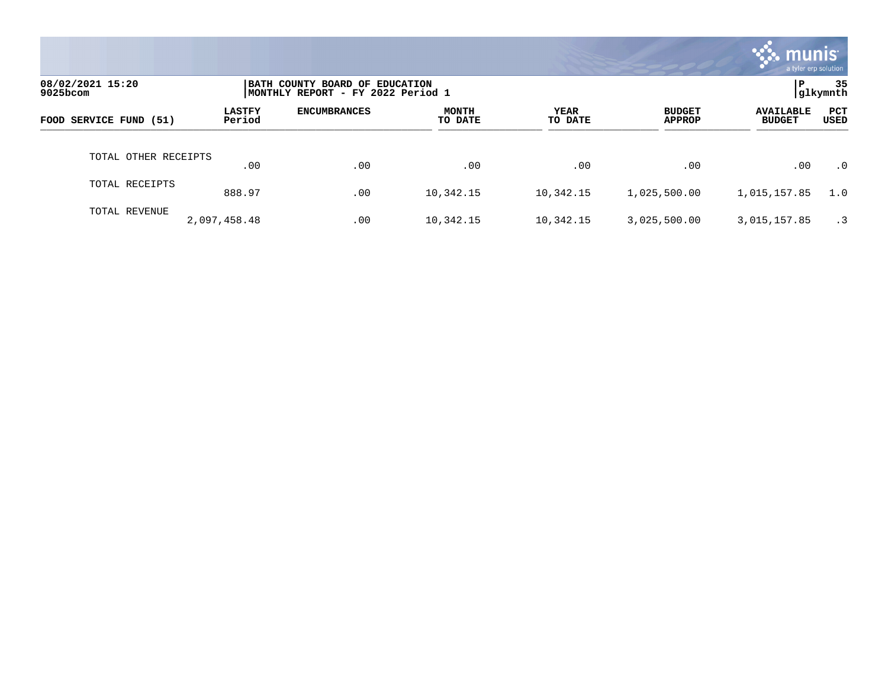08/02/2021 15:20
9025bcom

BATH COUNTY BOARD OF EDUCATION
MONTHLY REPORT - FY 2022 Period 1

P 35
glkymnth

| FOOD SERVICE FUND (51) | LASTFY Period | ENCUMBRANCES | MONTH TO DATE | YEAR TO DATE | BUDGET APPROP | AVAILABLE BUDGET | PCT USED |
|---|---|---|---|---|---|---|---|
| TOTAL OTHER RECEIPTS | .00 | .00 | .00 | .00 | .00 | .00 | .0 |
| TOTAL RECEIPTS | 888.97 | .00 | 10,342.15 | 10,342.15 | 1,025,500.00 | 1,015,157.85 | 1.0 |
| TOTAL REVENUE | 2,097,458.48 | .00 | 10,342.15 | 10,342.15 | 3,025,500.00 | 3,015,157.85 | .3 |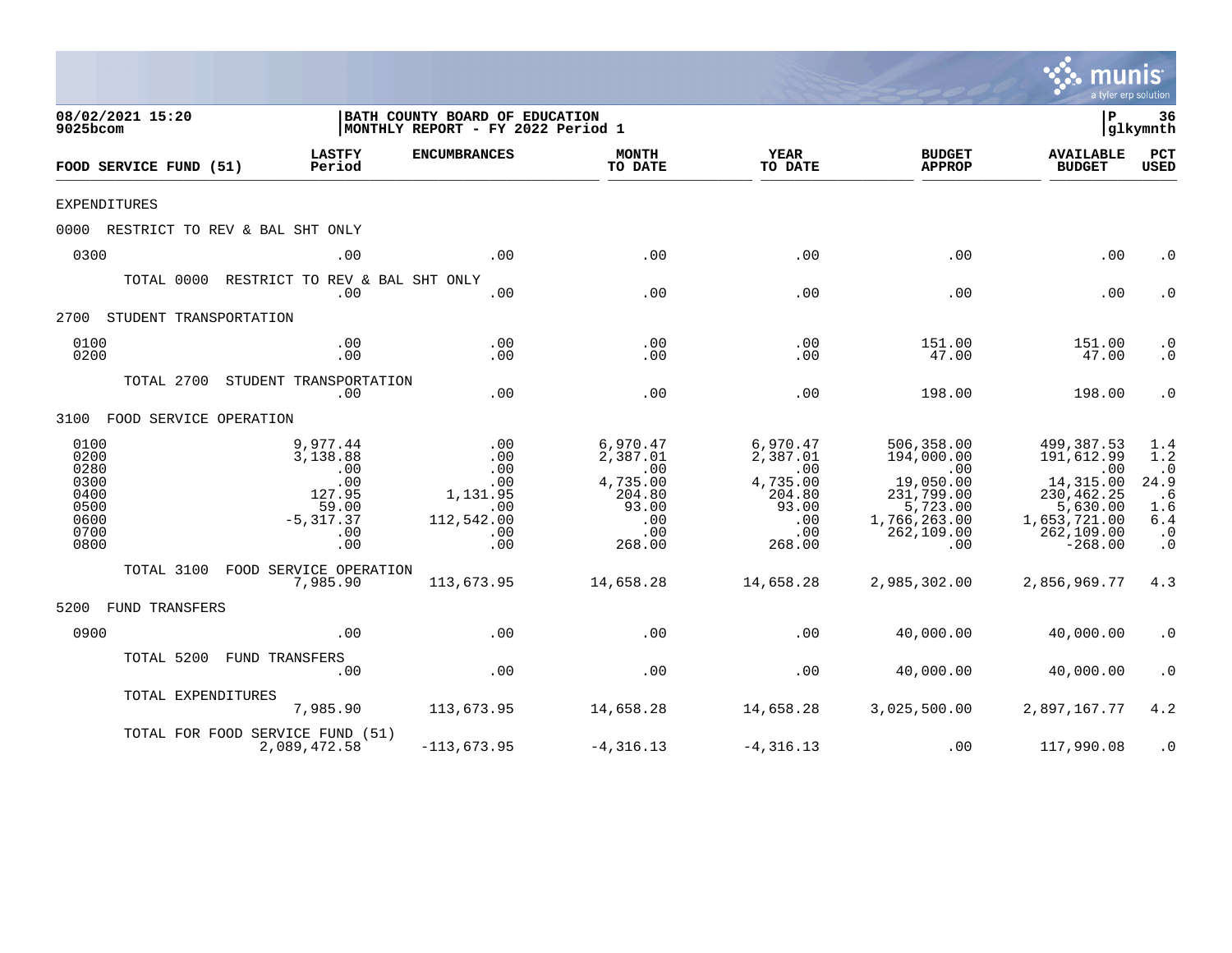08/02/2021 15:20
9025bcom

**BATH COUNTY BOARD OF EDUCATION**
**MONTHLY REPORT - FY 2022 Period 1**

P 36
glkymnth

| FOOD SERVICE FUND (51) | LASTFY Period | ENCUMBRANCES | MONTH TO DATE | YEAR TO DATE | BUDGET APPROP | AVAILABLE BUDGET | PCT USED |
|---|---|---|---|---|---|---|---|
| EXPENDITURES | | | | | | | |
| 0000 RESTRICT TO REV & BAL SHT ONLY | | | | | | | |
| 0300 | .00 | .00 | .00 | .00 | .00 | .00 | .0 |
| TOTAL 0000 RESTRICT TO REV & BAL SHT ONLY | .00 | .00 | .00 | .00 | .00 | .00 | .0 |
| 2700 STUDENT TRANSPORTATION | | | | | | | |
| 0100 | .00 | .00 | .00 | .00 | 151.00 | 151.00 | .0 |
| 0200 | .00 | .00 | .00 | .00 | 47.00 | 47.00 | .0 |
| TOTAL 2700 STUDENT TRANSPORTATION | .00 | .00 | .00 | .00 | 198.00 | 198.00 | .0 |
| 3100 FOOD SERVICE OPERATION | | | | | | | |
| 0100 | 9,977.44 | .00 | 6,970.47 | 6,970.47 | 506,358.00 | 499,387.53 | 1.4 |
| 0200 | 3,138.88 | .00 | 2,387.01 | 2,387.01 | 194,000.00 | 191,612.99 | 1.2 |
| 0280 | .00 | .00 | .00 | .00 | .00 | .00 | .0 |
| 0300 | .00 | .00 | 4,735.00 | 4,735.00 | 19,050.00 | 14,315.00 | 24.9 |
| 0400 | 127.95 | 1,131.95 | 204.80 | 204.80 | 231,799.00 | 230,462.25 | .6 |
| 0500 | 59.00 | .00 | 93.00 | 93.00 | 5,723.00 | 5,630.00 | 1.6 |
| 0600 | -5,317.37 | 112,542.00 | .00 | .00 | 1,766,263.00 | 1,653,721.00 | 6.4 |
| 0700 | .00 | .00 | .00 | .00 | 262,109.00 | 262,109.00 | .0 |
| 0800 | .00 | .00 | 268.00 | 268.00 | .00 | -268.00 | .0 |
| TOTAL 3100 FOOD SERVICE OPERATION | 7,985.90 | 113,673.95 | 14,658.28 | 14,658.28 | 2,985,302.00 | 2,856,969.77 | 4.3 |
| 5200 FUND TRANSFERS | | | | | | | |
| 0900 | .00 | .00 | .00 | .00 | 40,000.00 | 40,000.00 | .0 |
| TOTAL 5200 FUND TRANSFERS | .00 | .00 | .00 | .00 | 40,000.00 | 40,000.00 | .0 |
| TOTAL EXPENDITURES | 7,985.90 | 113,673.95 | 14,658.28 | 14,658.28 | 3,025,500.00 | 2,897,167.77 | 4.2 |
| TOTAL FOR FOOD SERVICE FUND (51) | 2,089,472.58 | -113,673.95 | -4,316.13 | -4,316.13 | .00 | 117,990.08 | .0 |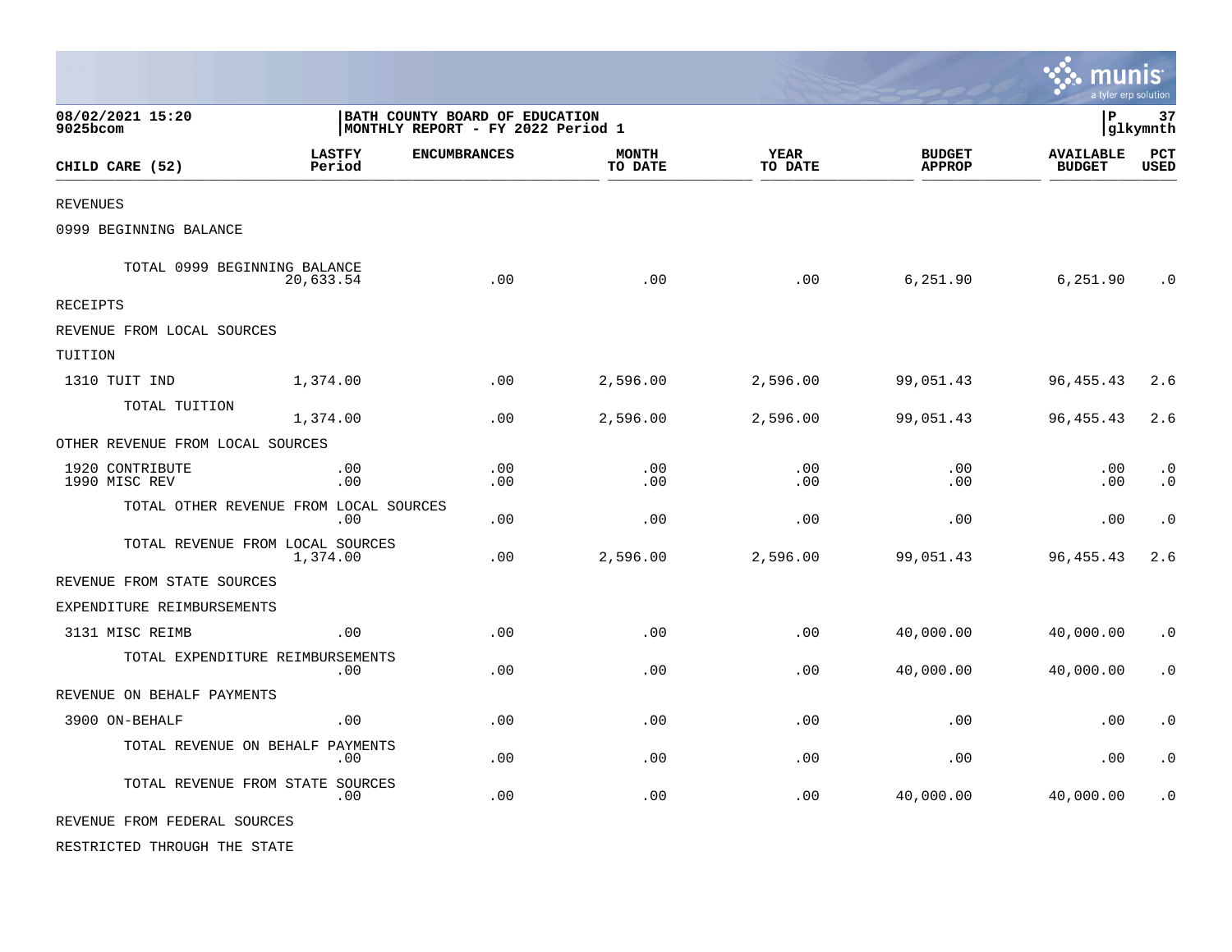08/02/2021 15:20 | BATH COUNTY BOARD OF EDUCATION | P 37
9025bcom | MONTHLY REPORT - FY 2022 Period 1 | glkymnth

| CHILD CARE (52) | LASTFY Period | ENCUMBRANCES | MONTH TO DATE | YEAR TO DATE | BUDGET APPROP | AVAILABLE BUDGET | PCT USED |
|---|---|---|---|---|---|---|---|
| REVENUES | | | | | | | |
| 0999 BEGINNING BALANCE | | | | | | | |
| TOTAL 0999 BEGINNING BALANCE | 20,633.54 | .00 | .00 | .00 | 6,251.90 | 6,251.90 | .0 |
| RECEIPTS | | | | | | | |
| REVENUE FROM LOCAL SOURCES | | | | | | | |
| TUITION | | | | | | | |
| 1310 TUIT IND | 1,374.00 | .00 | 2,596.00 | 2,596.00 | 99,051.43 | 96,455.43 | 2.6 |
| TOTAL TUITION | 1,374.00 | .00 | 2,596.00 | 2,596.00 | 99,051.43 | 96,455.43 | 2.6 |
| OTHER REVENUE FROM LOCAL SOURCES | | | | | | | |
| 1920 CONTRIBUTE | .00 | .00 | .00 | .00 | .00 | .00 | .0 |
| 1990 MISC REV | .00 | .00 | .00 | .00 | .00 | .00 | .0 |
| TOTAL OTHER REVENUE FROM LOCAL SOURCES | .00 | .00 | .00 | .00 | .00 | .00 | .0 |
| TOTAL REVENUE FROM LOCAL SOURCES | 1,374.00 | .00 | 2,596.00 | 2,596.00 | 99,051.43 | 96,455.43 | 2.6 |
| REVENUE FROM STATE SOURCES | | | | | | | |
| EXPENDITURE REIMBURSEMENTS | | | | | | | |
| 3131 MISC REIMB | .00 | .00 | .00 | .00 | 40,000.00 | 40,000.00 | .0 |
| TOTAL EXPENDITURE REIMBURSEMENTS | .00 | .00 | .00 | .00 | 40,000.00 | 40,000.00 | .0 |
| REVENUE ON BEHALF PAYMENTS | | | | | | | |
| 3900 ON-BEHALF | .00 | .00 | .00 | .00 | .00 | .00 | .0 |
| TOTAL REVENUE ON BEHALF PAYMENTS | .00 | .00 | .00 | .00 | .00 | .00 | .0 |
| TOTAL REVENUE FROM STATE SOURCES | .00 | .00 | .00 | .00 | 40,000.00 | 40,000.00 | .0 |
| REVENUE FROM FEDERAL SOURCES | | | | | | | |
| RESTRICTED THROUGH THE STATE | | | | | | | |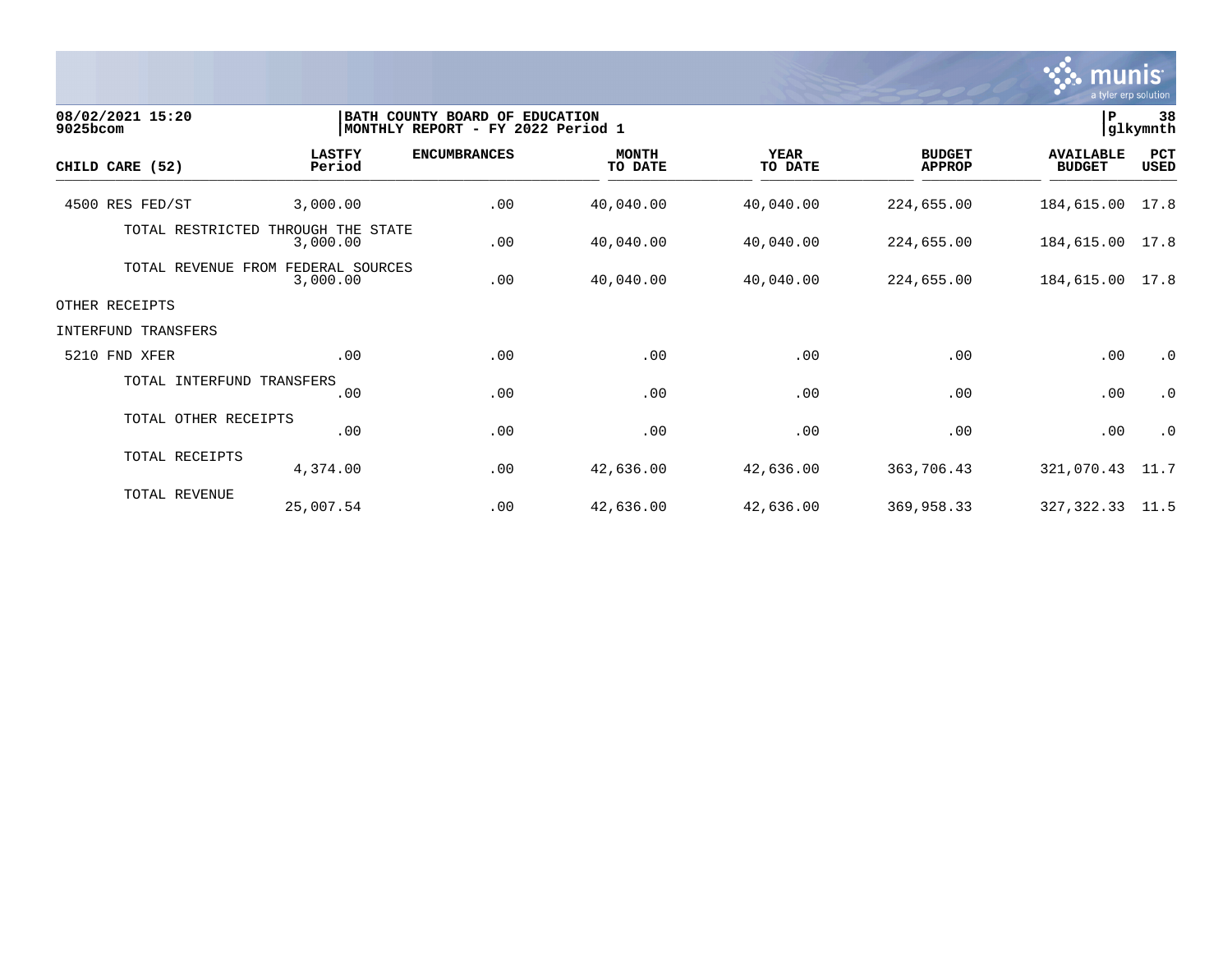08/02/2021 15:20
9025bcom

**BATH COUNTY BOARD OF EDUCATION**
**MONTHLY REPORT - FY 2022 Period 1**

P 38
glkymnth

| CHILD CARE (52) | LASTFY Period | ENCUMBRANCES | MONTH TO DATE | YEAR TO DATE | BUDGET APPROP | AVAILABLE BUDGET | PCT USED |
|---|---|---|---|---|---|---|---|
| 4500 RES FED/ST | 3,000.00 | .00 | 40,040.00 | 40,040.00 | 224,655.00 | 184,615.00 | 17.8 |
| TOTAL RESTRICTED THROUGH THE STATE | 3,000.00 | .00 | 40,040.00 | 40,040.00 | 224,655.00 | 184,615.00 | 17.8 |
| TOTAL REVENUE FROM FEDERAL SOURCES | 3,000.00 | .00 | 40,040.00 | 40,040.00 | 224,655.00 | 184,615.00 | 17.8 |
| OTHER RECEIPTS | | | | | | | |
| INTERFUND TRANSFERS | | | | | | | |
| 5210 FND XFER | .00 | .00 | .00 | .00 | .00 | .00 | .0 |
| TOTAL INTERFUND TRANSFERS | .00 | .00 | .00 | .00 | .00 | .00 | .0 |
| TOTAL OTHER RECEIPTS | .00 | .00 | .00 | .00 | .00 | .00 | .0 |
| TOTAL RECEIPTS | 4,374.00 | .00 | 42,636.00 | 42,636.00 | 363,706.43 | 321,070.43 | 11.7 |
| TOTAL REVENUE | 25,007.54 | .00 | 42,636.00 | 42,636.00 | 369,958.33 | 327,322.33 | 11.5 |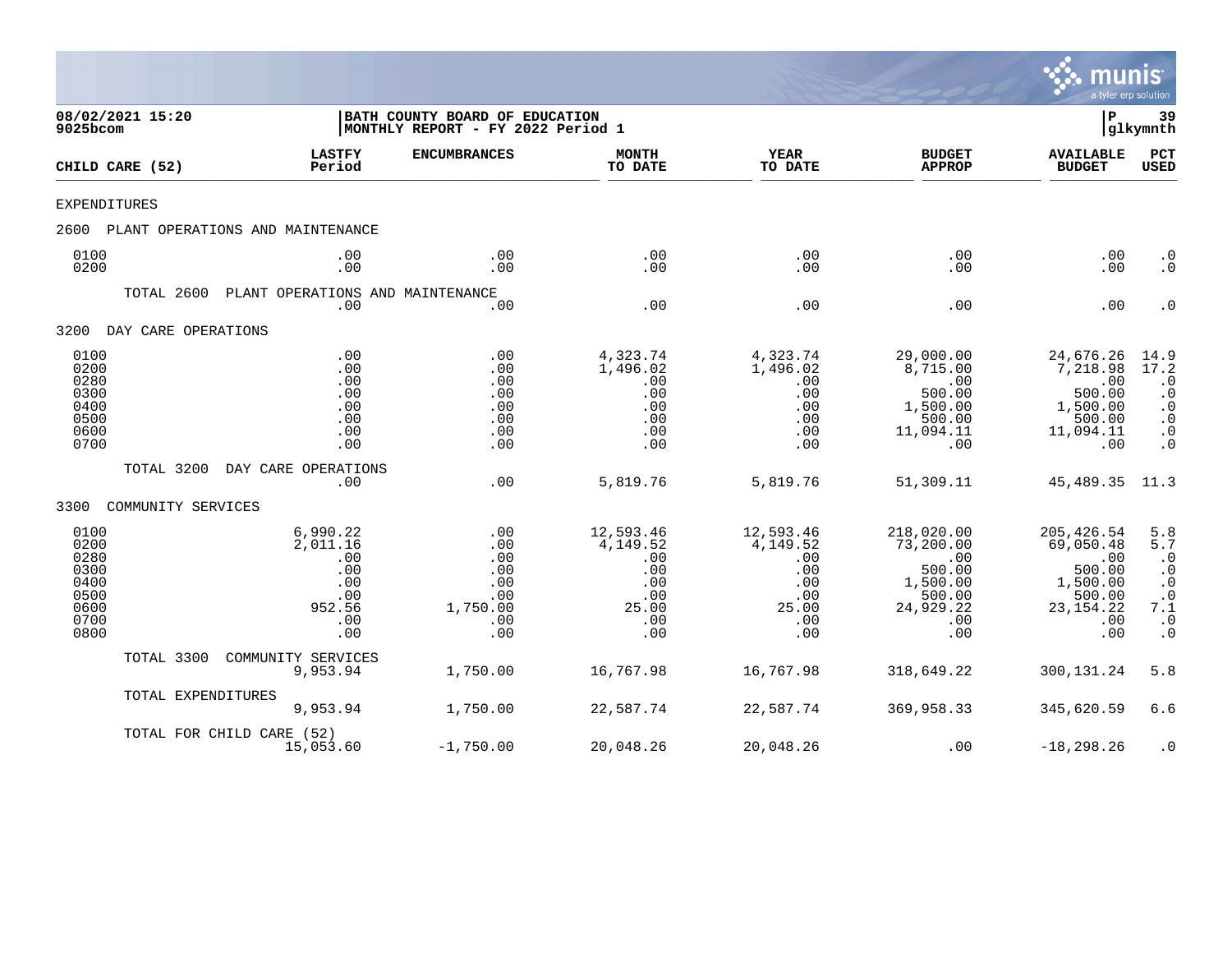08/02/2021 15:20
9025bcom

BATH COUNTY BOARD OF EDUCATION
MONTHLY REPORT - FY 2022 Period 1

P 39
glkymnth

| CHILD CARE (52) | LASTFY Period | ENCUMBRANCES | MONTH TO DATE | YEAR TO DATE | BUDGET APPROP | AVAILABLE BUDGET | PCT USED |
|---|---|---|---|---|---|---|---|
| EXPENDITURES | | | | | | | |
| 2600 PLANT OPERATIONS AND MAINTENANCE | | | | | | | |
| 0100 | .00 | .00 | .00 | .00 | .00 | .00 | .0 |
| 0200 | .00 | .00 | .00 | .00 | .00 | .00 | .0 |
| TOTAL 2600 PLANT OPERATIONS AND MAINTENANCE | .00 | .00 | .00 | .00 | .00 | .00 | .0 |
| 3200 DAY CARE OPERATIONS | | | | | | | |
| 0100 | .00 | .00 | 4,323.74 | 4,323.74 | 29,000.00 | 24,676.26 | 14.9 |
| 0200 | .00 | .00 | 1,496.02 | 1,496.02 | 8,715.00 | 7,218.98 | 17.2 |
| 0280 | .00 | .00 | .00 | .00 | .00 | .00 | .0 |
| 0300 | .00 | .00 | .00 | .00 | 500.00 | 500.00 | .0 |
| 0400 | .00 | .00 | .00 | .00 | 1,500.00 | 1,500.00 | .0 |
| 0500 | .00 | .00 | .00 | .00 | 500.00 | 500.00 | .0 |
| 0600 | .00 | .00 | .00 | .00 | 11,094.11 | 11,094.11 | .0 |
| 0700 | .00 | .00 | .00 | .00 | .00 | .00 | .0 |
| TOTAL 3200 DAY CARE OPERATIONS | .00 | .00 | 5,819.76 | 5,819.76 | 51,309.11 | 45,489.35 | 11.3 |
| 3300 COMMUNITY SERVICES | | | | | | | |
| 0100 | 6,990.22 | .00 | 12,593.46 | 12,593.46 | 218,020.00 | 205,426.54 | 5.8 |
| 0200 | 2,011.16 | .00 | 4,149.52 | 4,149.52 | 73,200.00 | 69,050.48 | 5.7 |
| 0280 | .00 | .00 | .00 | .00 | .00 | .00 | .0 |
| 0300 | .00 | .00 | .00 | .00 | 500.00 | 500.00 | .0 |
| 0400 | .00 | .00 | .00 | .00 | 1,500.00 | 1,500.00 | .0 |
| 0500 | .00 | .00 | .00 | .00 | 500.00 | 500.00 | .0 |
| 0600 | 952.56 | 1,750.00 | 25.00 | 25.00 | 24,929.22 | 23,154.22 | 7.1 |
| 0700 | .00 | .00 | .00 | .00 | .00 | .00 | .0 |
| 0800 | .00 | .00 | .00 | .00 | .00 | .00 | .0 |
| TOTAL 3300 COMMUNITY SERVICES | 9,953.94 | 1,750.00 | 16,767.98 | 16,767.98 | 318,649.22 | 300,131.24 | 5.8 |
| TOTAL EXPENDITURES | 9,953.94 | 1,750.00 | 22,587.74 | 22,587.74 | 369,958.33 | 345,620.59 | 6.6 |
| TOTAL FOR CHILD CARE (52) | 15,053.60 | -1,750.00 | 20,048.26 | 20,048.26 | .00 | -18,298.26 | .0 |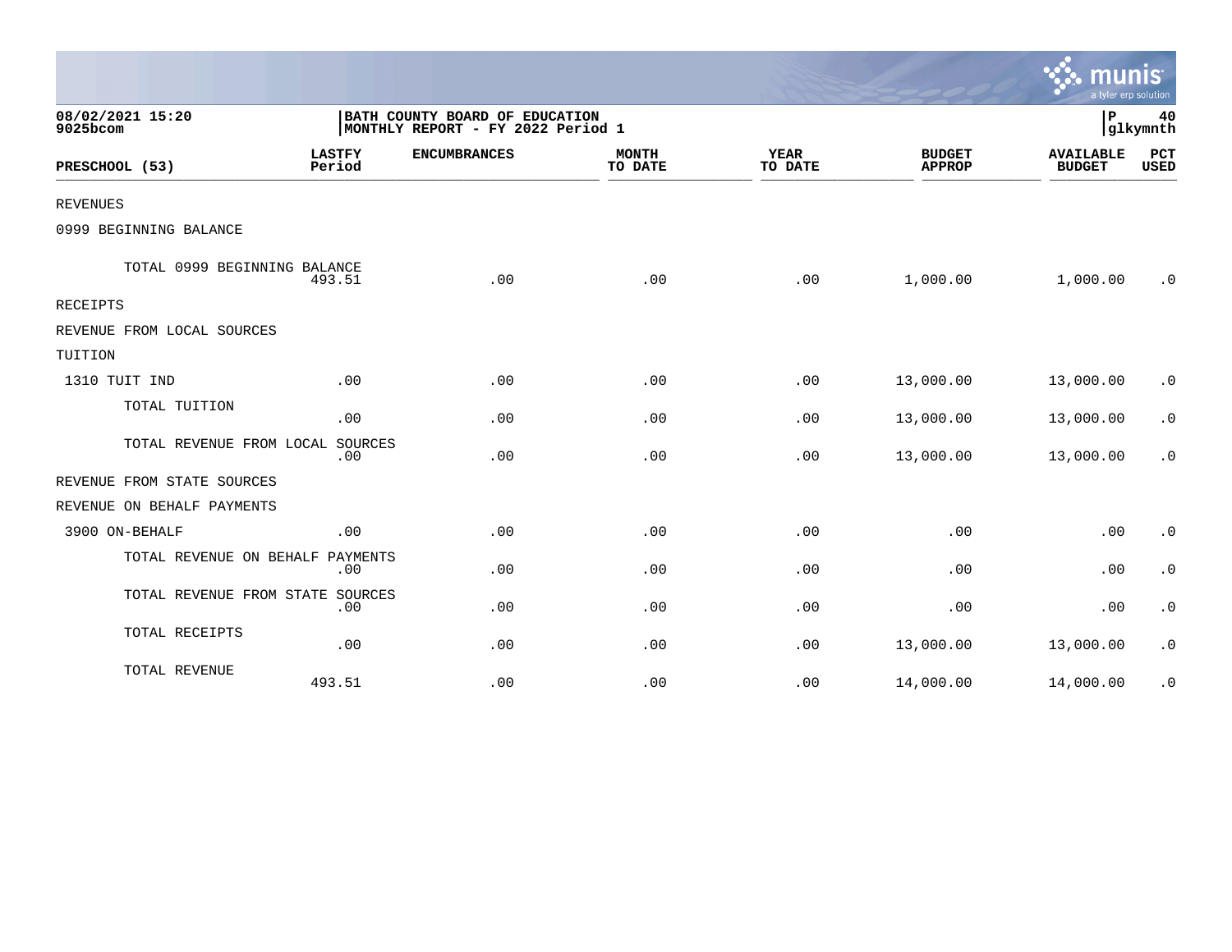08/02/2021 15:20
9025bcom

BATH COUNTY BOARD OF EDUCATION
MONTHLY REPORT - FY 2022 Period 1

P 40
glkymnth

| PRESCHOOL (53) | LASTFY Period | ENCUMBRANCES | MONTH TO DATE | YEAR TO DATE | BUDGET APPROP | AVAILABLE BUDGET | PCT USED |
|---|---|---|---|---|---|---|---|
| REVENUES | | | | | | | |
| 0999 BEGINNING BALANCE | | | | | | | |
| TOTAL 0999 BEGINNING BALANCE | 493.51 | .00 | .00 | .00 | 1,000.00 | 1,000.00 | .0 |
| RECEIPTS | | | | | | | |
| REVENUE FROM LOCAL SOURCES | | | | | | | |
| TUITION | | | | | | | |
| 1310 TUIT IND | .00 | .00 | .00 | .00 | 13,000.00 | 13,000.00 | .0 |
| TOTAL TUITION | .00 | .00 | .00 | .00 | 13,000.00 | 13,000.00 | .0 |
| TOTAL REVENUE FROM LOCAL SOURCES | .00 | .00 | .00 | .00 | 13,000.00 | 13,000.00 | .0 |
| REVENUE FROM STATE SOURCES | | | | | | | |
| REVENUE ON BEHALF PAYMENTS | | | | | | | |
| 3900 ON-BEHALF | .00 | .00 | .00 | .00 | .00 | .00 | .0 |
| TOTAL REVENUE ON BEHALF PAYMENTS | .00 | .00 | .00 | .00 | .00 | .00 | .0 |
| TOTAL REVENUE FROM STATE SOURCES | .00 | .00 | .00 | .00 | .00 | .00 | .0 |
| TOTAL RECEIPTS | .00 | .00 | .00 | .00 | 13,000.00 | 13,000.00 | .0 |
| TOTAL REVENUE | 493.51 | .00 | .00 | .00 | 14,000.00 | 14,000.00 | .0 |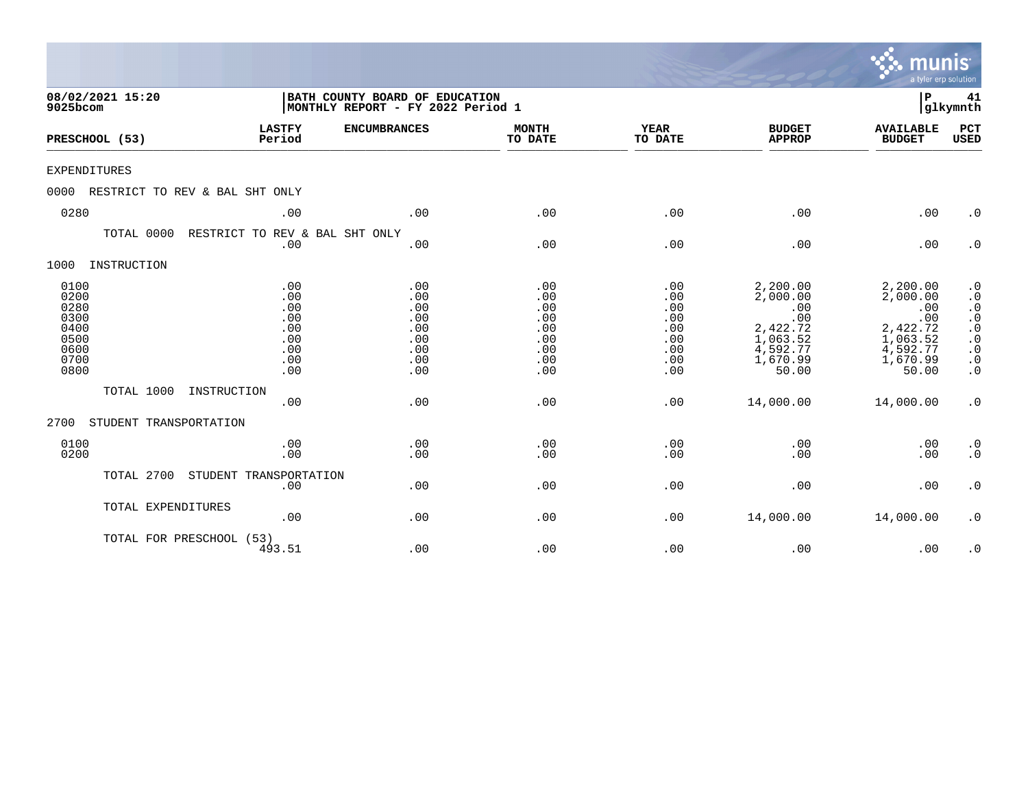**08/02/2021 15:20**
**9025bcom**

**BATH COUNTY BOARD OF EDUCATION**
**MONTHLY REPORT - FY 2022 Period 1**

**P 41**
**glkymnth**

| PRESCHOOL (53) | LASTFY Period | ENCUMBRANCES | MONTH TO DATE | YEAR TO DATE | BUDGET APPROP | AVAILABLE BUDGET | PCT USED |
|---|---|---|---|---|---|---|---|
| EXPENDITURES | | | | | | | |
| 0000 RESTRICT TO REV & BAL SHT ONLY | | | | | | | |
| 0280 | .00 | .00 | .00 | .00 | .00 | .00 | .0 |
| TOTAL 0000 RESTRICT TO REV & BAL SHT ONLY | .00 | .00 | .00 | .00 | .00 | .00 | .0 |
| 1000 INSTRUCTION | | | | | | | |
| 0100 | .00 | .00 | .00 | .00 | 2,200.00 | 2,200.00 | .0 |
| 0200 | .00 | .00 | .00 | .00 | 2,000.00 | 2,000.00 | .0 |
| 0280 | .00 | .00 | .00 | .00 | .00 | .00 | .0 |
| 0300 | .00 | .00 | .00 | .00 | .00 | .00 | .0 |
| 0400 | .00 | .00 | .00 | .00 | 2,422.72 | 2,422.72 | .0 |
| 0500 | .00 | .00 | .00 | .00 | 1,063.52 | 1,063.52 | .0 |
| 0600 | .00 | .00 | .00 | .00 | 4,592.77 | 4,592.77 | .0 |
| 0700 | .00 | .00 | .00 | .00 | 1,670.99 | 1,670.99 | .0 |
| 0800 | .00 | .00 | .00 | .00 | 50.00 | 50.00 | .0 |
| TOTAL 1000 INSTRUCTION | .00 | .00 | .00 | .00 | 14,000.00 | 14,000.00 | .0 |
| 2700 STUDENT TRANSPORTATION | | | | | | | |
| 0100 | .00 | .00 | .00 | .00 | .00 | .00 | .0 |
| 0200 | .00 | .00 | .00 | .00 | .00 | .00 | .0 |
| TOTAL 2700 STUDENT TRANSPORTATION | .00 | .00 | .00 | .00 | .00 | .00 | .0 |
| TOTAL EXPENDITURES | .00 | .00 | .00 | .00 | 14,000.00 | 14,000.00 | .0 |
| TOTAL FOR PRESCHOOL (53) | 493.51 | .00 | .00 | .00 | .00 | .00 | .0 |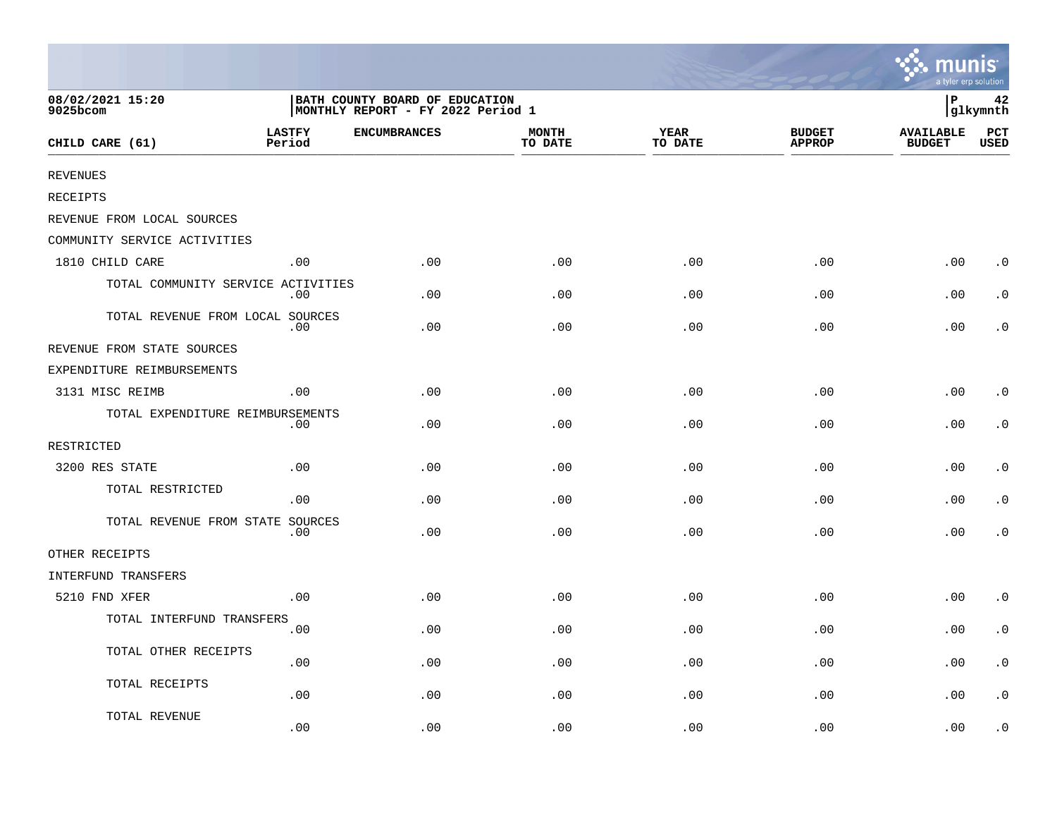08/02/2021 15:20
9025bcom

BATH COUNTY BOARD OF EDUCATION
MONTHLY REPORT - FY 2022 Period 1

P 42
glkymnth

| CHILD CARE (61) | LASTFY Period | ENCUMBRANCES | MONTH TO DATE | YEAR TO DATE | BUDGET APPROP | AVAILABLE BUDGET | PCT USED |
|---|---|---|---|---|---|---|---|
| REVENUES | | | | | | | |
| RECEIPTS | | | | | | | |
| REVENUE FROM LOCAL SOURCES | | | | | | | |
| COMMUNITY SERVICE ACTIVITIES | | | | | | | |
| 1810 CHILD CARE | .00 | .00 | .00 | .00 | .00 | .00 | .0 |
| TOTAL COMMUNITY SERVICE ACTIVITIES | .00 | .00 | .00 | .00 | .00 | .00 | .0 |
| TOTAL REVENUE FROM LOCAL SOURCES | .00 | .00 | .00 | .00 | .00 | .00 | .0 |
| REVENUE FROM STATE SOURCES | | | | | | | |
| EXPENDITURE REIMBURSEMENTS | | | | | | | |
| 3131 MISC REIMB | .00 | .00 | .00 | .00 | .00 | .00 | .0 |
| TOTAL EXPENDITURE REIMBURSEMENTS | .00 | .00 | .00 | .00 | .00 | .00 | .0 |
| RESTRICTED | | | | | | | |
| 3200 RES STATE | .00 | .00 | .00 | .00 | .00 | .00 | .0 |
| TOTAL RESTRICTED | .00 | .00 | .00 | .00 | .00 | .00 | .0 |
| TOTAL REVENUE FROM STATE SOURCES | .00 | .00 | .00 | .00 | .00 | .00 | .0 |
| OTHER RECEIPTS | | | | | | | |
| INTERFUND TRANSFERS | | | | | | | |
| 5210 FND XFER | .00 | .00 | .00 | .00 | .00 | .00 | .0 |
| TOTAL INTERFUND TRANSFERS | .00 | .00 | .00 | .00 | .00 | .00 | .0 |
| TOTAL OTHER RECEIPTS | .00 | .00 | .00 | .00 | .00 | .00 | .0 |
| TOTAL RECEIPTS | .00 | .00 | .00 | .00 | .00 | .00 | .0 |
| TOTAL REVENUE | .00 | .00 | .00 | .00 | .00 | .00 | .0 |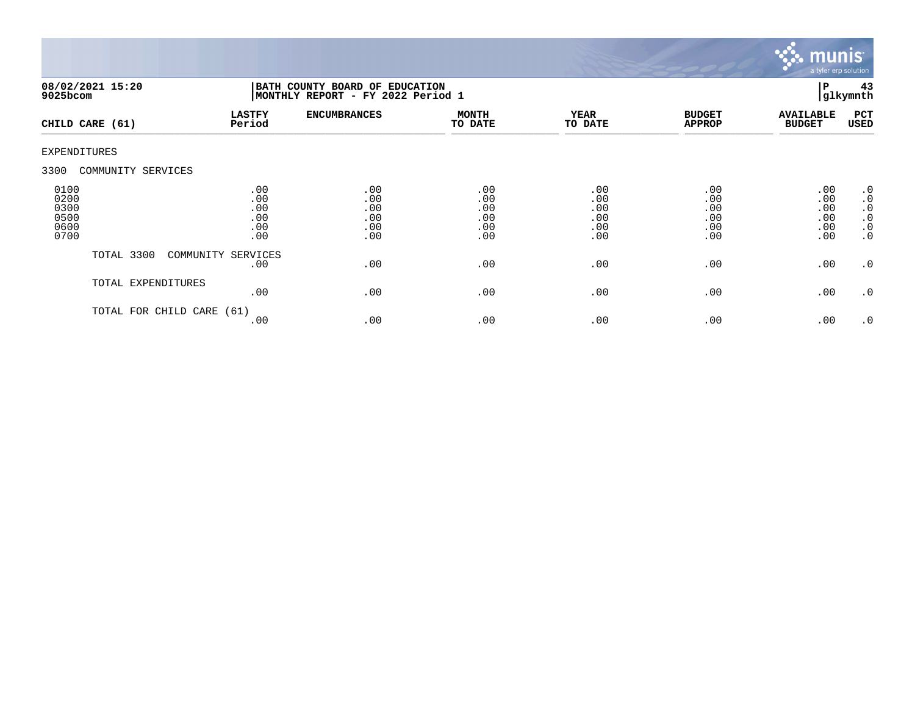08/02/2021 15:20
9025bcom

BATH COUNTY BOARD OF EDUCATION
MONTHLY REPORT - FY 2022 Period 1

P 43
glkymnth

| CHILD CARE (61) | LASTFY Period | ENCUMBRANCES | MONTH TO DATE | YEAR TO DATE | BUDGET APPROP | AVAILABLE BUDGET | PCT USED |
|---|---|---|---|---|---|---|---|
| EXPENDITURES | | | | | | | |
| 3300 COMMUNITY SERVICES | | | | | | | |
| 0100 | .00 | .00 | .00 | .00 | .00 | .00 | .0 |
| 0200 | .00 | .00 | .00 | .00 | .00 | .00 | .0 |
| 0300 | .00 | .00 | .00 | .00 | .00 | .00 | .0 |
| 0500 | .00 | .00 | .00 | .00 | .00 | .00 | .0 |
| 0600 | .00 | .00 | .00 | .00 | .00 | .00 | .0 |
| 0700 | .00 | .00 | .00 | .00 | .00 | .00 | .0 |
| TOTAL 3300 COMMUNITY SERVICES | .00 | .00 | .00 | .00 | .00 | .00 | .0 |
| TOTAL EXPENDITURES | .00 | .00 | .00 | .00 | .00 | .00 | .0 |
| TOTAL FOR CHILD CARE (61) | .00 | .00 | .00 | .00 | .00 | .00 | .0 |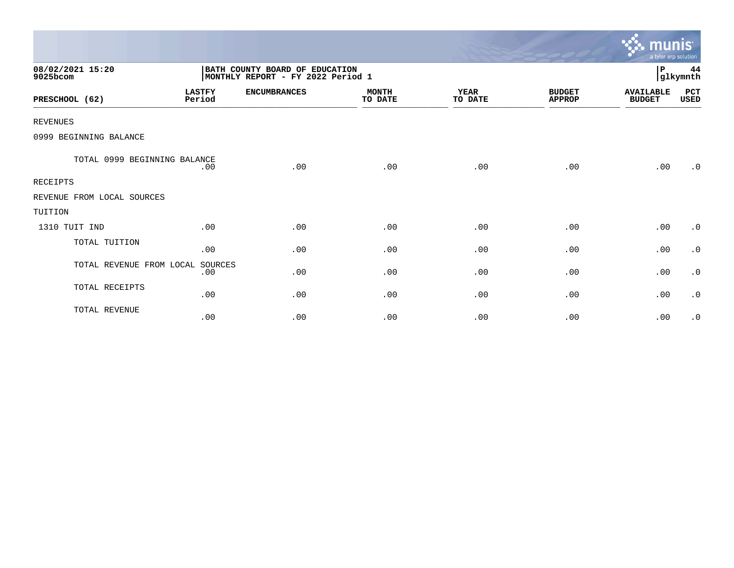08/02/2021 15:20
9025bcom

BATH COUNTY BOARD OF EDUCATION
MONTHLY REPORT - FY 2022 Period 1

P 44
glkymnth

| PRESCHOOL (62) | LASTFY Period | ENCUMBRANCES | MONTH TO DATE | YEAR TO DATE | BUDGET APPROP | AVAILABLE BUDGET | PCT USED |
|---|---|---|---|---|---|---|---|
| REVENUES | | | | | | | |
| 0999 BEGINNING BALANCE | | | | | | | |
| TOTAL 0999 BEGINNING BALANCE | .00 | .00 | .00 | .00 | .00 | .00 | .0 |
| RECEIPTS | | | | | | | |
| REVENUE FROM LOCAL SOURCES | | | | | | | |
| TUITION | | | | | | | |
| 1310 TUIT IND | .00 | .00 | .00 | .00 | .00 | .00 | .0 |
| TOTAL TUITION | .00 | .00 | .00 | .00 | .00 | .00 | .0 |
| TOTAL REVENUE FROM LOCAL SOURCES | .00 | .00 | .00 | .00 | .00 | .00 | .0 |
| TOTAL RECEIPTS | .00 | .00 | .00 | .00 | .00 | .00 | .0 |
| TOTAL REVENUE | .00 | .00 | .00 | .00 | .00 | .00 | .0 |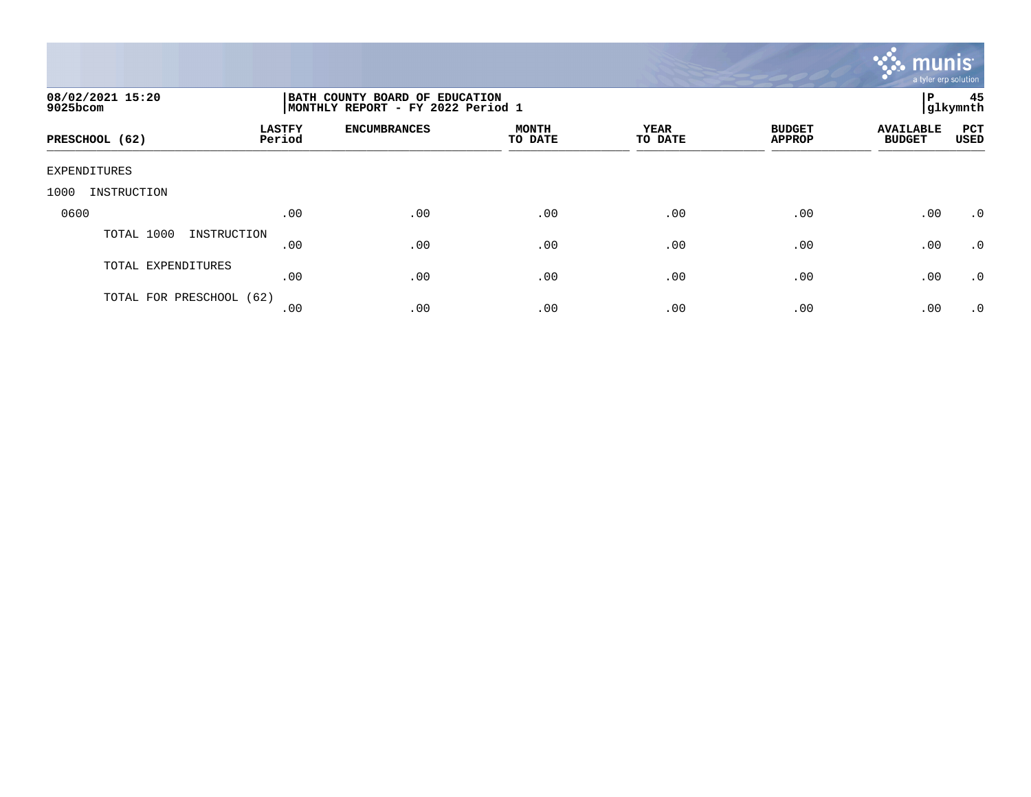08/02/2021 15:20
9025bcom

BATH COUNTY BOARD OF EDUCATION
MONTHLY REPORT - FY 2022 Period 1

P 45
glkymnth

| PRESCHOOL (62) | LASTFY Period | ENCUMBRANCES | MONTH TO DATE | YEAR TO DATE | BUDGET APPROP | AVAILABLE BUDGET | PCT USED |
|---|---|---|---|---|---|---|---|
| EXPENDITURES | | | | | | | |
| 1000 INSTRUCTION | | | | | | | |
| 0600 | .00 | .00 | .00 | .00 | .00 | .00 | .0 |
| TOTAL 1000 INSTRUCTION | .00 | .00 | .00 | .00 | .00 | .00 | .0 |
| TOTAL EXPENDITURES | .00 | .00 | .00 | .00 | .00 | .00 | .0 |
| TOTAL FOR PRESCHOOL (62) | .00 | .00 | .00 | .00 | .00 | .00 | .0 |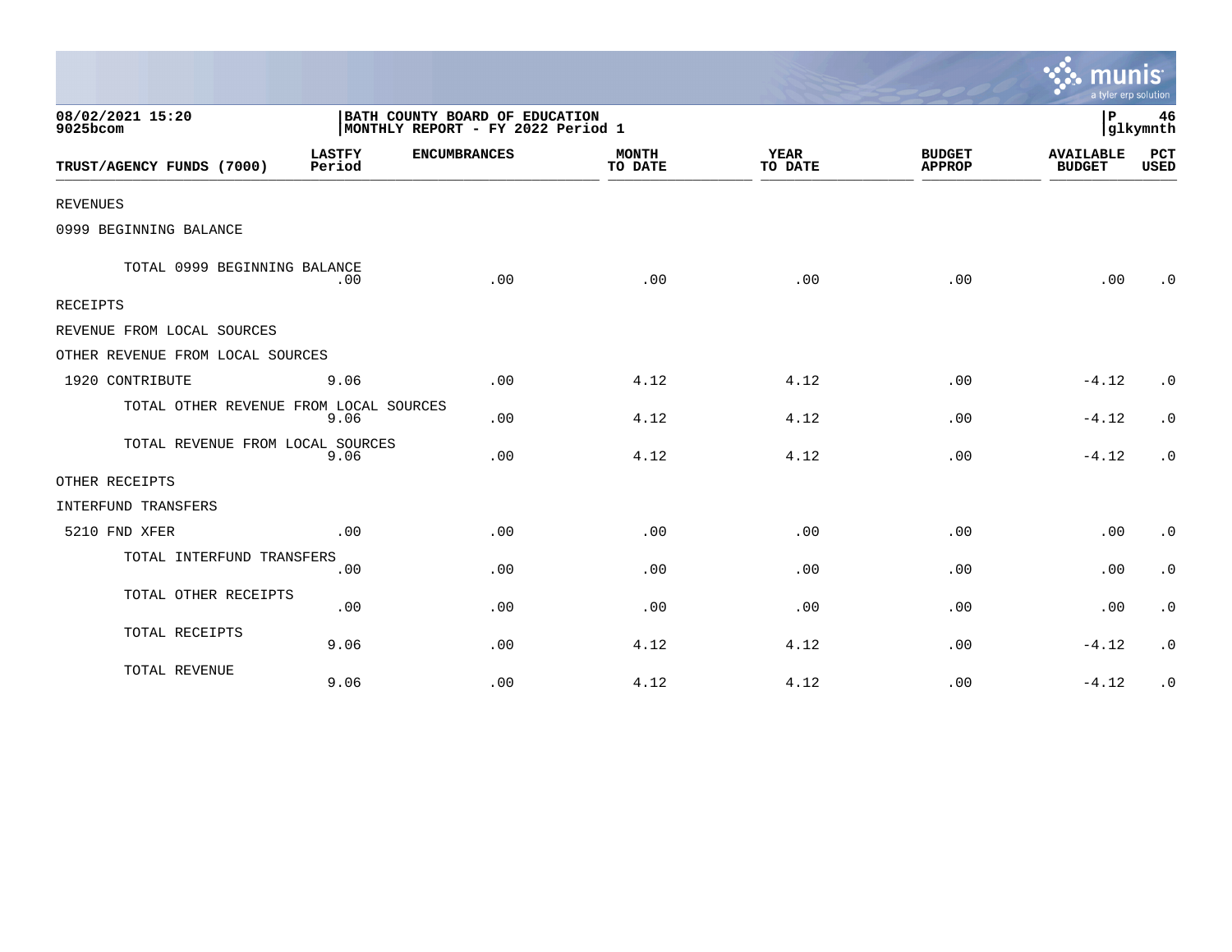**08/02/2021 15:20**
**9025bcom**

**BATH COUNTY BOARD OF EDUCATION**
**MONTHLY REPORT - FY 2022 Period 1**

**P 46**
**glkymnth**

| TRUST/AGENCY FUNDS (7000) | LASTFY Period | ENCUMBRANCES | MONTH TO DATE | YEAR TO DATE | BUDGET APPROP | AVAILABLE BUDGET | PCT USED |
|---|---|---|---|---|---|---|---|
| REVENUES | | | | | | | |
| 0999 BEGINNING BALANCE | | | | | | | |
| TOTAL 0999 BEGINNING BALANCE | .00 | .00 | .00 | .00 | .00 | .00 | .0 |
| RECEIPTS | | | | | | | |
| REVENUE FROM LOCAL SOURCES | | | | | | | |
| OTHER REVENUE FROM LOCAL SOURCES | | | | | | | |
| 1920 CONTRIBUTE | 9.06 | .00 | 4.12 | 4.12 | .00 | -4.12 | .0 |
| TOTAL OTHER REVENUE FROM LOCAL SOURCES | 9.06 | .00 | 4.12 | 4.12 | .00 | -4.12 | .0 |
| TOTAL REVENUE FROM LOCAL SOURCES | 9.06 | .00 | 4.12 | 4.12 | .00 | -4.12 | .0 |
| OTHER RECEIPTS | | | | | | | |
| INTERFUND TRANSFERS | | | | | | | |
| 5210 FND XFER | .00 | .00 | .00 | .00 | .00 | .00 | .0 |
| TOTAL INTERFUND TRANSFERS | .00 | .00 | .00 | .00 | .00 | .00 | .0 |
| TOTAL OTHER RECEIPTS | .00 | .00 | .00 | .00 | .00 | .00 | .0 |
| TOTAL RECEIPTS | 9.06 | .00 | 4.12 | 4.12 | .00 | -4.12 | .0 |
| TOTAL REVENUE | 9.06 | .00 | 4.12 | 4.12 | .00 | -4.12 | .0 |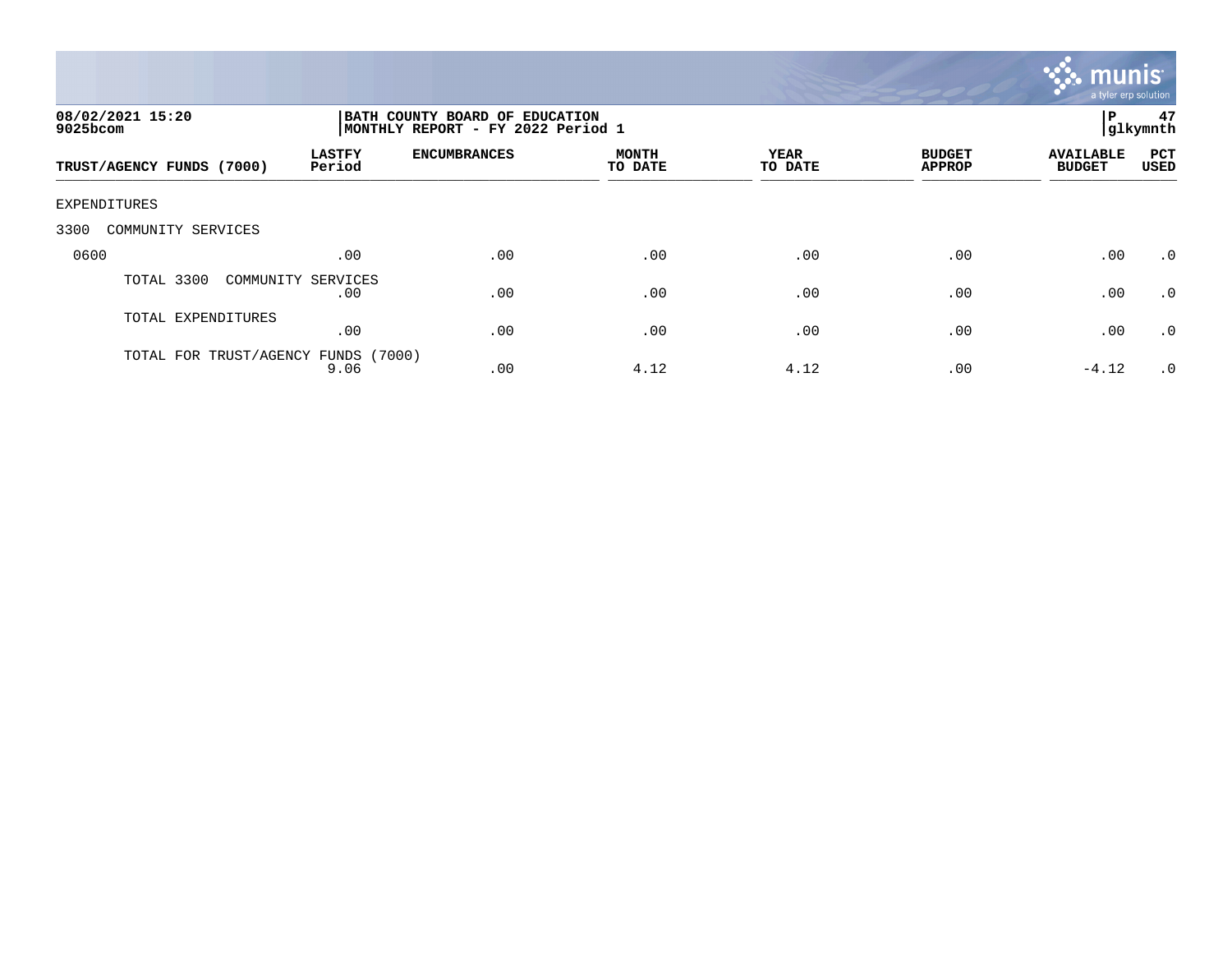08/02/2021 15:20
9025bcom

BATH COUNTY BOARD OF EDUCATION
MONTHLY REPORT - FY 2022 Period 1

glkymnth

| TRUST/AGENCY FUNDS (7000) | LASTFY Period | ENCUMBRANCES | MONTH TO DATE | YEAR TO DATE | BUDGET APPROP | AVAILABLE BUDGET | PCT USED |
|---|---|---|---|---|---|---|---|
| EXPENDITURES | | | | | | | |
| 3300 COMMUNITY SERVICES | | | | | | | |
| 0600 | .00 | .00 | .00 | .00 | .00 | .00 | .0 |
| TOTAL 3300 COMMUNITY SERVICES | .00 | .00 | .00 | .00 | .00 | .00 | .0 |
| TOTAL EXPENDITURES | .00 | .00 | .00 | .00 | .00 | .00 | .0 |
| TOTAL FOR TRUST/AGENCY FUNDS (7000) | 9.06 | .00 | 4.12 | 4.12 | .00 | -4.12 | .0 |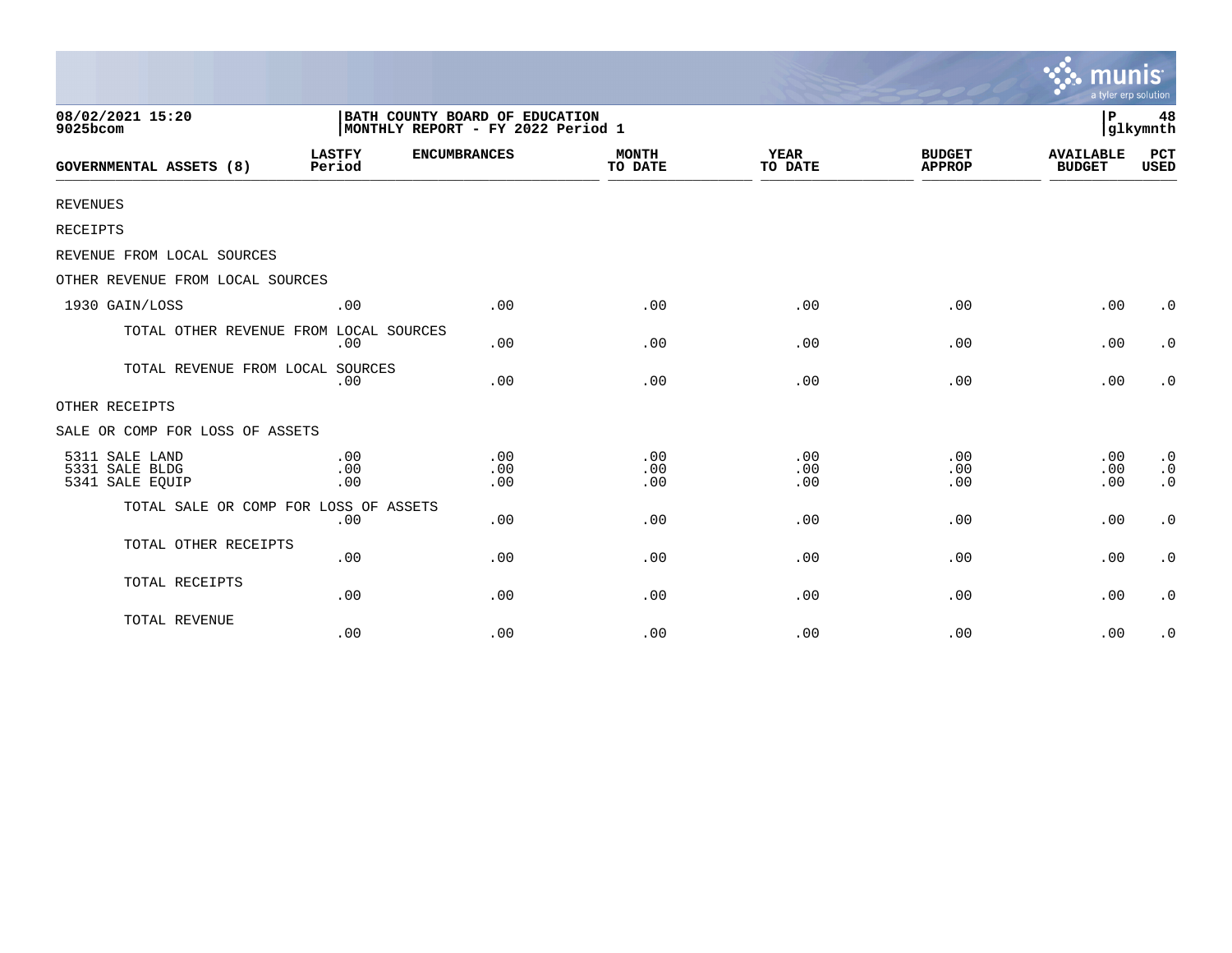08/02/2021 15:20
9025bcom

BATH COUNTY BOARD OF EDUCATION
MONTHLY REPORT - FY 2022 Period 1

P 48
glkymnth

| GOVERNMENTAL ASSETS (8) | LASTFY Period | ENCUMBRANCES | MONTH TO DATE | YEAR TO DATE | BUDGET APPROP | AVAILABLE BUDGET | PCT USED |
|---|---|---|---|---|---|---|---|
| REVENUES | | | | | | | |
| RECEIPTS | | | | | | | |
| REVENUE FROM LOCAL SOURCES | | | | | | | |
| OTHER REVENUE FROM LOCAL SOURCES | | | | | | | |
| 1930 GAIN/LOSS | .00 | .00 | .00 | .00 | .00 | .00 | .0 |
| TOTAL OTHER REVENUE FROM LOCAL SOURCES | .00 | .00 | .00 | .00 | .00 | .00 | .0 |
| TOTAL REVENUE FROM LOCAL SOURCES | .00 | .00 | .00 | .00 | .00 | .00 | .0 |
| OTHER RECEIPTS | | | | | | | |
| SALE OR COMP FOR LOSS OF ASSETS | | | | | | | |
| 5311 SALE LAND | .00 | .00 | .00 | .00 | .00 | .00 | .0 |
| 5331 SALE BLDG | .00 | .00 | .00 | .00 | .00 | .00 | .0 |
| 5341 SALE EQUIP | .00 | .00 | .00 | .00 | .00 | .00 | .0 |
| TOTAL SALE OR COMP FOR LOSS OF ASSETS | .00 | .00 | .00 | .00 | .00 | .00 | .0 |
| TOTAL OTHER RECEIPTS | .00 | .00 | .00 | .00 | .00 | .00 | .0 |
| TOTAL RECEIPTS | .00 | .00 | .00 | .00 | .00 | .00 | .0 |
| TOTAL REVENUE | .00 | .00 | .00 | .00 | .00 | .00 | .0 |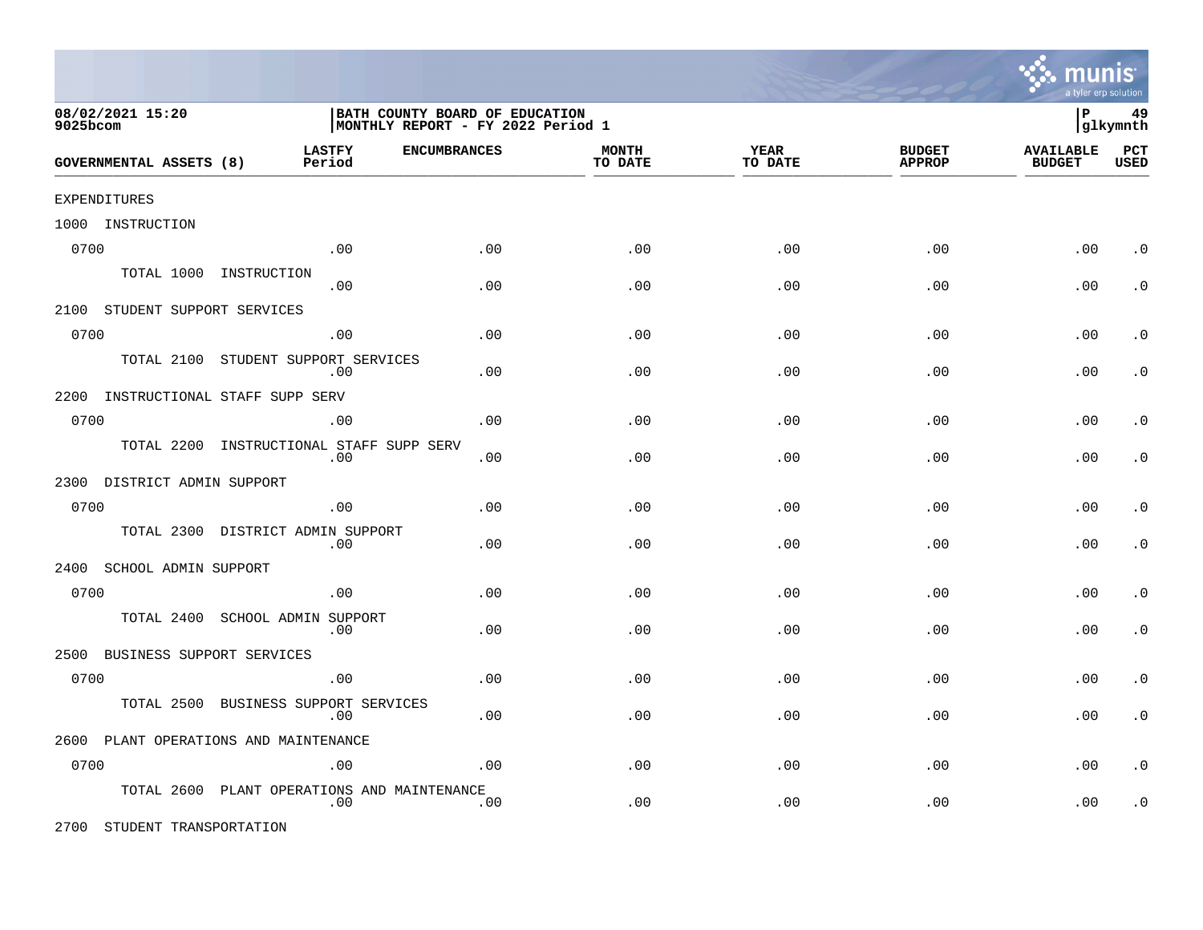BATH COUNTY BOARD OF EDUCATION
MONTHLY REPORT - FY 2022 Period 1

08/02/2021 15:20
9025bcom

| GOVERNMENTAL ASSETS (8) | LASTFY Period | ENCUMBRANCES | MONTH TO DATE | YEAR TO DATE | BUDGET APPROP | AVAILABLE BUDGET | PCT USED |
|---|---|---|---|---|---|---|---|
| EXPENDITURES | | | | | | | |
| 1000 INSTRUCTION | | | | | | | |
| 0700 | .00 | .00 | .00 | .00 | .00 | .00 | .0 |
| TOTAL 1000 INSTRUCTION | .00 | .00 | .00 | .00 | .00 | .00 | .0 |
| 2100 STUDENT SUPPORT SERVICES | | | | | | | |
| 0700 | .00 | .00 | .00 | .00 | .00 | .00 | .0 |
| TOTAL 2100 STUDENT SUPPORT SERVICES | .00 | .00 | .00 | .00 | .00 | .00 | .0 |
| 2200 INSTRUCTIONAL STAFF SUPP SERV | | | | | | | |
| 0700 | .00 | .00 | .00 | .00 | .00 | .00 | .0 |
| TOTAL 2200 INSTRUCTIONAL STAFF SUPP SERV | .00 | .00 | .00 | .00 | .00 | .00 | .0 |
| 2300 DISTRICT ADMIN SUPPORT | | | | | | | |
| 0700 | .00 | .00 | .00 | .00 | .00 | .00 | .0 |
| TOTAL 2300 DISTRICT ADMIN SUPPORT | .00 | .00 | .00 | .00 | .00 | .00 | .0 |
| 2400 SCHOOL ADMIN SUPPORT | | | | | | | |
| 0700 | .00 | .00 | .00 | .00 | .00 | .00 | .0 |
| TOTAL 2400 SCHOOL ADMIN SUPPORT | .00 | .00 | .00 | .00 | .00 | .00 | .0 |
| 2500 BUSINESS SUPPORT SERVICES | | | | | | | |
| 0700 | .00 | .00 | .00 | .00 | .00 | .00 | .0 |
| TOTAL 2500 BUSINESS SUPPORT SERVICES | .00 | .00 | .00 | .00 | .00 | .00 | .0 |
| 2600 PLANT OPERATIONS AND MAINTENANCE | | | | | | | |
| 0700 | .00 | .00 | .00 | .00 | .00 | .00 | .0 |
| TOTAL 2600 PLANT OPERATIONS AND MAINTENANCE | .00 | .00 | .00 | .00 | .00 | .00 | .0 |
| 2700 STUDENT TRANSPORTATION | | | | | | | |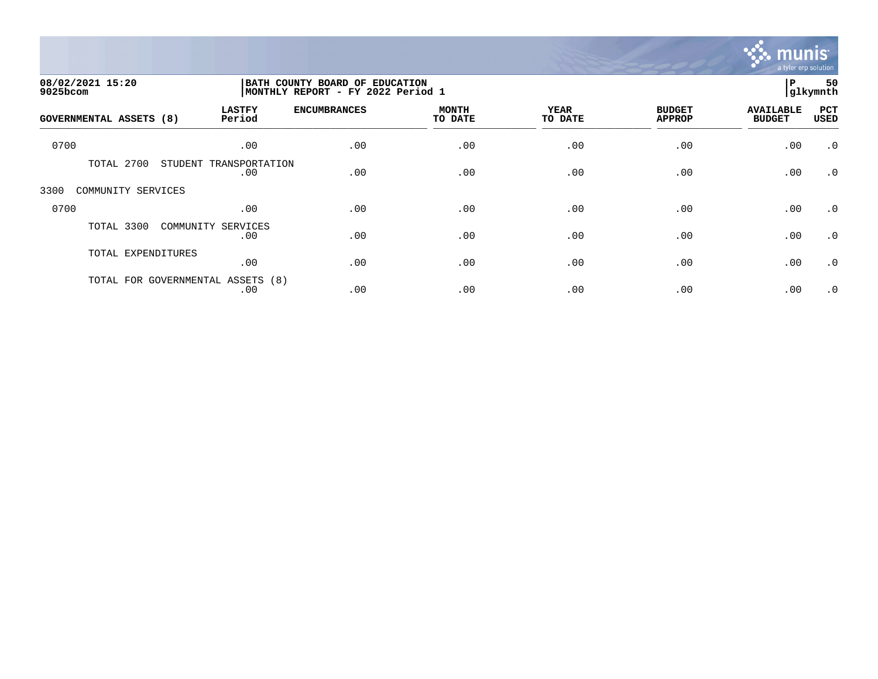08/02/2021 15:20
9025bcom

BATH COUNTY BOARD OF EDUCATION
MONTHLY REPORT - FY 2022 Period 1

P 50
glkymnth

| GOVERNMENTAL ASSETS (8) | LASTFY Period | ENCUMBRANCES | MONTH TO DATE | YEAR TO DATE | BUDGET APPROP | AVAILABLE BUDGET | PCT USED |
|---|---|---|---|---|---|---|---|
| 0700 | .00 | .00 | .00 | .00 | .00 | .00 | .0 |
| TOTAL 2700 STUDENT TRANSPORTATION | .00 | .00 | .00 | .00 | .00 | .00 | .0 |
| 3300 COMMUNITY SERVICES | | | | | | | |
| 0700 | .00 | .00 | .00 | .00 | .00 | .00 | .0 |
| TOTAL 3300 COMMUNITY SERVICES | .00 | .00 | .00 | .00 | .00 | .00 | .0 |
| TOTAL EXPENDITURES | .00 | .00 | .00 | .00 | .00 | .00 | .0 |
| TOTAL FOR GOVERNMENTAL ASSETS (8) | .00 | .00 | .00 | .00 | .00 | .00 | .0 |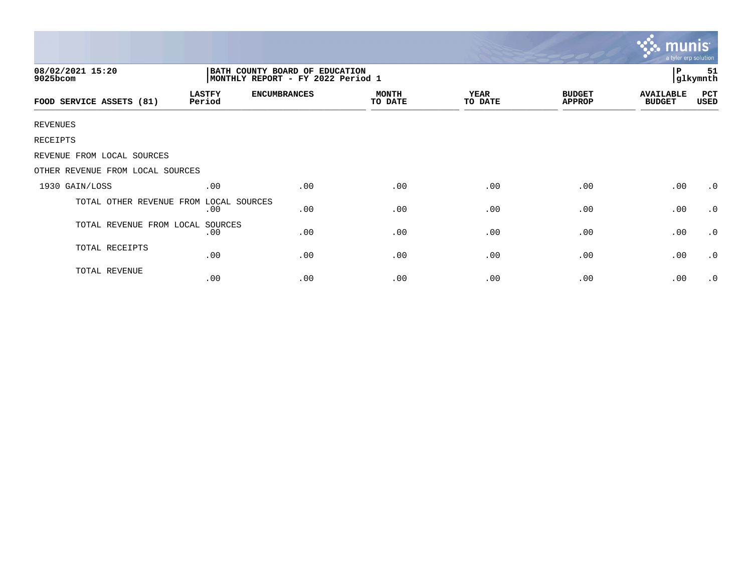08/02/2021 15:20
9025bcom

BATH COUNTY BOARD OF EDUCATION
MONTHLY REPORT - FY 2022 Period 1

P 51
glkymnth

| FOOD SERVICE ASSETS (81) | LASTFY Period | ENCUMBRANCES | MONTH TO DATE | YEAR TO DATE | BUDGET APPROP | AVAILABLE BUDGET | PCT USED |
|---|---|---|---|---|---|---|---|
| REVENUES | | | | | | | |
| RECEIPTS | | | | | | | |
| REVENUE FROM LOCAL SOURCES | | | | | | | |
| OTHER REVENUE FROM LOCAL SOURCES | | | | | | | |
| 1930 GAIN/LOSS | .00 | .00 | .00 | .00 | .00 | .00 | .0 |
| TOTAL OTHER REVENUE FROM LOCAL SOURCES | .00 | .00 | .00 | .00 | .00 | .00 | .0 |
| TOTAL REVENUE FROM LOCAL SOURCES | .00 | .00 | .00 | .00 | .00 | .00 | .0 |
| TOTAL RECEIPTS | .00 | .00 | .00 | .00 | .00 | .00 | .0 |
| TOTAL REVENUE | .00 | .00 | .00 | .00 | .00 | .00 | .0 |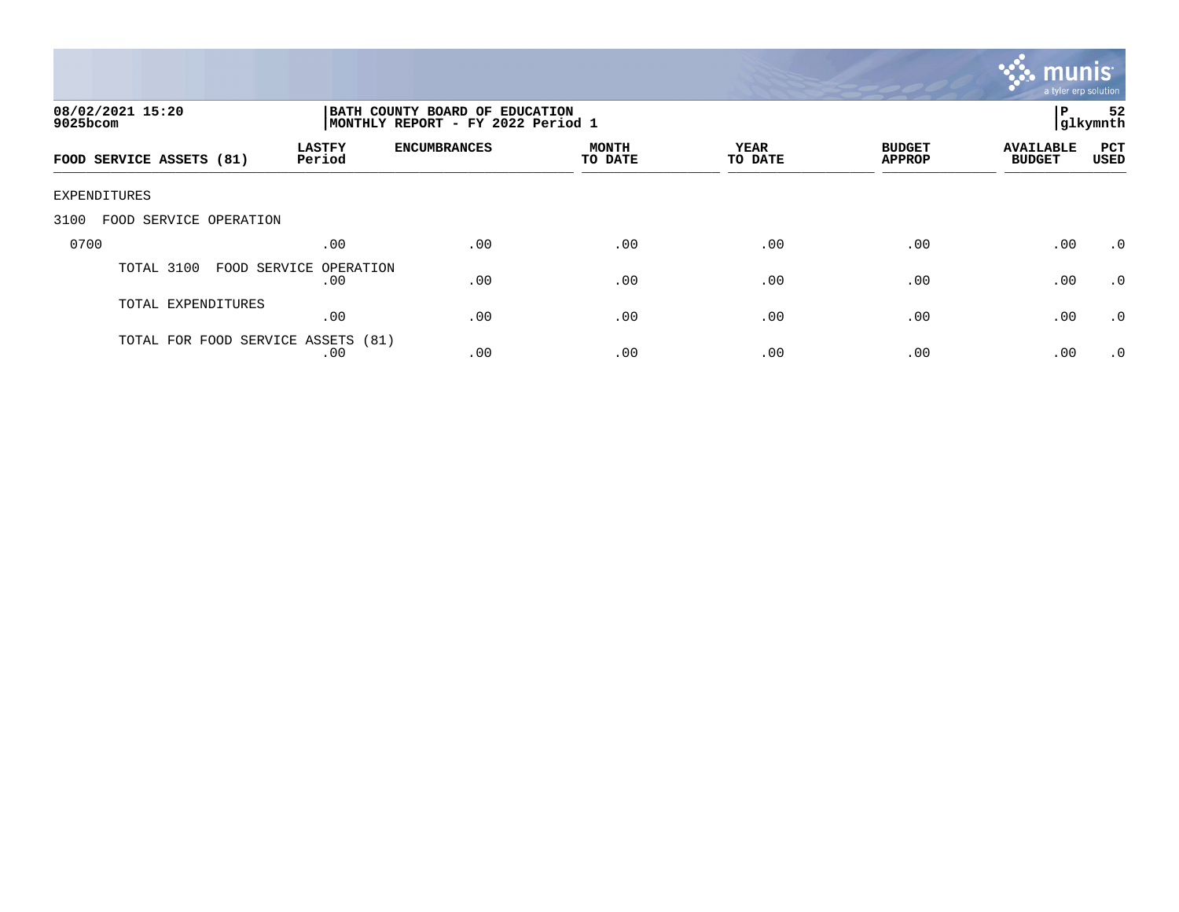08/02/2021 15:20
9025bcom

BATH COUNTY BOARD OF EDUCATION
MONTHLY REPORT - FY 2022 Period 1

P 52
glkymnth

| FOOD SERVICE ASSETS (81) | LASTFY Period | ENCUMBRANCES | MONTH TO DATE | YEAR TO DATE | BUDGET APPROP | AVAILABLE BUDGET | PCT USED |
|---|---|---|---|---|---|---|---|
| EXPENDITURES | | | | | | | |
| 3100 FOOD SERVICE OPERATION | | | | | | | |
| 0700 | .00 | .00 | .00 | .00 | .00 | .00 | .0 |
| TOTAL 3100 FOOD SERVICE OPERATION | .00 | .00 | .00 | .00 | .00 | .00 | .0 |
| TOTAL EXPENDITURES | .00 | .00 | .00 | .00 | .00 | .00 | .0 |
| TOTAL FOR FOOD SERVICE ASSETS (81) | .00 | .00 | .00 | .00 | .00 | .00 | .0 |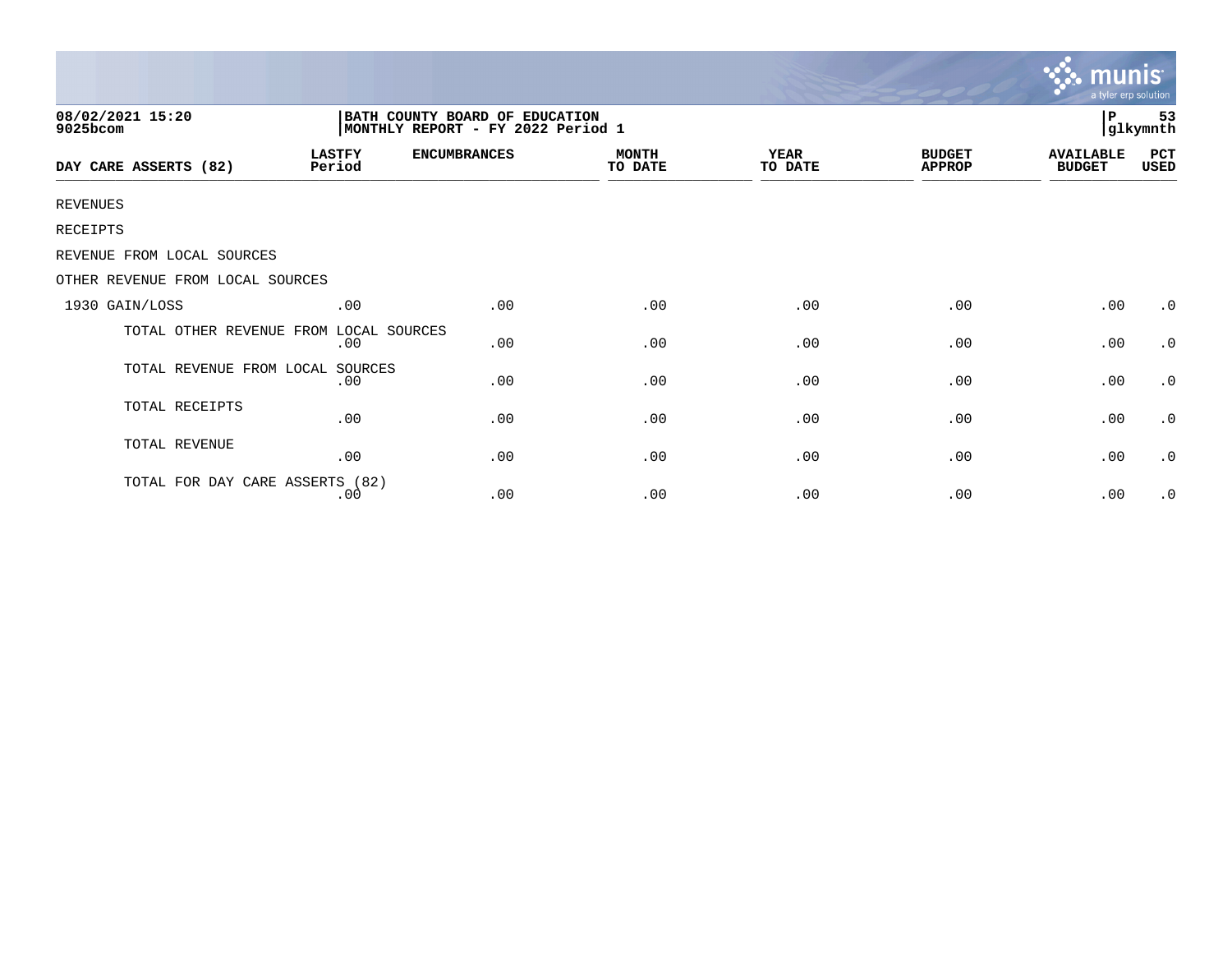08/02/2021 15:20
9025bcom

BATH COUNTY BOARD OF EDUCATION
MONTHLY REPORT - FY 2022 Period 1

P 53
glkymnth

| DAY CARE ASSERTS (82) | LASTFY Period | ENCUMBRANCES | MONTH TO DATE | YEAR TO DATE | BUDGET APPROP | AVAILABLE BUDGET | PCT USED |
|---|---|---|---|---|---|---|---|
| REVENUES | | | | | | | |
| RECEIPTS | | | | | | | |
| REVENUE FROM LOCAL SOURCES | | | | | | | |
| OTHER REVENUE FROM LOCAL SOURCES | | | | | | | |
| 1930 GAIN/LOSS | .00 | .00 | .00 | .00 | .00 | .00 | .0 |
| TOTAL OTHER REVENUE FROM LOCAL SOURCES | .00 | .00 | .00 | .00 | .00 | .00 | .0 |
| TOTAL REVENUE FROM LOCAL SOURCES | .00 | .00 | .00 | .00 | .00 | .00 | .0 |
| TOTAL RECEIPTS | .00 | .00 | .00 | .00 | .00 | .00 | .0 |
| TOTAL REVENUE | .00 | .00 | .00 | .00 | .00 | .00 | .0 |
| TOTAL FOR DAY CARE ASSERTS (82) | .00 | .00 | .00 | .00 | .00 | .00 | .0 |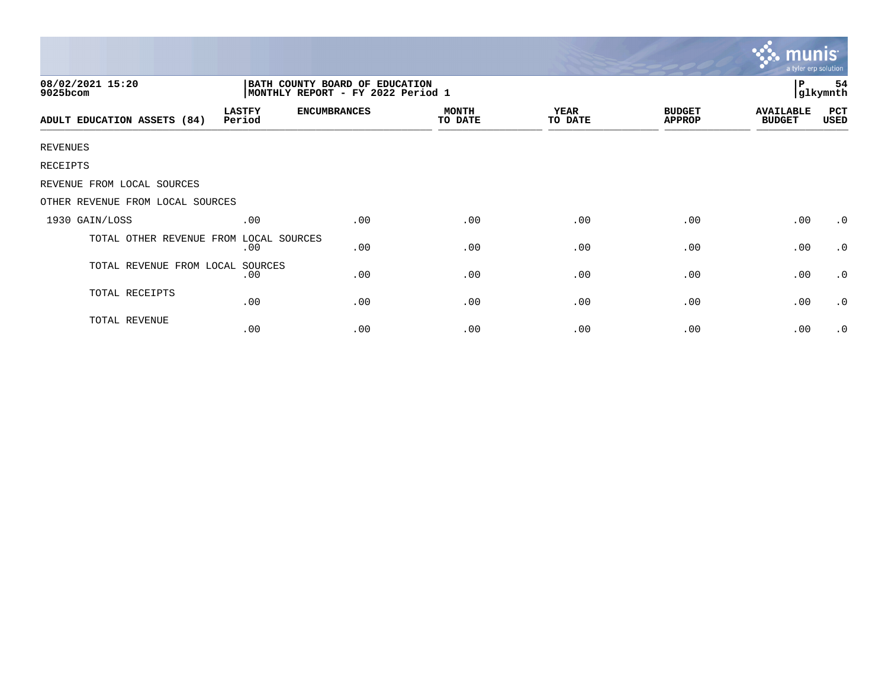**08/02/2021 15:20**
**9025bcom**

**BATH COUNTY BOARD OF EDUCATION**
**MONTHLY REPORT - FY 2022 Period 1**

| ADULT EDUCATION ASSETS (84) | LASTFY Period | ENCUMBRANCES | MONTH TO DATE | YEAR TO DATE | BUDGET APPROP | AVAILABLE BUDGET | PCT USED |
|---|---|---|---|---|---|---|---|
| REVENUES | | | | | | | |
| RECEIPTS | | | | | | | |
| REVENUE FROM LOCAL SOURCES | | | | | | | |
| OTHER REVENUE FROM LOCAL SOURCES | | | | | | | |
| 1930 GAIN/LOSS | .00 | .00 | .00 | .00 | .00 | .00 | .0 |
| TOTAL OTHER REVENUE FROM LOCAL SOURCES | .00 | .00 | .00 | .00 | .00 | .00 | .0 |
| TOTAL REVENUE FROM LOCAL SOURCES | .00 | .00 | .00 | .00 | .00 | .00 | .0 |
| TOTAL RECEIPTS | .00 | .00 | .00 | .00 | .00 | .00 | .0 |
| TOTAL REVENUE | .00 | .00 | .00 | .00 | .00 | .00 | .0 |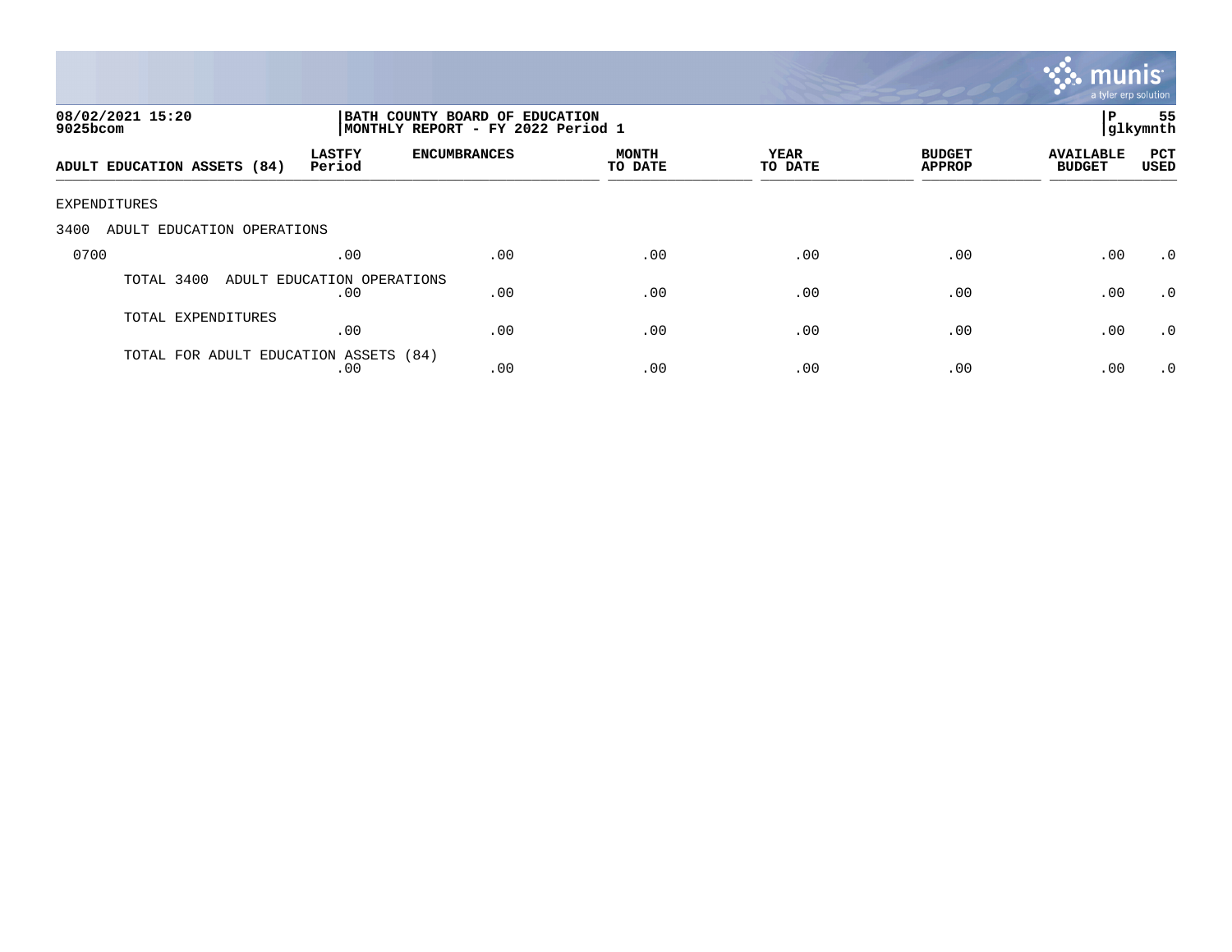08/02/2021 15:20
9025bcom

BATH COUNTY BOARD OF EDUCATION
MONTHLY REPORT - FY 2022 Period 1

P 55
glkymnth

| ADULT EDUCATION ASSETS (84) | LASTFY Period | ENCUMBRANCES | MONTH TO DATE | YEAR TO DATE | BUDGET APPROP | AVAILABLE BUDGET | PCT USED |
|---|---|---|---|---|---|---|---|
| EXPENDITURES | | | | | | | |
| 3400 ADULT EDUCATION OPERATIONS | | | | | | | |
| 0700 | .00 | .00 | .00 | .00 | .00 | .00 | .0 |
| TOTAL 3400 ADULT EDUCATION OPERATIONS | .00 | .00 | .00 | .00 | .00 | .00 | .0 |
| TOTAL EXPENDITURES | .00 | .00 | .00 | .00 | .00 | .00 | .0 |
| TOTAL FOR ADULT EDUCATION ASSETS (84) | .00 | .00 | .00 | .00 | .00 | .00 | .0 |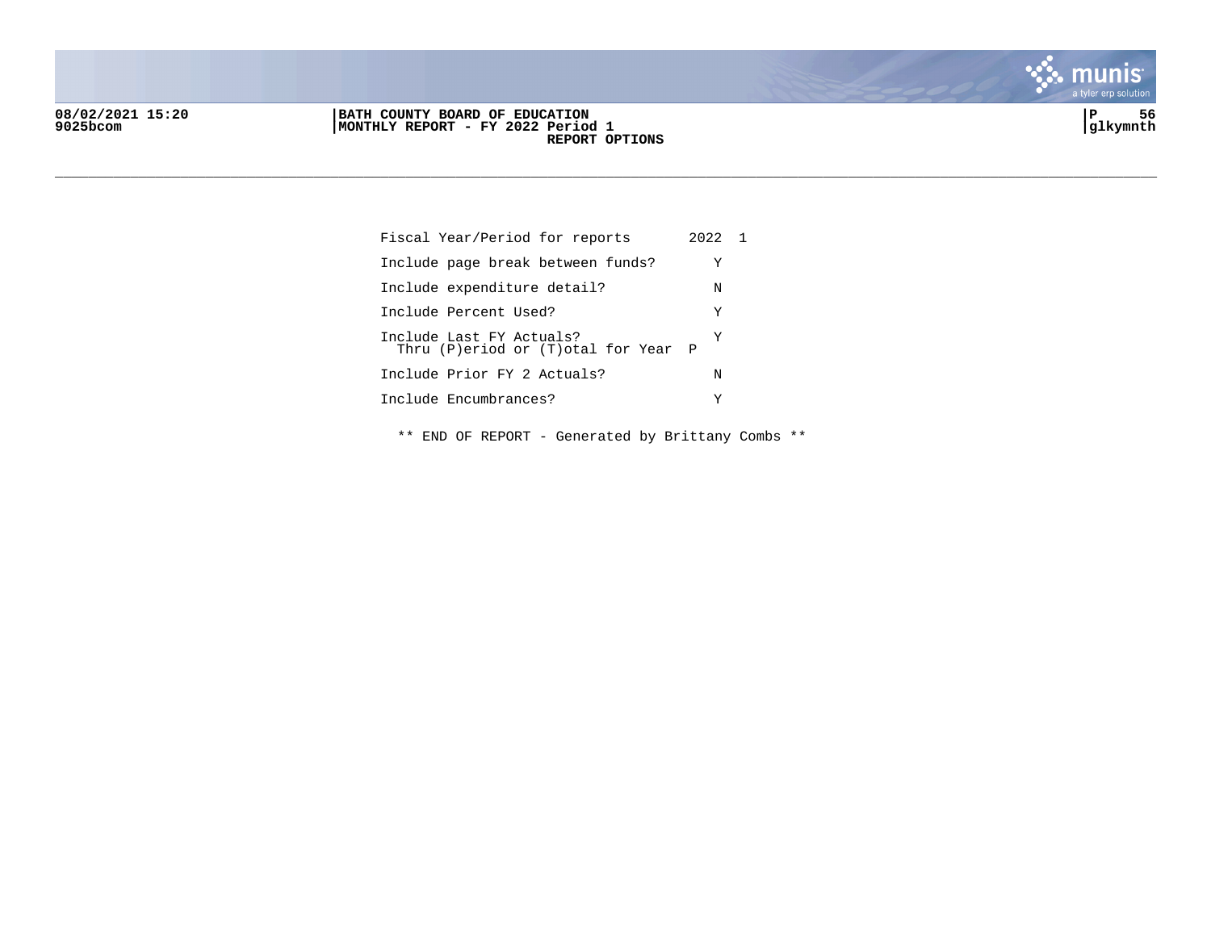# REPORT OPTIONS

| | |
|---|---|
| Fiscal Year/Period for reports | 2022 1 |
| Include page break between funds? | Y |
| Include expenditure detail? | N |
| Include Percent Used? | Y |
| Include Last FY Actuals? | Y |
| Thru (P)eriod or (T)otal for Year | P |
| Include Prior FY 2 Actuals? | N |
| Include Encumbrances? | Y |

** END OF REPORT - Generated by Brittany Combs **